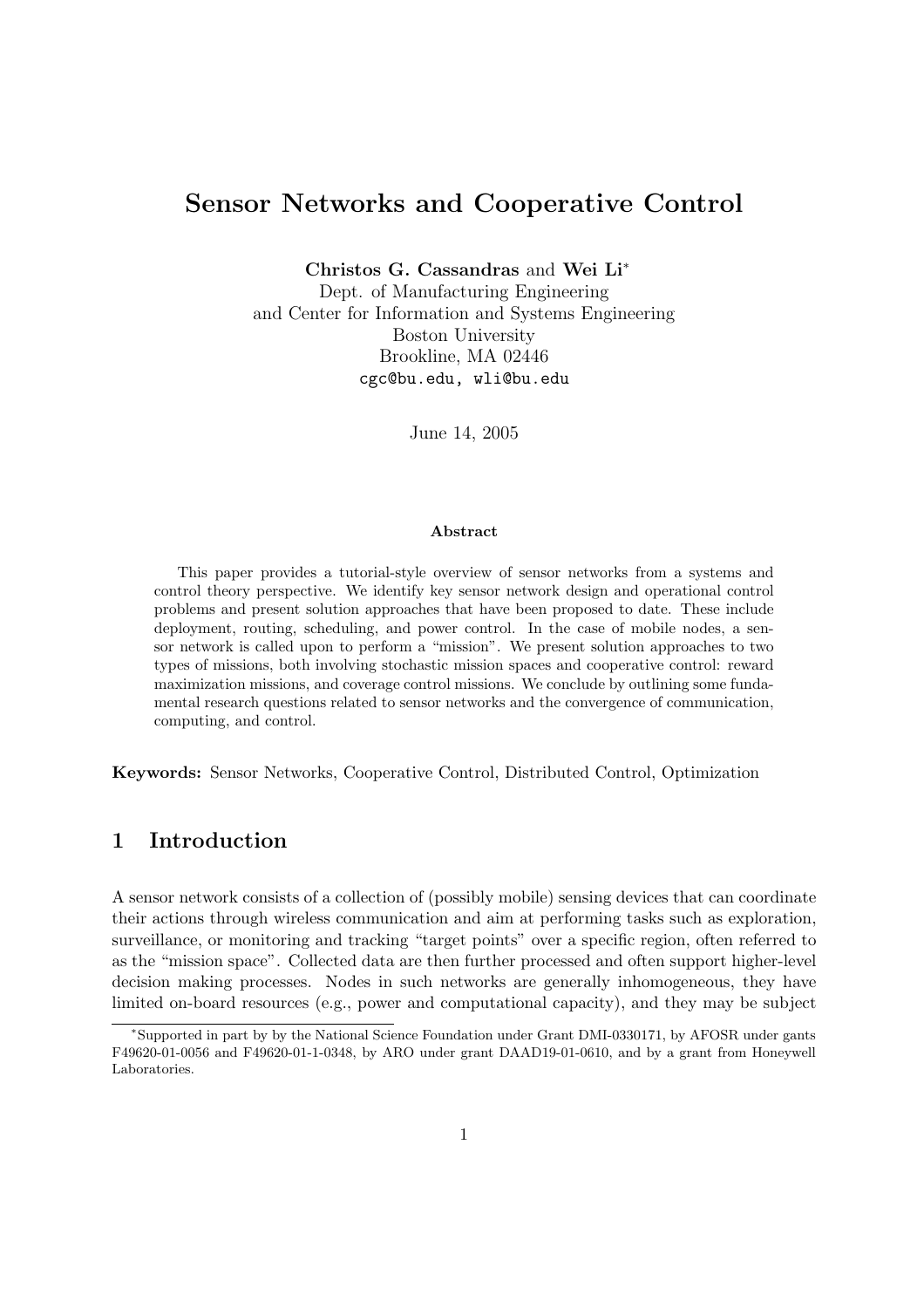# Sensor Networks and Cooperative Control

**Christos G. Cassandras** and **Wei Li***
Dept. of Manufacturing Engineering
and Center for Information and Systems Engineering
Boston University
Brookline, MA 02446
cgc@bu.edu, wli@bu.edu

June 14, 2005

**Abstract**

This paper provides a tutorial-style overview of sensor networks from a systems and control theory perspective. We identify key sensor network design and operational control problems and present solution approaches that have been proposed to date. These include deployment, routing, scheduling, and power control. In the case of mobile nodes, a sensor network is called upon to perform a "mission". We present solution approaches to two types of missions, both involving stochastic mission spaces and cooperative control: reward maximization missions, and coverage control missions. We conclude by outlining some fundamental research questions related to sensor networks and the convergence of communication, computing, and control.

**Keywords:** Sensor Networks, Cooperative Control, Distributed Control, Optimization

## 1 Introduction

A sensor network consists of a collection of (possibly mobile) sensing devices that can coordinate their actions through wireless communication and aim at performing tasks such as exploration, surveillance, or monitoring and tracking "target points" over a specific region, often referred to as the "mission space". Collected data are then further processed and often support higher-level decision making processes. Nodes in such networks are generally inhomogeneous, they have limited on-board resources (e.g., power and computational capacity), and they may be subject

*Supported in part by by the National Science Foundation under Grant DMI-0330171, by AFOSR under gants F49620-01-0056 and F49620-01-1-0348, by ARO under grant DAAD19-01-0610, and by a grant from Honeywell Laboratories.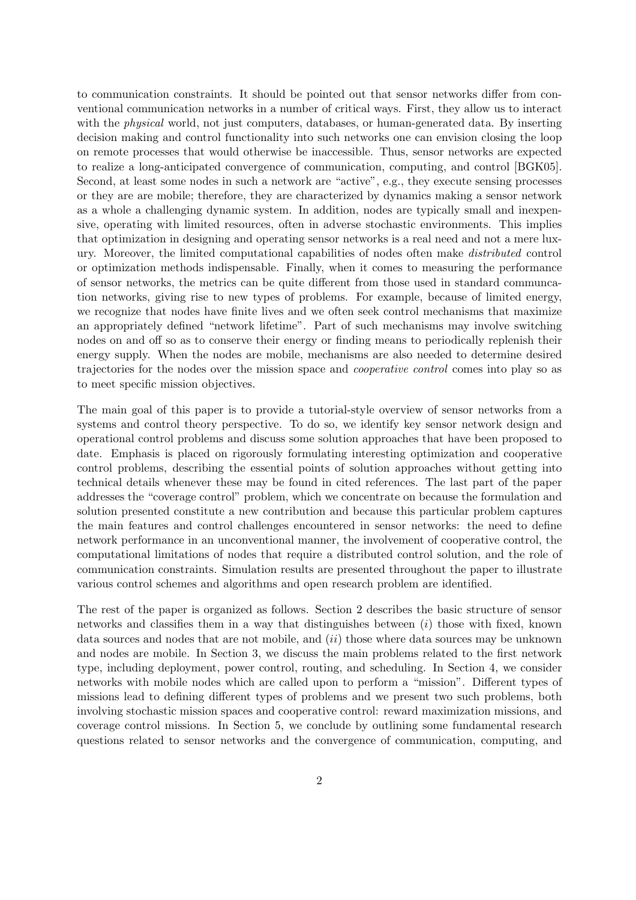to communication constraints. It should be pointed out that sensor networks differ from conventional communication networks in a number of critical ways. First, they allow us to interact with the *physical* world, not just computers, databases, or human-generated data. By inserting decision making and control functionality into such networks one can envision closing the loop on remote processes that would otherwise be inaccessible. Thus, sensor networks are expected to realize a long-anticipated convergence of communication, computing, and control [BGK05]. Second, at least some nodes in such a network are "active", e.g., they execute sensing processes or they are are mobile; therefore, they are characterized by dynamics making a sensor network as a whole a challenging dynamic system. In addition, nodes are typically small and inexpensive, operating with limited resources, often in adverse stochastic environments. This implies that optimization in designing and operating sensor networks is a real need and not a mere luxury. Moreover, the limited computational capabilities of nodes often make *distributed* control or optimization methods indispensable. Finally, when it comes to measuring the performance of sensor networks, the metrics can be quite different from those used in standard communcation networks, giving rise to new types of problems. For example, because of limited energy, we recognize that nodes have finite lives and we often seek control mechanisms that maximize an appropriately defined "network lifetime". Part of such mechanisms may involve switching nodes on and off so as to conserve their energy or finding means to periodically replenish their energy supply. When the nodes are mobile, mechanisms are also needed to determine desired trajectories for the nodes over the mission space and *cooperative control* comes into play so as to meet specific mission objectives.

The main goal of this paper is to provide a tutorial-style overview of sensor networks from a systems and control theory perspective. To do so, we identify key sensor network design and operational control problems and discuss some solution approaches that have been proposed to date. Emphasis is placed on rigorously formulating interesting optimization and cooperative control problems, describing the essential points of solution approaches without getting into technical details whenever these may be found in cited references. The last part of the paper addresses the "coverage control" problem, which we concentrate on because the formulation and solution presented constitute a new contribution and because this particular problem captures the main features and control challenges encountered in sensor networks: the need to define network performance in an unconventional manner, the involvement of cooperative control, the computational limitations of nodes that require a distributed control solution, and the role of communication constraints. Simulation results are presented throughout the paper to illustrate various control schemes and algorithms and open research problem are identified.

The rest of the paper is organized as follows. Section 2 describes the basic structure of sensor networks and classifies them in a way that distinguishes between (*i*) those with fixed, known data sources and nodes that are not mobile, and (*ii*) those where data sources may be unknown and nodes are mobile. In Section 3, we discuss the main problems related to the first network type, including deployment, power control, routing, and scheduling. In Section 4, we consider networks with mobile nodes which are called upon to perform a "mission". Different types of missions lead to defining different types of problems and we present two such problems, both involving stochastic mission spaces and cooperative control: reward maximization missions, and coverage control missions. In Section 5, we conclude by outlining some fundamental research questions related to sensor networks and the convergence of communication, computing, and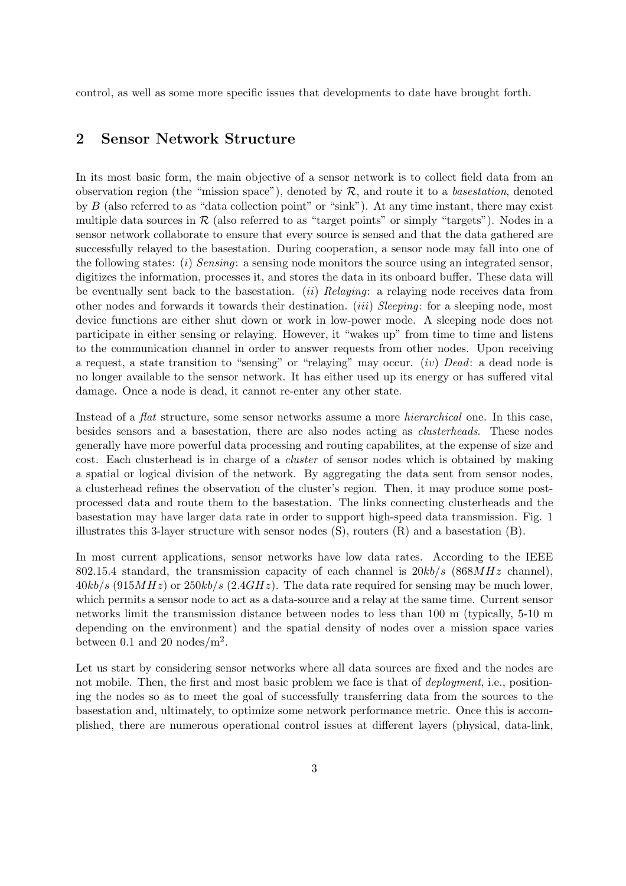control, as well as some more specific issues that developments to date have brought forth.

## 2 Sensor Network Structure

In its most basic form, the main objective of a sensor network is to collect field data from an observation region (the "mission space"), denoted by $\mathcal{R}$, and route it to a *basestation*, denoted by $B$ (also referred to as "data collection point" or "sink"). At any time instant, there may exist multiple data sources in $\mathcal{R}$ (also referred to as "target points" or simply "targets"). Nodes in a sensor network collaborate to ensure that every source is sensed and that the data gathered are successfully relayed to the basestation. During cooperation, a sensor node may fall into one of the following states: ($i$) *Sensing*: a sensing node monitors the source using an integrated sensor, digitizes the information, processes it, and stores the data in its onboard buffer. These data will be eventually sent back to the basestation. ($ii$) *Relaying*: a relaying node receives data from other nodes and forwards it towards their destination. ($iii$) *Sleeping*: for a sleeping node, most device functions are either shut down or work in low-power mode. A sleeping node does not participate in either sensing or relaying. However, it "wakes up" from time to time and listens to the communication channel in order to answer requests from other nodes. Upon receiving a request, a state transition to "sensing" or "relaying" may occur. ($iv$) *Dead*: a dead node is no longer available to the sensor network. It has either used up its energy or has suffered vital damage. Once a node is dead, it cannot re-enter any other state.

Instead of a *flat* structure, some sensor networks assume a more *hierarchical* one. In this case, besides sensors and a basestation, there are also nodes acting as *clusterheads*. These nodes generally have more powerful data processing and routing capabilites, at the expense of size and cost. Each clusterhead is in charge of a *cluster* of sensor nodes which is obtained by making a spatial or logical division of the network. By aggregating the data sent from sensor nodes, a clusterhead refines the observation of the cluster's region. Then, it may produce some post-processed data and route them to the basestation. The links connecting clusterheads and the basestation may have larger data rate in order to support high-speed data transmission. Fig. 1 illustrates this 3-layer structure with sensor nodes (S), routers (R) and a basestation (B).

In most current applications, sensor networks have low data rates. According to the IEEE 802.15.4 standard, the transmission capacity of each channel is $20kb/s$ ($868MHz$ channel), $40kb/s$ ($915MHz$) or $250kb/s$ ($2.4GHz$). The data rate required for sensing may be much lower, which permits a sensor node to act as a data-source and a relay at the same time. Current sensor networks limit the transmission distance between nodes to less than 100 m (typically, 5-10 m depending on the environment) and the spatial density of nodes over a mission space varies between 0.1 and 20 nodes/m$^2$.

Let us start by considering sensor networks where all data sources are fixed and the nodes are not mobile. Then, the first and most basic problem we face is that of *deployment*, i.e., positioning the nodes so as to meet the goal of successfully transferring data from the sources to the basestation and, ultimately, to optimize some network performance metric. Once this is accomplished, there are numerous operational control issues at different layers (physical, data-link,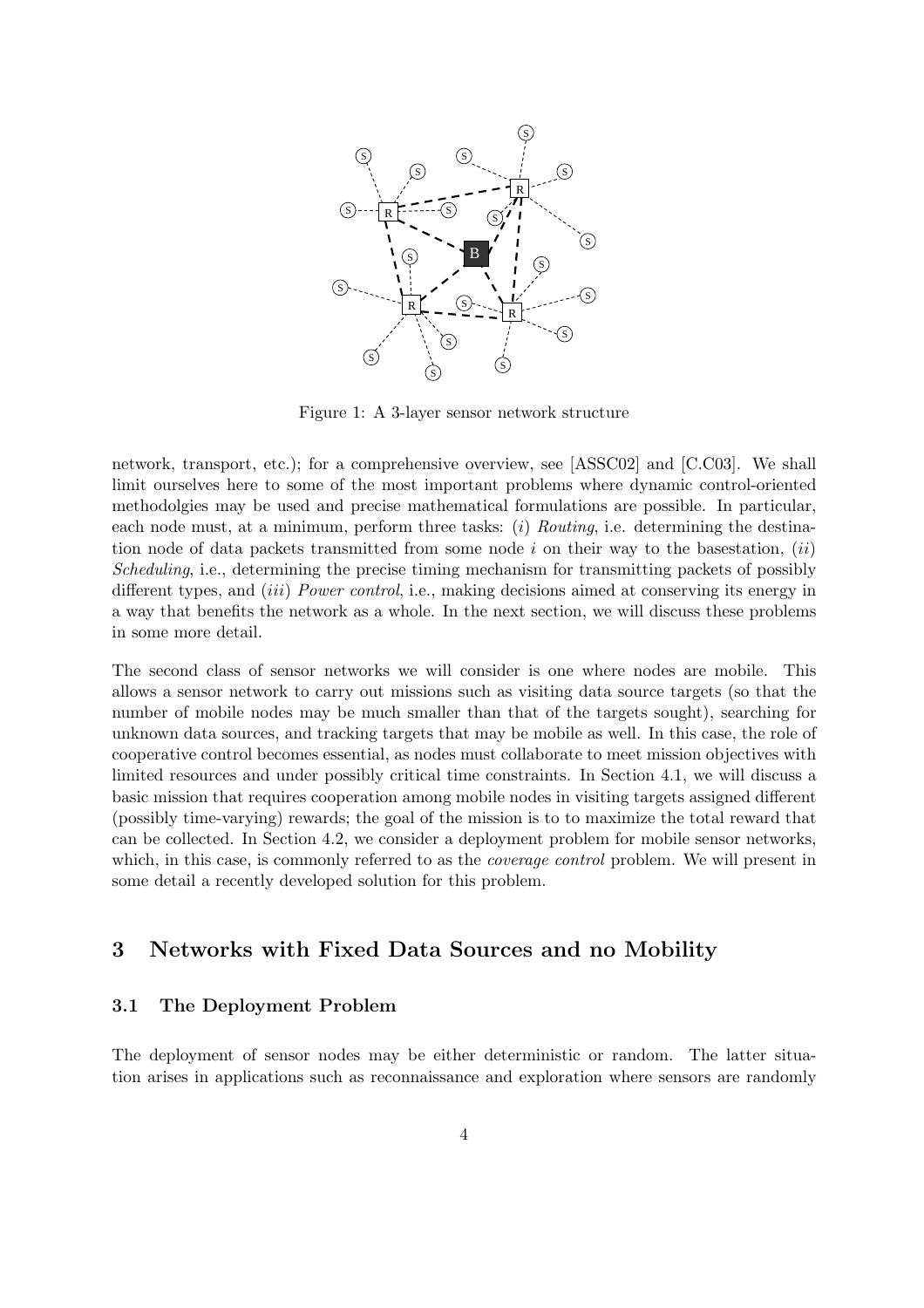Figure 1: A 3-layer sensor network structure

network, transport, etc.); for a comprehensive overview, see [ASSC02] and [C.C03]. We shall limit ourselves here to some of the most important problems where dynamic control-oriented methodolgies may be used and precise mathematical formulations are possible. In particular, each node must, at a minimum, perform three tasks: (*i*) *Routing*, i.e. determining the destination node of data packets transmitted from some node $i$ on their way to the basestation, (*ii*) *Scheduling*, i.e., determining the precise timing mechanism for transmitting packets of possibly different types, and (*iii*) *Power control*, i.e., making decisions aimed at conserving its energy in a way that benefits the network as a whole. In the next section, we will discuss these problems in some more detail.

The second class of sensor networks we will consider is one where nodes are mobile. This allows a sensor network to carry out missions such as visiting data source targets (so that the number of mobile nodes may be much smaller than that of the targets sought), searching for unknown data sources, and tracking targets that may be mobile as well. In this case, the role of cooperative control becomes essential, as nodes must collaborate to meet mission objectives with limited resources and under possibly critical time constraints. In Section 4.1, we will discuss a basic mission that requires cooperation among mobile nodes in visiting targets assigned different (possibly time-varying) rewards; the goal of the mission is to to maximize the total reward that can be collected. In Section 4.2, we consider a deployment problem for mobile sensor networks, which, in this case, is commonly referred to as the *coverage control* problem. We will present in some detail a recently developed solution for this problem.

## 3 Networks with Fixed Data Sources and no Mobility

### 3.1 The Deployment Problem

The deployment of sensor nodes may be either deterministic or random. The latter situation arises in applications such as reconnaissance and exploration where sensors are randomly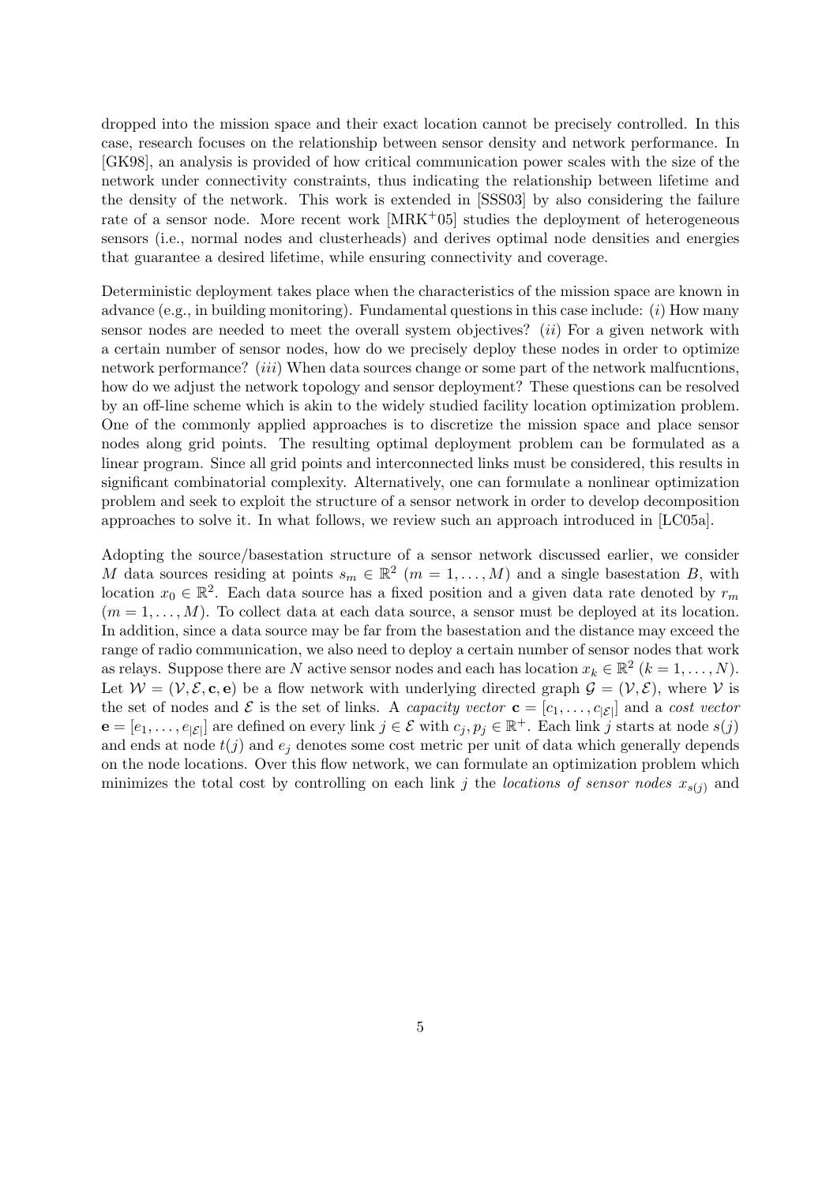dropped into the mission space and their exact location cannot be precisely controlled. In this case, research focuses on the relationship between sensor density and network performance. In [GK98], an analysis is provided of how critical communication power scales with the size of the network under connectivity constraints, thus indicating the relationship between lifetime and the density of the network. This work is extended in [SSS03] by also considering the failure rate of a sensor node. More recent work [MRK+05] studies the deployment of heterogeneous sensors (i.e., normal nodes and clusterheads) and derives optimal node densities and energies that guarantee a desired lifetime, while ensuring connectivity and coverage.

Deterministic deployment takes place when the characteristics of the mission space are known in advance (e.g., in building monitoring). Fundamental questions in this case include: (*i*) How many sensor nodes are needed to meet the overall system objectives? (*ii*) For a given network with a certain number of sensor nodes, how do we precisely deploy these nodes in order to optimize network performance? (*iii*) When data sources change or some part of the network malfucntions, how do we adjust the network topology and sensor deployment? These questions can be resolved by an off-line scheme which is akin to the widely studied facility location optimization problem. One of the commonly applied approaches is to discretize the mission space and place sensor nodes along grid points. The resulting optimal deployment problem can be formulated as a linear program. Since all grid points and interconnected links must be considered, this results in significant combinatorial complexity. Alternatively, one can formulate a nonlinear optimization problem and seek to exploit the structure of a sensor network in order to develop decomposition approaches to solve it. In what follows, we review such an approach introduced in [LC05a].

Adopting the source/basestation structure of a sensor network discussed earlier, we consider $M$ data sources residing at points $s_m \in \mathbb{R}^2$ $(m = 1, \dots, M)$ and a single basestation $B$, with location $x_0 \in \mathbb{R}^2$. Each data source has a fixed position and a given data rate denoted by $r_m$ $(m = 1, \dots, M)$. To collect data at each data source, a sensor must be deployed at its location. In addition, since a data source may be far from the basestation and the distance may exceed the range of radio communication, we also need to deploy a certain number of sensor nodes that work as relays. Suppose there are $N$ active sensor nodes and each has location $x_k \in \mathbb{R}^2$ $(k = 1, \dots, N)$. Let $\mathcal{W} = (\mathcal{V}, \mathcal{E}, \mathbf{c}, \mathbf{e})$ be a flow network with underlying directed graph $\mathcal{G} = (\mathcal{V}, \mathcal{E})$, where $\mathcal{V}$ is the set of nodes and $\mathcal{E}$ is the set of links. A *capacity vector* $\mathbf{c} = [c_1, \dots, c_{|\mathcal{E}|}]$ and a *cost vector* $\mathbf{e} = [e_1, \dots, e_{|\mathcal{E}|}]$ are defined on every link $j \in \mathcal{E}$ with $c_j, p_j \in \mathbb{R}^+$. Each link $j$ starts at node $s(j)$ and ends at node $t(j)$ and $e_j$ denotes some cost metric per unit of data which generally depends on the node locations. Over this flow network, we can formulate an optimization problem which minimizes the total cost by controlling on each link $j$ the *locations of sensor nodes* $x_{s(j)}$ and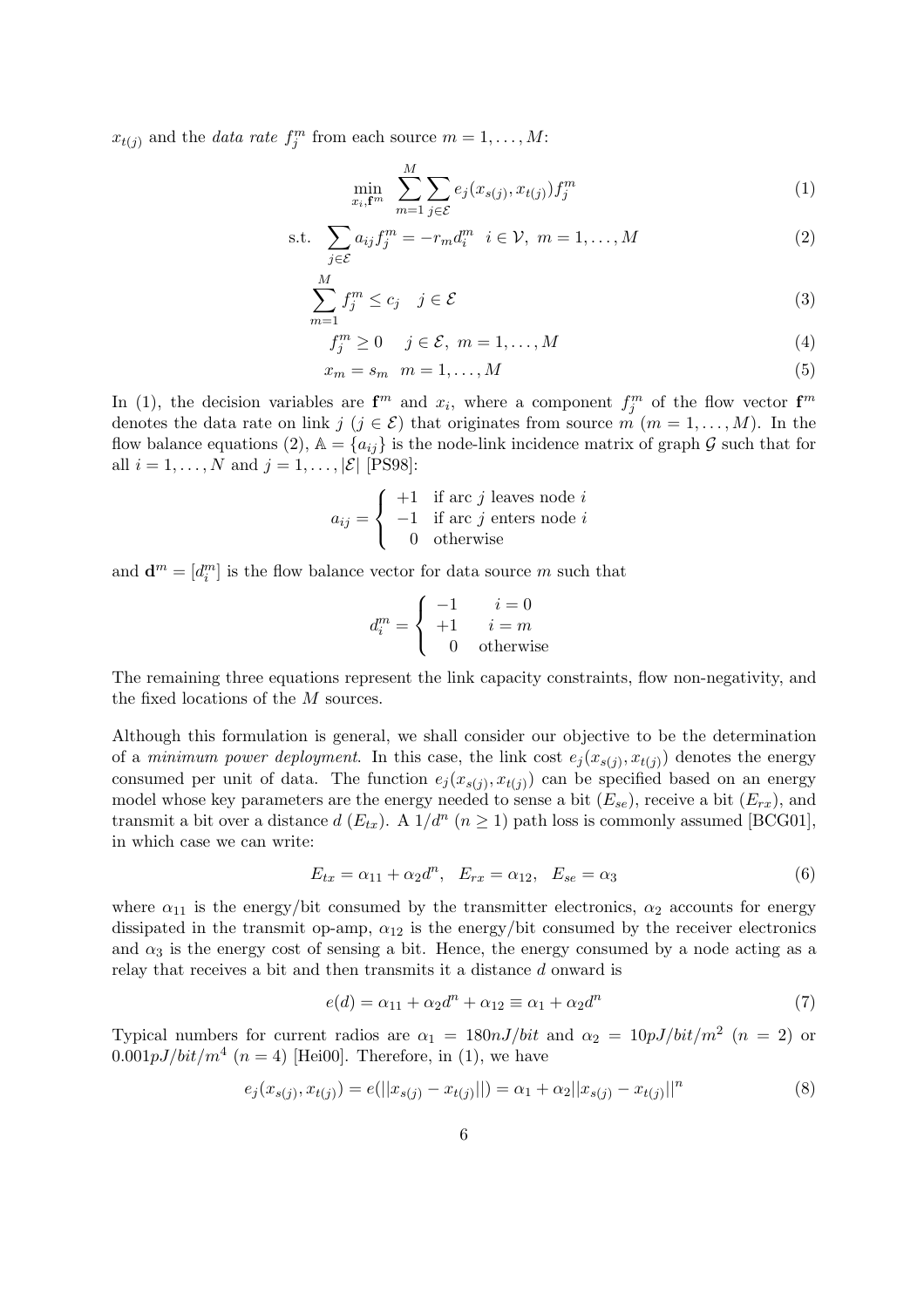$x_{t(j)}$ and the *data rate* $f_j^m$ from each source $m = 1, \ldots, M$:

$$\min_{x_i, \mathbf{f}^m} \sum_{m=1}^{M} \sum_{j \in \mathcal{E}} e_j(x_{s(j)}, x_{t(j)}) f_j^m \tag{1}$$

$$\text{s.t.} \quad \sum_{j \in \mathcal{E}} a_{ij} f_j^m = -r_m d_i^m \quad i \in \mathcal{V}, \ m = 1, \ldots, M \tag{2}$$

$$\sum_{m=1}^{M} f_j^m \leq c_j \quad j \in \mathcal{E} \tag{3}$$

$$f_j^m \geq 0 \quad j \in \mathcal{E}, \ m = 1, \ldots, M \tag{4}$$

$$x_m = s_m \quad m = 1, \ldots, M \tag{5}$$

In (1), the decision variables are $\mathbf{f}^m$ and $x_i$, where a component $f_j^m$ of the flow vector $\mathbf{f}^m$ denotes the data rate on link $j$ ($j \in \mathcal{E}$) that originates from source $m$ ($m = 1, \ldots, M$). In the flow balance equations (2), $\mathbb{A} = \{a_{ij}\}$ is the node-link incidence matrix of graph $\mathcal{G}$ such that for all $i = 1, \ldots, N$ and $j = 1, \ldots, |\mathcal{E}|$ [PS98]:

$$a_{ij} = \begin{cases} +1 & \text{if arc } j \text{ leaves node } i \\ -1 & \text{if arc } j \text{ enters node } i \\ 0 & \text{otherwise} \end{cases}$$

and $\mathbf{d}^m = [d_i^m]$ is the flow balance vector for data source $m$ such that

$$d_i^m = \begin{cases} -1 & i = 0 \\ +1 & i = m \\ 0 & \text{otherwise} \end{cases}$$

The remaining three equations represent the link capacity constraints, flow non-negativity, and the fixed locations of the $M$ sources.

Although this formulation is general, we shall consider our objective to be the determination of a *minimum power deployment*. In this case, the link cost $e_j(x_{s(j)}, x_{t(j)})$ denotes the energy consumed per unit of data. The function $e_j(x_{s(j)}, x_{t(j)})$ can be specified based on an energy model whose key parameters are the energy needed to sense a bit ($E_{se}$), receive a bit ($E_{rx}$), and transmit a bit over a distance $d$ ($E_{tx}$). A $1/d^n$ ($n \geq 1$) path loss is commonly assumed [BCG01], in which case we can write:

$$E_{tx} = \alpha_{11} + \alpha_2 d^n, \quad E_{rx} = \alpha_{12}, \quad E_{se} = \alpha_3 \tag{6}$$

where $\alpha_{11}$ is the energy/bit consumed by the transmitter electronics, $\alpha_2$ accounts for energy dissipated in the transmit op-amp, $\alpha_{12}$ is the energy/bit consumed by the receiver electronics and $\alpha_3$ is the energy cost of sensing a bit. Hence, the energy consumed by a node acting as a relay that receives a bit and then transmits it a distance $d$ onward is

$$e(d) = \alpha_{11} + \alpha_2 d^n + \alpha_{12} \equiv \alpha_1 + \alpha_2 d^n \tag{7}$$

Typical numbers for current radios are $\alpha_1 = 180nJ/bit$ and $\alpha_2 = 10pJ/bit/m^2$ ($n = 2$) or $0.001pJ/bit/m^4$ ($n = 4$) [Hei00]. Therefore, in (1), we have

$$e_j(x_{s(j)}, x_{t(j)}) = e(||x_{s(j)} - x_{t(j)}||) = \alpha_1 + \alpha_2 ||x_{s(j)} - x_{t(j)}||^n \tag{8}$$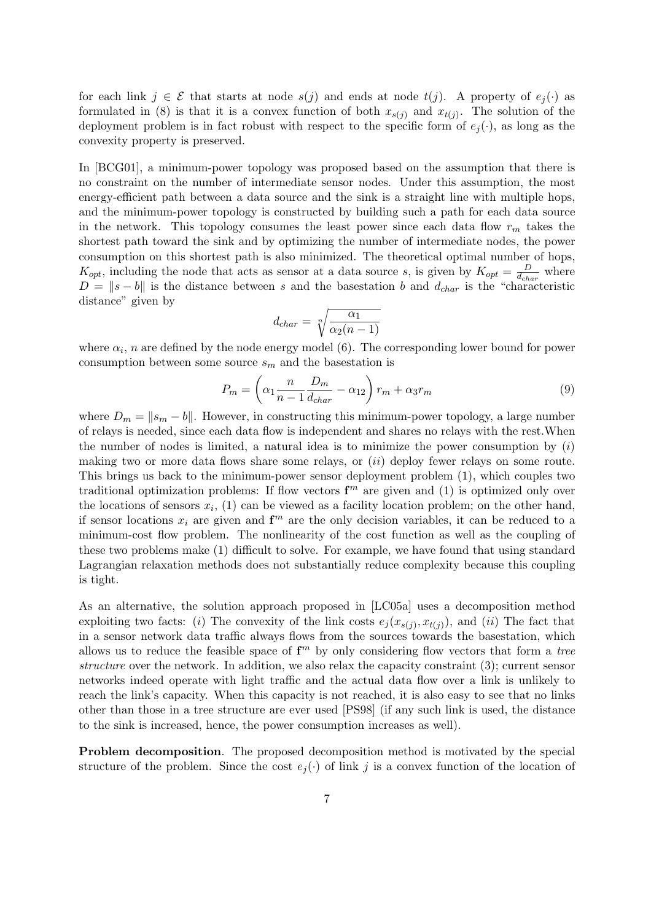for each link $j \in \mathcal{E}$ that starts at node $s(j)$ and ends at node $t(j)$. A property of $e_j(\cdot)$ as formulated in (8) is that it is a convex function of both $x_{s(j)}$ and $x_{t(j)}$. The solution of the deployment problem is in fact robust with respect to the specific form of $e_j(\cdot)$, as long as the convexity property is preserved.

In [BCG01], a minimum-power topology was proposed based on the assumption that there is no constraint on the number of intermediate sensor nodes. Under this assumption, the most energy-efficient path between a data source and the sink is a straight line with multiple hops, and the minimum-power topology is constructed by building such a path for each data source in the network. This topology consumes the least power since each data flow $r_m$ takes the shortest path toward the sink and by optimizing the number of intermediate nodes, the power consumption on this shortest path is also minimized. The theoretical optimal number of hops, $K_{opt}$, including the node that acts as sensor at a data source $s$, is given by $K_{opt} = \frac{D}{d_{char}}$ where $D = \|s - b\|$ is the distance between $s$ and the basestation $b$ and $d_{char}$ is the "characteristic distance" given by

$$d_{char} = \sqrt[n]{\frac{\alpha_1}{\alpha_2(n-1)}}$$

where $\alpha_i$, $n$ are defined by the node energy model (6). The corresponding lower bound for power consumption between some source $s_m$ and the basestation is

$$P_m = \left(\alpha_1 \frac{n}{n-1} \frac{D_m}{d_{char}} - \alpha_{12}\right) r_m + \alpha_3 r_m \tag{9}$$

where $D_m = \|s_m - b\|$. However, in constructing this minimum-power topology, a large number of relays is needed, since each data flow is independent and shares no relays with the rest.When the number of nodes is limited, a natural idea is to minimize the power consumption by (*i*) making two or more data flows share some relays, or (*ii*) deploy fewer relays on some route. This brings us back to the minimum-power sensor deployment problem (1), which couples two traditional optimization problems: If flow vectors $\mathbf{f}^m$ are given and (1) is optimized only over the locations of sensors $x_i$, (1) can be viewed as a facility location problem; on the other hand, if sensor locations $x_i$ are given and $\mathbf{f}^m$ are the only decision variables, it can be reduced to a minimum-cost flow problem. The nonlinearity of the cost function as well as the coupling of these two problems make (1) difficult to solve. For example, we have found that using standard Lagrangian relaxation methods does not substantially reduce complexity because this coupling is tight.

As an alternative, the solution approach proposed in [LC05a] uses a decomposition method exploiting two facts: (*i*) The convexity of the link costs $e_j(x_{s(j)}, x_{t(j)})$, and (*ii*) The fact that in a sensor network data traffic always flows from the sources towards the basestation, which allows us to reduce the feasible space of $\mathbf{f}^m$ by only considering flow vectors that form a *tree structure* over the network. In addition, we also relax the capacity constraint (3); current sensor networks indeed operate with light traffic and the actual data flow over a link is unlikely to reach the link's capacity. When this capacity is not reached, it is also easy to see that no links other than those in a tree structure are ever used [PS98] (if any such link is used, the distance to the sink is increased, hence, the power consumption increases as well).

**Problem decomposition**. The proposed decomposition method is motivated by the special structure of the problem. Since the cost $e_j(\cdot)$ of link $j$ is a convex function of the location of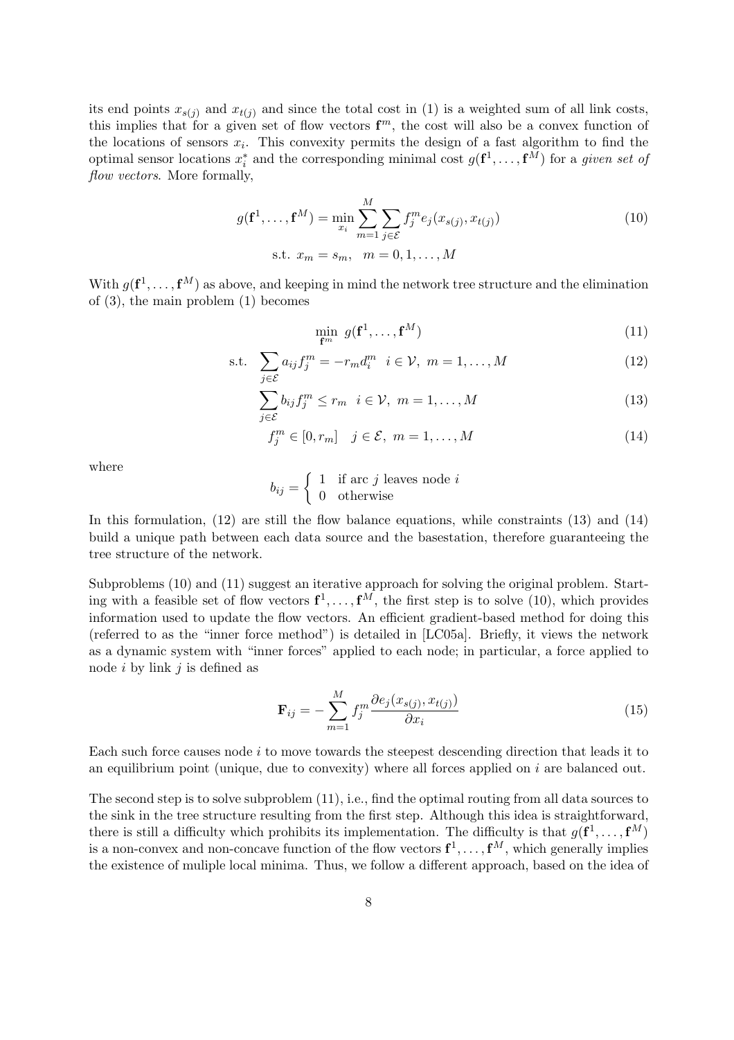its end points $x_{s(j)}$ and $x_{t(j)}$ and since the total cost in (1) is a weighted sum of all link costs, this implies that for a given set of flow vectors $\mathbf{f}^m$, the cost will also be a convex function of the locations of sensors $x_i$. This convexity permits the design of a fast algorithm to find the optimal sensor locations $x_i^*$ and the corresponding minimal cost $g(\mathbf{f}^1, \ldots, \mathbf{f}^M)$ for a *given set of flow vectors*. More formally,

$$
g(\mathbf{f}^1, \ldots, \mathbf{f}^M) = \min_{x_i} \sum_{m=1}^{M} \sum_{j \in \mathcal{E}} f_j^m e_j(x_{s(j)}, x_{t(j)}) \tag{10}
$$

$$
\text{s.t. } x_m = s_m, \quad m = 0, 1, \ldots, M
$$

With $g(\mathbf{f}^1, \ldots, \mathbf{f}^M)$ as above, and keeping in mind the network tree structure and the elimination of (3), the main problem (1) becomes

$$
\min_{\mathbf{f}^m} \; g(\mathbf{f}^1, \ldots, \mathbf{f}^M) \tag{11}
$$

$$
\text{s.t.} \quad \sum_{j \in \mathcal{E}} a_{ij} f_j^m = -r_m d_i^m \quad i \in \mathcal{V}, \; m = 1, \ldots, M \tag{12}
$$

$$
\sum_{j \in \mathcal{E}} b_{ij} f_j^m \leq r_m \quad i \in \mathcal{V}, \; m = 1, \ldots, M \tag{13}
$$

$$
f_j^m \in [0, r_m] \quad j \in \mathcal{E}, \; m = 1, \ldots, M \tag{14}
$$

where

$$
b_{ij} = \begin{cases} 1 & \text{if arc } j \text{ leaves node } i \\ 0 & \text{otherwise} \end{cases}
$$

In this formulation, (12) are still the flow balance equations, while constraints (13) and (14) build a unique path between each data source and the basestation, therefore guaranteeing the tree structure of the network.

Subproblems (10) and (11) suggest an iterative approach for solving the original problem. Starting with a feasible set of flow vectors $\mathbf{f}^1, \ldots, \mathbf{f}^M$, the first step is to solve (10), which provides information used to update the flow vectors. An efficient gradient-based method for doing this (referred to as the "inner force method") is detailed in [LC05a]. Briefly, it views the network as a dynamic system with "inner forces" applied to each node; in particular, a force applied to node $i$ by link $j$ is defined as

$$
\mathbf{F}_{ij} = -\sum_{m=1}^{M} f_j^m \frac{\partial e_j(x_{s(j)}, x_{t(j)})}{\partial x_i} \tag{15}
$$

Each such force causes node $i$ to move towards the steepest descending direction that leads it to an equilibrium point (unique, due to convexity) where all forces applied on $i$ are balanced out.

The second step is to solve subproblem (11), i.e., find the optimal routing from all data sources to the sink in the tree structure resulting from the first step. Although this idea is straightforward, there is still a difficulty which prohibits its implementation. The difficulty is that $g(\mathbf{f}^1, \ldots, \mathbf{f}^M)$ is a non-convex and non-concave function of the flow vectors $\mathbf{f}^1, \ldots, \mathbf{f}^M$, which generally implies the existence of muliple local minima. Thus, we follow a different approach, based on the idea of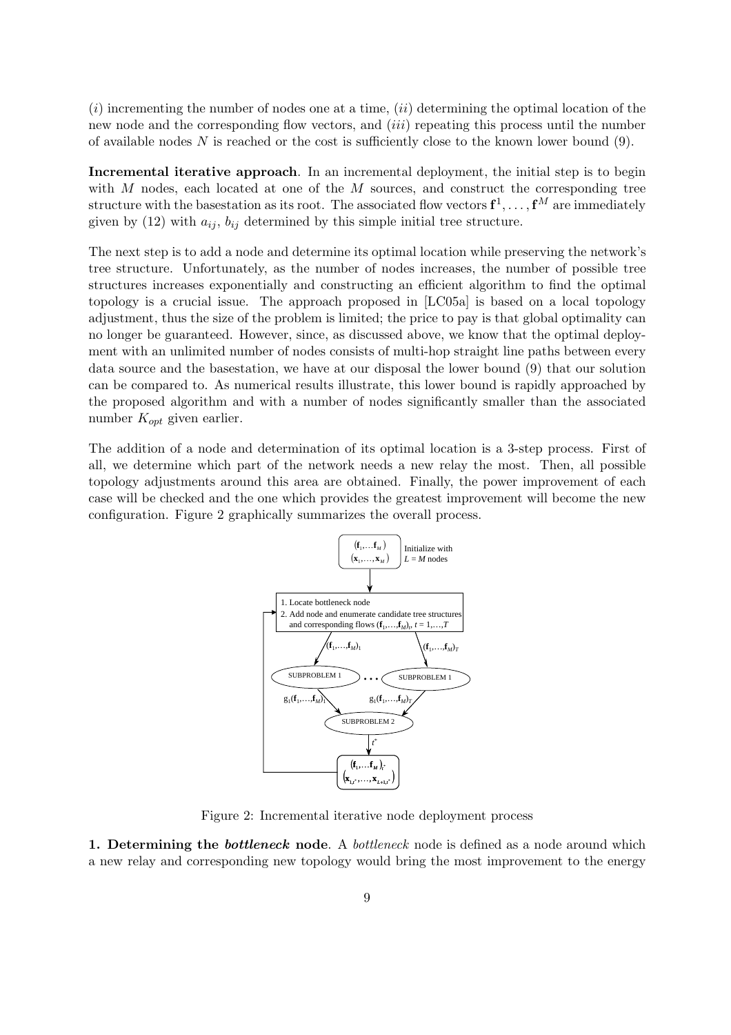($i$) incrementing the number of nodes one at a time, ($ii$) determining the optimal location of the new node and the corresponding flow vectors, and ($iii$) repeating this process until the number of available nodes $N$ is reached or the cost is sufficiently close to the known lower bound (9).

**Incremental iterative approach**. In an incremental deployment, the initial step is to begin with $M$ nodes, each located at one of the $M$ sources, and construct the corresponding tree structure with the basestation as its root. The associated flow vectors $\mathbf{f}^1, \ldots, \mathbf{f}^M$ are immediately given by (12) with $a_{ij}$, $b_{ij}$ determined by this simple initial tree structure.

The next step is to add a node and determine its optimal location while preserving the network's tree structure. Unfortunately, as the number of nodes increases, the number of possible tree structures increases exponentially and constructing an efficient algorithm to find the optimal topology is a crucial issue. The approach proposed in [LC05a] is based on a local topology adjustment, thus the size of the problem is limited; the price to pay is that global optimality can no longer be guaranteed. However, since, as discussed above, we know that the optimal deployment with an unlimited number of nodes consists of multi-hop straight line paths between every data source and the basestation, we have at our disposal the lower bound (9) that our solution can be compared to. As numerical results illustrate, this lower bound is rapidly approached by the proposed algorithm and with a number of nodes significantly smaller than the associated number $K_{opt}$ given earlier.

The addition of a node and determination of its optimal location is a 3-step process. First of all, we determine which part of the network needs a new relay the most. Then, all possible topology adjustments around this area are obtained. Finally, the power improvement of each case will be checked and the one which provides the greatest improvement will become the new configuration. Figure 2 graphically summarizes the overall process.

Figure 2: Incremental iterative node deployment process

**1. Determining the *bottleneck* node**. A *bottleneck* node is defined as a node around which a new relay and corresponding new topology would bring the most improvement to the energy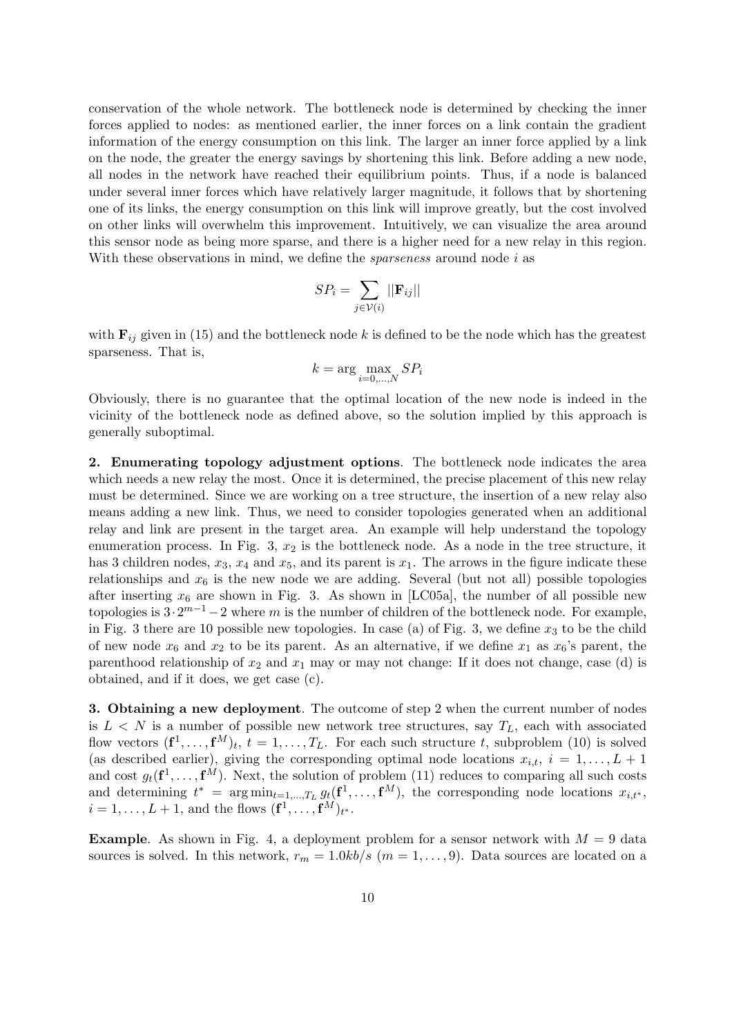conservation of the whole network. The bottleneck node is determined by checking the inner forces applied to nodes: as mentioned earlier, the inner forces on a link contain the gradient information of the energy consumption on this link. The larger an inner force applied by a link on the node, the greater the energy savings by shortening this link. Before adding a new node, all nodes in the network have reached their equilibrium points. Thus, if a node is balanced under several inner forces which have relatively larger magnitude, it follows that by shortening one of its links, the energy consumption on this link will improve greatly, but the cost involved on other links will overwhelm this improvement. Intuitively, we can visualize the area around this sensor node as being more sparse, and there is a higher need for a new relay in this region. With these observations in mind, we define the *sparseness* around node $i$ as

$$SP_i = \sum_{j \in \mathcal{V}(i)} ||\mathbf{F}_{ij}||$$

with $\mathbf{F}_{ij}$ given in (15) and the bottleneck node $k$ is defined to be the node which has the greatest sparseness. That is,

$$k = \arg \max_{i=0,\ldots,N} SP_i$$

Obviously, there is no guarantee that the optimal location of the new node is indeed in the vicinity of the bottleneck node as defined above, so the solution implied by this approach is generally suboptimal.

**2. Enumerating topology adjustment options**. The bottleneck node indicates the area which needs a new relay the most. Once it is determined, the precise placement of this new relay must be determined. Since we are working on a tree structure, the insertion of a new relay also means adding a new link. Thus, we need to consider topologies generated when an additional relay and link are present in the target area. An example will help understand the topology enumeration process. In Fig. 3, $x_2$ is the bottleneck node. As a node in the tree structure, it has 3 children nodes, $x_3$, $x_4$ and $x_5$, and its parent is $x_1$. The arrows in the figure indicate these relationships and $x_6$ is the new node we are adding. Several (but not all) possible topologies after inserting $x_6$ are shown in Fig. 3. As shown in [LC05a], the number of all possible new topologies is $3 \cdot 2^{m-1} - 2$ where $m$ is the number of children of the bottleneck node. For example, in Fig. 3 there are 10 possible new topologies. In case (a) of Fig. 3, we define $x_3$ to be the child of new node $x_6$ and $x_2$ to be its parent. As an alternative, if we define $x_1$ as $x_6$'s parent, the parenthood relationship of $x_2$ and $x_1$ may or may not change: If it does not change, case (d) is obtained, and if it does, we get case (c).

**3. Obtaining a new deployment**. The outcome of step 2 when the current number of nodes is $L < N$ is a number of possible new network tree structures, say $T_L$, each with associated flow vectors $(\mathbf{f}^1, \ldots, \mathbf{f}^M)_t$, $t = 1, \ldots, T_L$. For each such structure $t$, subproblem (10) is solved (as described earlier), giving the corresponding optimal node locations $x_{i,t}$, $i = 1, \ldots, L+1$ and cost $g_t(\mathbf{f}^1, \ldots, \mathbf{f}^M)$. Next, the solution of problem (11) reduces to comparing all such costs and determining $t^* = \arg\min_{t=1,\ldots,T_L} g_t(\mathbf{f}^1, \ldots, \mathbf{f}^M)$, the corresponding node locations $x_{i,t^*}$, $i = 1, \ldots, L+1$, and the flows $(\mathbf{f}^1, \ldots, \mathbf{f}^M)_{t^*}$.

**Example**. As shown in Fig. 4, a deployment problem for a sensor network with $M = 9$ data sources is solved. In this network, $r_m = 1.0kb/s$ ($m = 1, \ldots, 9$). Data sources are located on a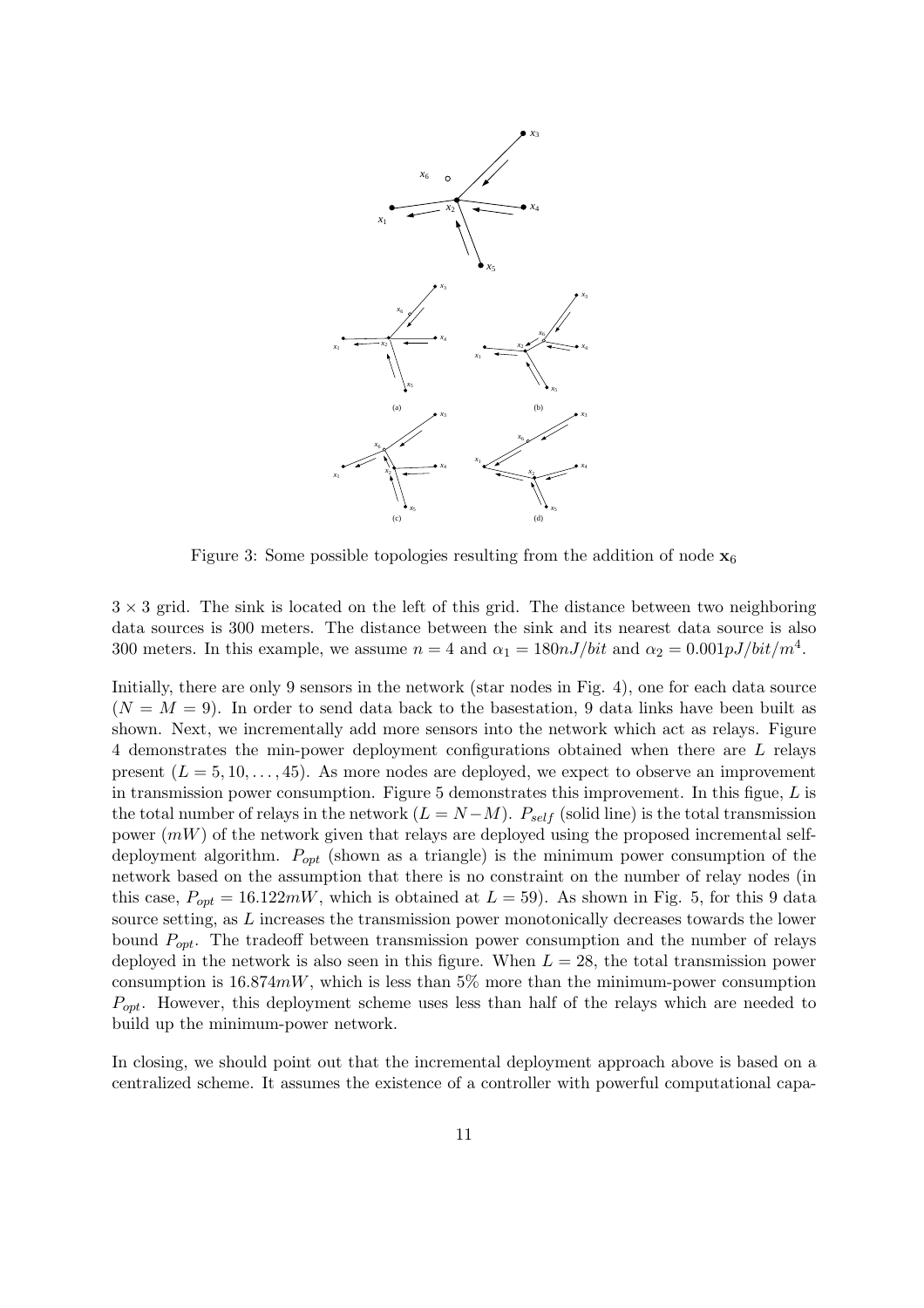Figure 3: Some possible topologies resulting from the addition of node $\mathbf{x}_6$

$3 \times 3$ grid. The sink is located on the left of this grid. The distance between two neighboring data sources is 300 meters. The distance between the sink and its nearest data source is also 300 meters. In this example, we assume $n = 4$ and $\alpha_1 = 180nJ/bit$ and $\alpha_2 = 0.001pJ/bit/m^4$.

Initially, there are only 9 sensors in the network (star nodes in Fig. 4), one for each data source ($N = M = 9$). In order to send data back to the basestation, 9 data links have been built as shown. Next, we incrementally add more sensors into the network which act as relays. Figure 4 demonstrates the min-power deployment configurations obtained when there are $L$ relays present ($L = 5, 10, \ldots, 45$). As more nodes are deployed, we expect to observe an improvement in transmission power consumption. Figure 5 demonstrates this improvement. In this figue, $L$ is the total number of relays in the network ($L = N - M$). $P_{self}$ (solid line) is the total transmission power ($mW$) of the network given that relays are deployed using the proposed incremental self-deployment algorithm. $P_{opt}$ (shown as a triangle) is the minimum power consumption of the network based on the assumption that there is no constraint on the number of relay nodes (in this case, $P_{opt} = 16.122mW$, which is obtained at $L = 59$). As shown in Fig. 5, for this 9 data source setting, as $L$ increases the transmission power monotonically decreases towards the lower bound $P_{opt}$. The tradeoff between transmission power consumption and the number of relays deployed in the network is also seen in this figure. When $L = 28$, the total transmission power consumption is $16.874mW$, which is less than 5% more than the minimum-power consumption $P_{opt}$. However, this deployment scheme uses less than half of the relays which are needed to build up the minimum-power network.

In closing, we should point out that the incremental deployment approach above is based on a centralized scheme. It assumes the existence of a controller with powerful computational capa-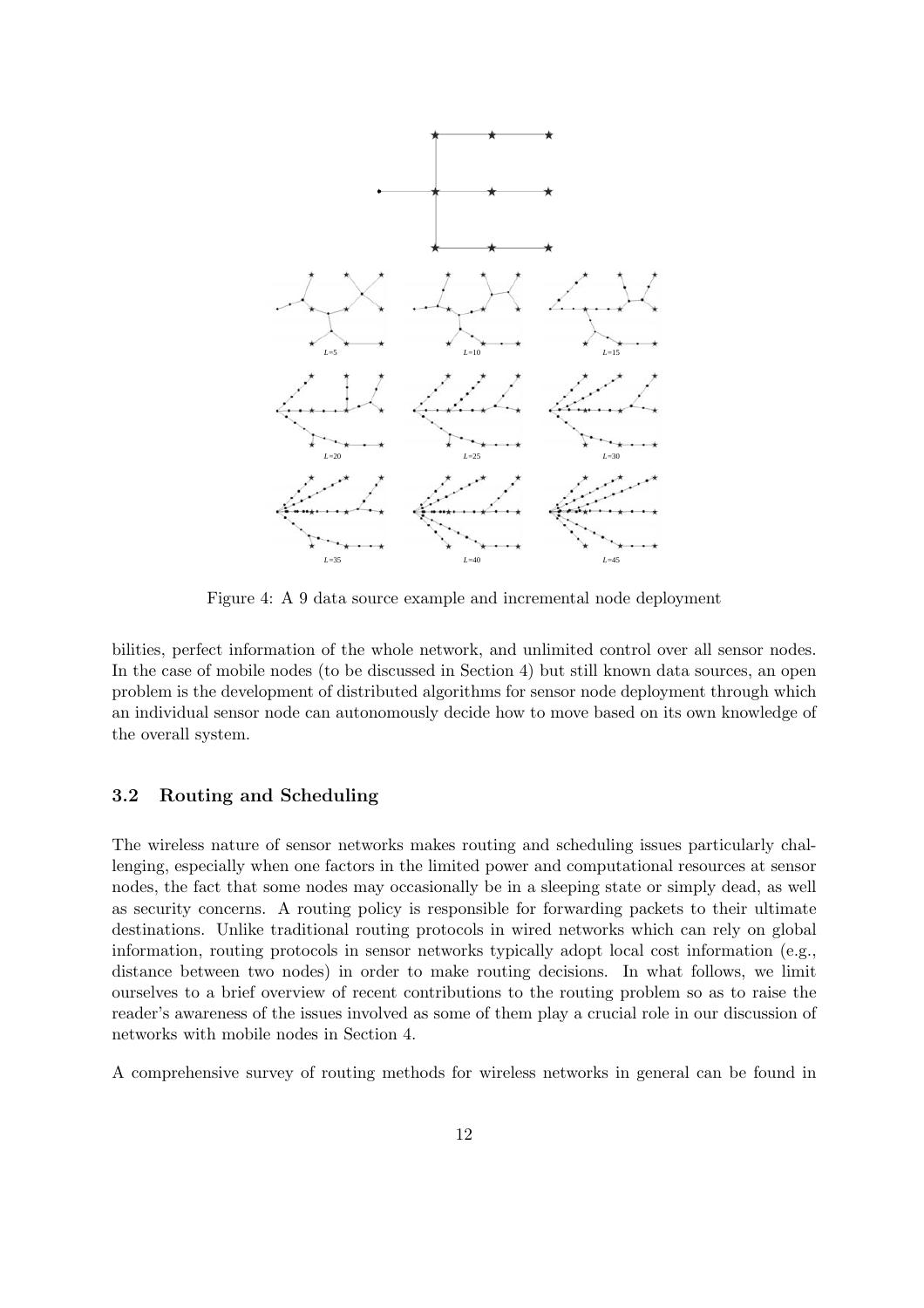Figure 4: A 9 data source example and incremental node deployment

bilities, perfect information of the whole network, and unlimited control over all sensor nodes. In the case of mobile nodes (to be discussed in Section 4) but still known data sources, an open problem is the development of distributed algorithms for sensor node deployment through which an individual sensor node can autonomously decide how to move based on its own knowledge of the overall system.

### 3.2 Routing and Scheduling

The wireless nature of sensor networks makes routing and scheduling issues particularly challenging, especially when one factors in the limited power and computational resources at sensor nodes, the fact that some nodes may occasionally be in a sleeping state or simply dead, as well as security concerns. A routing policy is responsible for forwarding packets to their ultimate destinations. Unlike traditional routing protocols in wired networks which can rely on global information, routing protocols in sensor networks typically adopt local cost information (e.g., distance between two nodes) in order to make routing decisions. In what follows, we limit ourselves to a brief overview of recent contributions to the routing problem so as to raise the reader's awareness of the issues involved as some of them play a crucial role in our discussion of networks with mobile nodes in Section 4.

A comprehensive survey of routing methods for wireless networks in general can be found in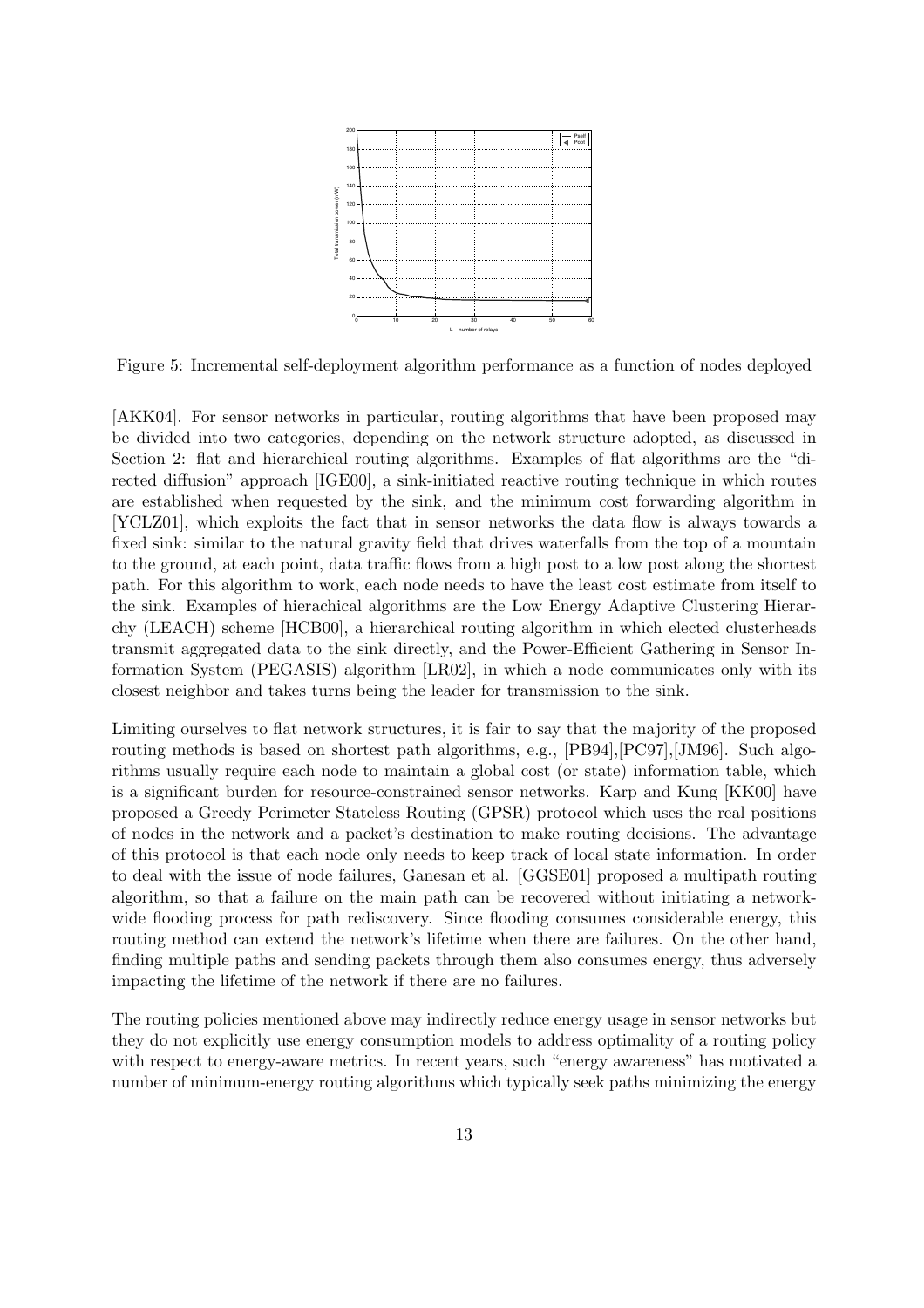Figure 5: Incremental self-deployment algorithm performance as a function of nodes deployed

[AKK04]. For sensor networks in particular, routing algorithms that have been proposed may be divided into two categories, depending on the network structure adopted, as discussed in Section 2: flat and hierarchical routing algorithms. Examples of flat algorithms are the "directed diffusion" approach [IGE00], a sink-initiated reactive routing technique in which routes are established when requested by the sink, and the minimum cost forwarding algorithm in [YCLZ01], which exploits the fact that in sensor networks the data flow is always towards a fixed sink: similar to the natural gravity field that drives waterfalls from the top of a mountain to the ground, at each point, data traffic flows from a high post to a low post along the shortest path. For this algorithm to work, each node needs to have the least cost estimate from itself to the sink. Examples of hierachical algorithms are the Low Energy Adaptive Clustering Hierarchy (LEACH) scheme [HCB00], a hierarchical routing algorithm in which elected clusterheads transmit aggregated data to the sink directly, and the Power-Efficient Gathering in Sensor Information System (PEGASIS) algorithm [LR02], in which a node communicates only with its closest neighbor and takes turns being the leader for transmission to the sink.

Limiting ourselves to flat network structures, it is fair to say that the majority of the proposed routing methods is based on shortest path algorithms, e.g., [PB94],[PC97],[JM96]. Such algorithms usually require each node to maintain a global cost (or state) information table, which is a significant burden for resource-constrained sensor networks. Karp and Kung [KK00] have proposed a Greedy Perimeter Stateless Routing (GPSR) protocol which uses the real positions of nodes in the network and a packet's destination to make routing decisions. The advantage of this protocol is that each node only needs to keep track of local state information. In order to deal with the issue of node failures, Ganesan et al. [GGSE01] proposed a multipath routing algorithm, so that a failure on the main path can be recovered without initiating a network-wide flooding process for path rediscovery. Since flooding consumes considerable energy, this routing method can extend the network's lifetime when there are failures. On the other hand, finding multiple paths and sending packets through them also consumes energy, thus adversely impacting the lifetime of the network if there are no failures.

The routing policies mentioned above may indirectly reduce energy usage in sensor networks but they do not explicitly use energy consumption models to address optimality of a routing policy with respect to energy-aware metrics. In recent years, such "energy awareness" has motivated a number of minimum-energy routing algorithms which typically seek paths minimizing the energy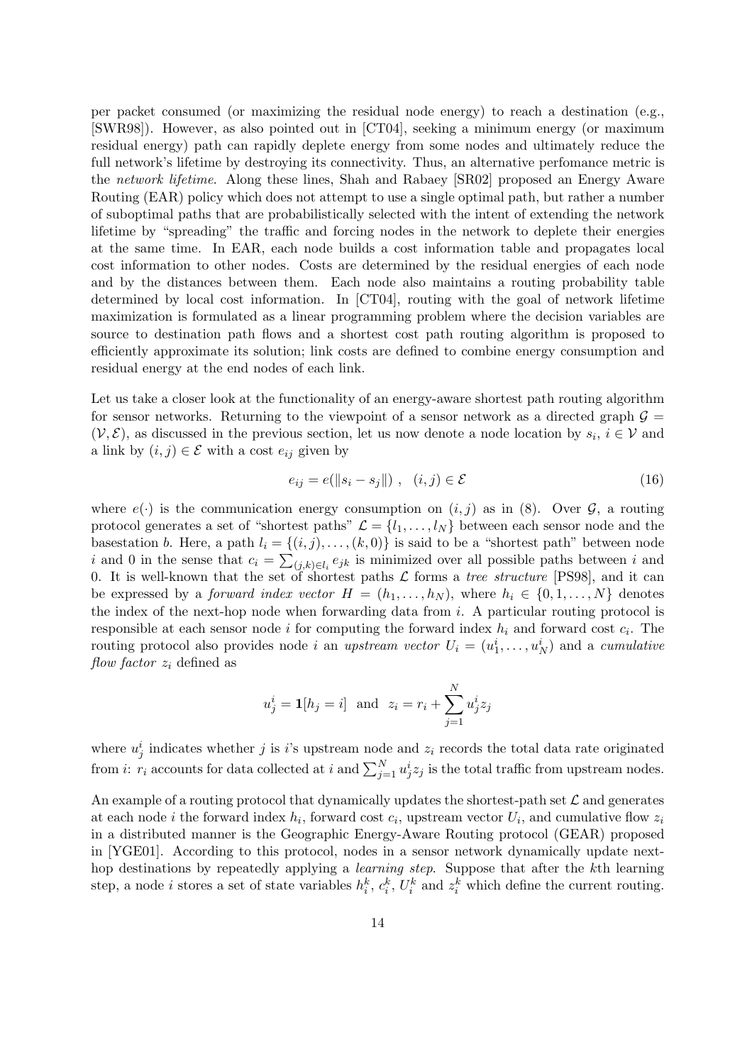per packet consumed (or maximizing the residual node energy) to reach a destination (e.g., [SWR98]). However, as also pointed out in [CT04], seeking a minimum energy (or maximum residual energy) path can rapidly deplete energy from some nodes and ultimately reduce the full network's lifetime by destroying its connectivity. Thus, an alternative perfomance metric is the *network lifetime*. Along these lines, Shah and Rabaey [SR02] proposed an Energy Aware Routing (EAR) policy which does not attempt to use a single optimal path, but rather a number of suboptimal paths that are probabilistically selected with the intent of extending the network lifetime by "spreading" the traffic and forcing nodes in the network to deplete their energies at the same time. In EAR, each node builds a cost information table and propagates local cost information to other nodes. Costs are determined by the residual energies of each node and by the distances between them. Each node also maintains a routing probability table determined by local cost information. In [CT04], routing with the goal of network lifetime maximization is formulated as a linear programming problem where the decision variables are source to destination path flows and a shortest cost path routing algorithm is proposed to efficiently approximate its solution; link costs are defined to combine energy consumption and residual energy at the end nodes of each link.

Let us take a closer look at the functionality of an energy-aware shortest path routing algorithm for sensor networks. Returning to the viewpoint of a sensor network as a directed graph $\mathcal{G} = (\mathcal{V}, \mathcal{E})$, as discussed in the previous section, let us now denote a node location by $s_i$, $i \in \mathcal{V}$ and a link by $(i, j) \in \mathcal{E}$ with a cost $e_{ij}$ given by

$$e_{ij} = e(\|s_i - s_j\|) \ , \quad (i, j) \in \mathcal{E} \tag{16}$$

where $e(\cdot)$ is the communication energy consumption on $(i, j)$ as in (8). Over $\mathcal{G}$, a routing protocol generates a set of "shortest paths" $\mathcal{L} = \{l_1, \ldots, l_N\}$ between each sensor node and the basestation $b$. Here, a path $l_i = \{(i, j), \ldots, (k, 0)\}$ is said to be a "shortest path" between node $i$ and 0 in the sense that $c_i = \sum_{(j,k) \in l_i} e_{jk}$ is minimized over all possible paths between $i$ and 0. It is well-known that the set of shortest paths $\mathcal{L}$ forms a *tree structure* [PS98], and it can be expressed by a *forward index vector* $H = (h_1, \ldots, h_N)$, where $h_i \in \{0, 1, \ldots, N\}$ denotes the index of the next-hop node when forwarding data from $i$. A particular routing protocol is responsible at each sensor node $i$ for computing the forward index $h_i$ and forward cost $c_i$. The routing protocol also provides node $i$ an *upstream vector* $U_i = (u_1^i, \ldots, u_N^i)$ and a *cumulative flow factor* $z_i$ defined as

$$u_j^i = \mathbf{1}[h_j = i] \ \text{ and } \ z_i = r_i + \sum_{j=1}^{N} u_j^i z_j$$

where $u_j^i$ indicates whether $j$ is $i$'s upstream node and $z_i$ records the total data rate originated from $i$: $r_i$ accounts for data collected at $i$ and $\sum_{j=1}^{N} u_j^i z_j$ is the total traffic from upstream nodes.

An example of a routing protocol that dynamically updates the shortest-path set $\mathcal{L}$ and generates at each node $i$ the forward index $h_i$, forward cost $c_i$, upstream vector $U_i$, and cumulative flow $z_i$ in a distributed manner is the Geographic Energy-Aware Routing protocol (GEAR) proposed in [YGE01]. According to this protocol, nodes in a sensor network dynamically update next-hop destinations by repeatedly applying a *learning step*. Suppose that after the $k$th learning step, a node $i$ stores a set of state variables $h_i^k$, $c_i^k$, $U_i^k$ and $z_i^k$ which define the current routing.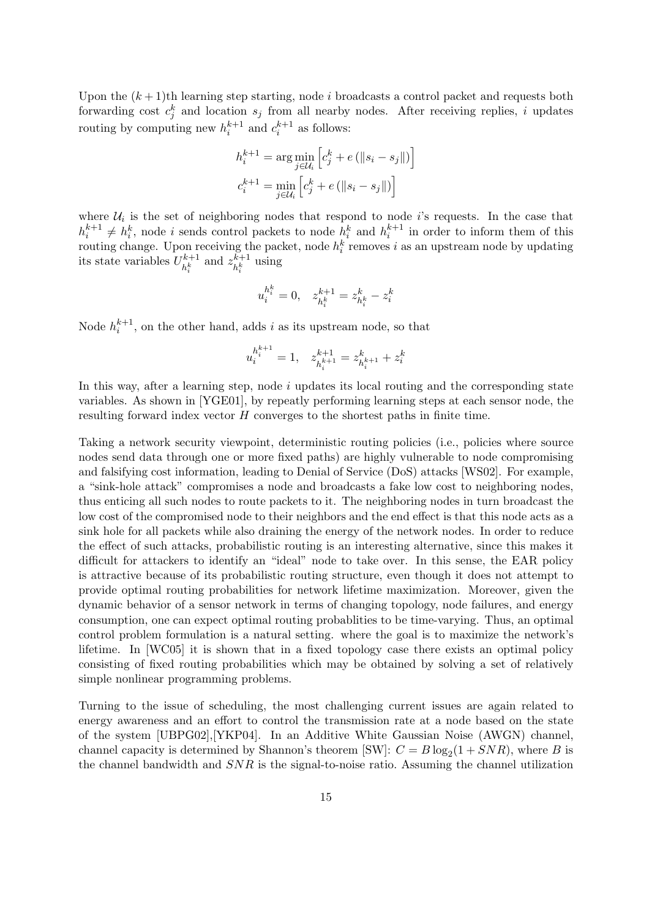Upon the $(k+1)$th learning step starting, node $i$ broadcasts a control packet and requests both forwarding cost $c_j^k$ and location $s_j$ from all nearby nodes. After receiving replies, $i$ updates routing by computing new $h_i^{k+1}$ and $c_i^{k+1}$ as follows:

$$h_i^{k+1} = \arg\min_{j \in \mathcal{U}_i} \left[ c_j^k + e\left(\|s_i - s_j\|\right) \right]$$

$$c_i^{k+1} = \min_{j \in \mathcal{U}_i} \left[ c_j^k + e\left(\|s_i - s_j\|\right) \right]$$

where $\mathcal{U}_i$ is the set of neighboring nodes that respond to node $i$'s requests. In the case that $h_i^{k+1} \neq h_i^k$, node $i$ sends control packets to node $h_i^k$ and $h_i^{k+1}$ in order to inform them of this routing change. Upon receiving the packet, node $h_i^k$ removes $i$ as an upstream node by updating its state variables $U_{h_i^k}^{k+1}$ and $z_{h_i^k}^{k+1}$ using

$$u_i^{h_i^k} = 0, \quad z_{h_i^k}^{k+1} = z_{h_i^k}^k - z_i^k$$

Node $h_i^{k+1}$, on the other hand, adds $i$ as its upstream node, so that

$$u_i^{h_i^{k+1}} = 1, \quad z_{h_i^{k+1}}^{k+1} = z_{h_i^{k+1}}^k + z_i^k$$

In this way, after a learning step, node $i$ updates its local routing and the corresponding state variables. As shown in [YGE01], by repeatly performing learning steps at each sensor node, the resulting forward index vector $H$ converges to the shortest paths in finite time.

Taking a network security viewpoint, deterministic routing policies (i.e., policies where source nodes send data through one or more fixed paths) are highly vulnerable to node compromising and falsifying cost information, leading to Denial of Service (DoS) attacks [WS02]. For example, a "sink-hole attack" compromises a node and broadcasts a fake low cost to neighboring nodes, thus enticing all such nodes to route packets to it. The neighboring nodes in turn broadcast the low cost of the compromised node to their neighbors and the end effect is that this node acts as a sink hole for all packets while also draining the energy of the network nodes. In order to reduce the effect of such attacks, probabilistic routing is an interesting alternative, since this makes it difficult for attackers to identify an "ideal" node to take over. In this sense, the EAR policy is attractive because of its probabilistic routing structure, even though it does not attempt to provide optimal routing probabilities for network lifetime maximization. Moreover, given the dynamic behavior of a sensor network in terms of changing topology, node failures, and energy consumption, one can expect optimal routing probablities to be time-varying. Thus, an optimal control problem formulation is a natural setting. where the goal is to maximize the network's lifetime. In [WC05] it is shown that in a fixed topology case there exists an optimal policy consisting of fixed routing probabilities which may be obtained by solving a set of relatively simple nonlinear programming problems.

Turning to the issue of scheduling, the most challenging current issues are again related to energy awareness and an effort to control the transmission rate at a node based on the state of the system [UBPG02],[YKP04]. In an Additive White Gaussian Noise (AWGN) channel, channel capacity is determined by Shannon's theorem [SW]: $C = B\log_2(1 + SNR)$, where $B$ is the channel bandwidth and $SNR$ is the signal-to-noise ratio. Assuming the channel utilization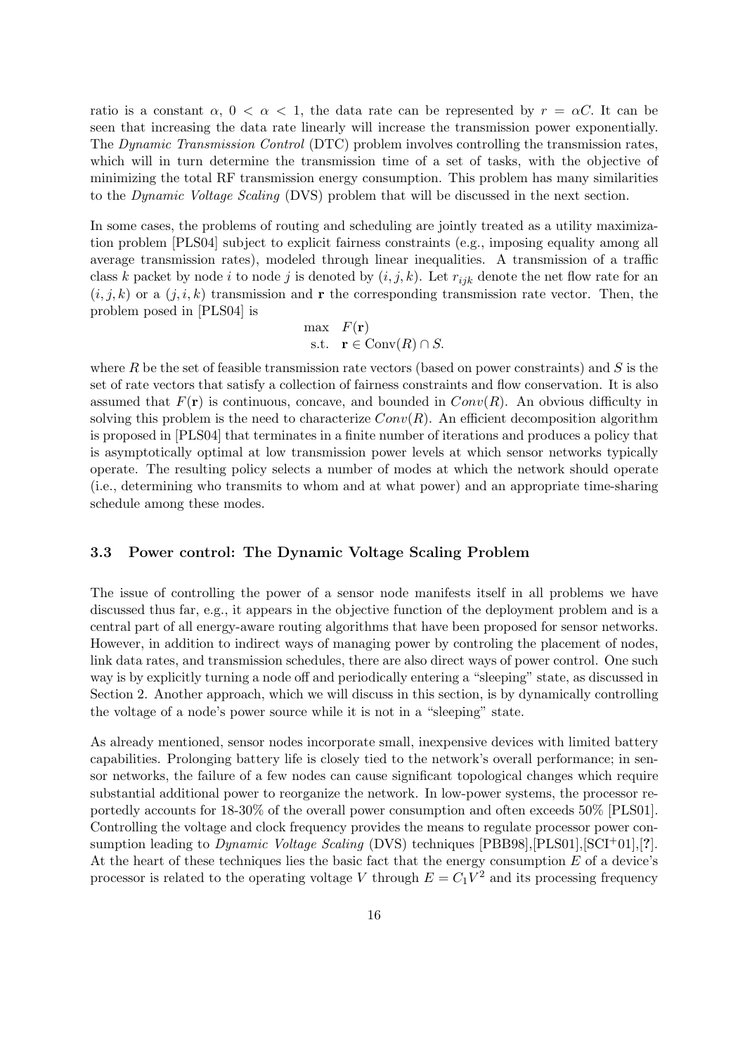ratio is a constant $\alpha$, $0 < \alpha < 1$, the data rate can be represented by $r = \alpha C$. It can be seen that increasing the data rate linearly will increase the transmission power exponentially. The *Dynamic Transmission Control* (DTC) problem involves controlling the transmission rates, which will in turn determine the transmission time of a set of tasks, with the objective of minimizing the total RF transmission energy consumption. This problem has many similarities to the *Dynamic Voltage Scaling* (DVS) problem that will be discussed in the next section.

In some cases, the problems of routing and scheduling are jointly treated as a utility maximization problem [PLS04] subject to explicit fairness constraints (e.g., imposing equality among all average transmission rates), modeled through linear inequalities. A transmission of a traffic class $k$ packet by node $i$ to node $j$ is denoted by $(i, j, k)$. Let $r_{ijk}$ denote the net flow rate for an $(i, j, k)$ or a $(j, i, k)$ transmission and $\mathbf{r}$ the corresponding transmission rate vector. Then, the problem posed in [PLS04] is

$$\begin{aligned} \max \quad & F(\mathbf{r}) \\ \text{s.t.} \quad & \mathbf{r} \in \text{Conv}(R) \cap S. \end{aligned}$$

where $R$ be the set of feasible transmission rate vectors (based on power constraints) and $S$ is the set of rate vectors that satisfy a collection of fairness constraints and flow conservation. It is also assumed that $F(\mathbf{r})$ is continuous, concave, and bounded in $Conv(R)$. An obvious difficulty in solving this problem is the need to characterize $Conv(R)$. An efficient decomposition algorithm is proposed in [PLS04] that terminates in a finite number of iterations and produces a policy that is asymptotically optimal at low transmission power levels at which sensor networks typically operate. The resulting policy selects a number of modes at which the network should operate (i.e., determining who transmits to whom and at what power) and an appropriate time-sharing schedule among these modes.

### 3.3 Power control: The Dynamic Voltage Scaling Problem

The issue of controlling the power of a sensor node manifests itself in all problems we have discussed thus far, e.g., it appears in the objective function of the deployment problem and is a central part of all energy-aware routing algorithms that have been proposed for sensor networks. However, in addition to indirect ways of managing power by controling the placement of nodes, link data rates, and transmission schedules, there are also direct ways of power control. One such way is by explicitly turning a node off and periodically entering a "sleeping" state, as discussed in Section 2. Another approach, which we will discuss in this section, is by dynamically controlling the voltage of a node's power source while it is not in a "sleeping" state.

As already mentioned, sensor nodes incorporate small, inexpensive devices with limited battery capabilities. Prolonging battery life is closely tied to the network's overall performance; in sensor networks, the failure of a few nodes can cause significant topological changes which require substantial additional power to reorganize the network. In low-power systems, the processor reportedly accounts for 18-30% of the overall power consumption and often exceeds 50% [PLS01]. Controlling the voltage and clock frequency provides the means to regulate processor power consumption leading to *Dynamic Voltage Scaling* (DVS) techniques [PBB98],[PLS01],[SCI+01],[?]. At the heart of these techniques lies the basic fact that the energy consumption $E$ of a device's processor is related to the operating voltage $V$ through $E = C_1 V^2$ and its processing frequency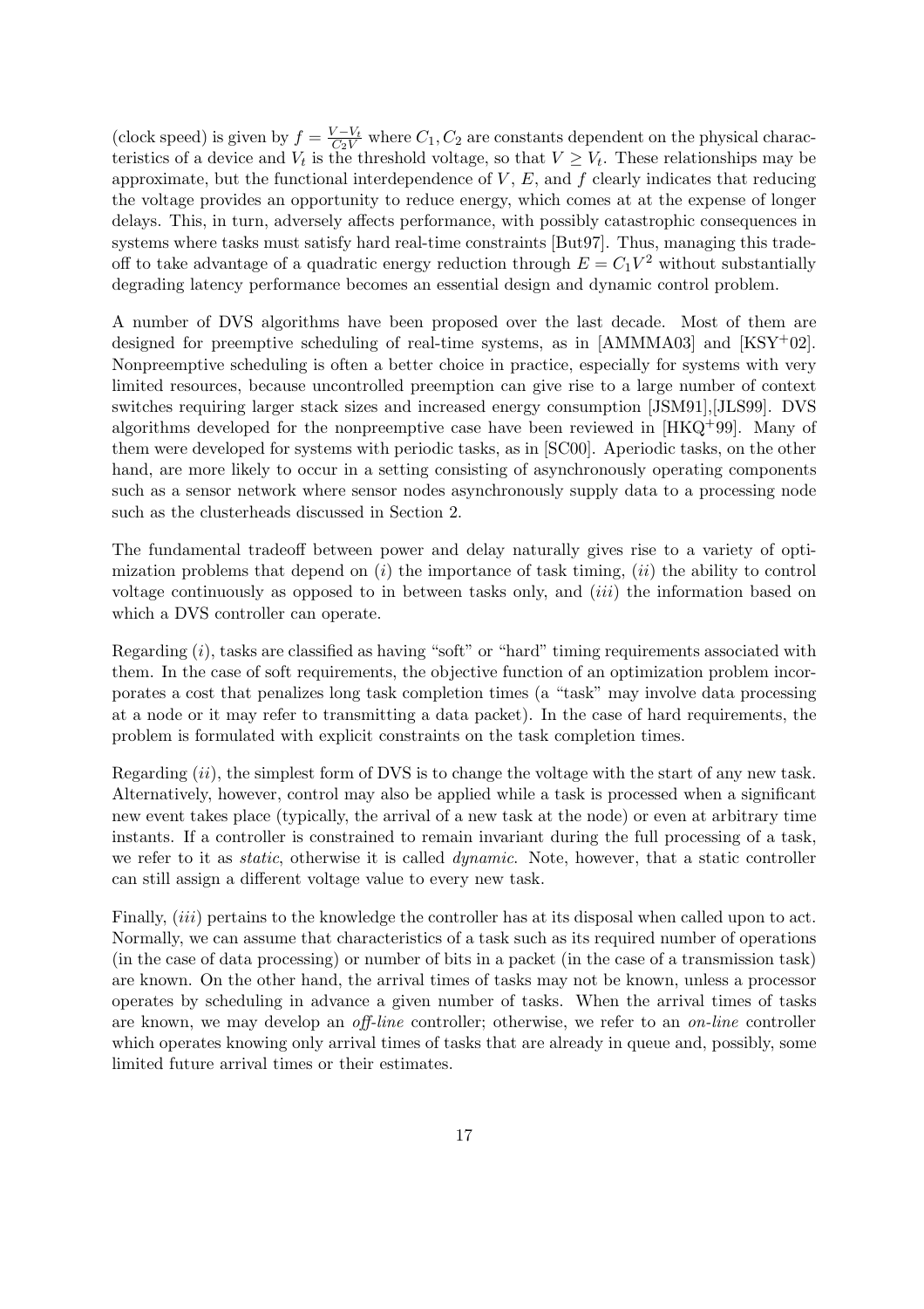(clock speed) is given by $f = \frac{V - V_t}{C_2 V}$ where $C_1, C_2$ are constants dependent on the physical characteristics of a device and $V_t$ is the threshold voltage, so that $V \geq V_t$. These relationships may be approximate, but the functional interdependence of $V$, $E$, and $f$ clearly indicates that reducing the voltage provides an opportunity to reduce energy, which comes at at the expense of longer delays. This, in turn, adversely affects performance, with possibly catastrophic consequences in systems where tasks must satisfy hard real-time constraints [But97]. Thus, managing this tradeoff to take advantage of a quadratic energy reduction through $E = C_1 V^2$ without substantially degrading latency performance becomes an essential design and dynamic control problem.

A number of DVS algorithms have been proposed over the last decade. Most of them are designed for preemptive scheduling of real-time systems, as in [AMMMA03] and [KSY+02]. Nonpreemptive scheduling is often a better choice in practice, especially for systems with very limited resources, because uncontrolled preemption can give rise to a large number of context switches requiring larger stack sizes and increased energy consumption [JSM91],[JLS99]. DVS algorithms developed for the nonpreemptive case have been reviewed in [HKQ+99]. Many of them were developed for systems with periodic tasks, as in [SC00]. Aperiodic tasks, on the other hand, are more likely to occur in a setting consisting of asynchronously operating components such as a sensor network where sensor nodes asynchronously supply data to a processing node such as the clusterheads discussed in Section 2.

The fundamental tradeoff between power and delay naturally gives rise to a variety of optimization problems that depend on (*i*) the importance of task timing, (*ii*) the ability to control voltage continuously as opposed to in between tasks only, and (*iii*) the information based on which a DVS controller can operate.

Regarding (*i*), tasks are classified as having "soft" or "hard" timing requirements associated with them. In the case of soft requirements, the objective function of an optimization problem incorporates a cost that penalizes long task completion times (a "task" may involve data processing at a node or it may refer to transmitting a data packet). In the case of hard requirements, the problem is formulated with explicit constraints on the task completion times.

Regarding (*ii*), the simplest form of DVS is to change the voltage with the start of any new task. Alternatively, however, control may also be applied while a task is processed when a significant new event takes place (typically, the arrival of a new task at the node) or even at arbitrary time instants. If a controller is constrained to remain invariant during the full processing of a task, we refer to it as *static*, otherwise it is called *dynamic*. Note, however, that a static controller can still assign a different voltage value to every new task.

Finally, (*iii*) pertains to the knowledge the controller has at its disposal when called upon to act. Normally, we can assume that characteristics of a task such as its required number of operations (in the case of data processing) or number of bits in a packet (in the case of a transmission task) are known. On the other hand, the arrival times of tasks may not be known, unless a processor operates by scheduling in advance a given number of tasks. When the arrival times of tasks are known, we may develop an *off-line* controller; otherwise, we refer to an *on-line* controller which operates knowing only arrival times of tasks that are already in queue and, possibly, some limited future arrival times or their estimates.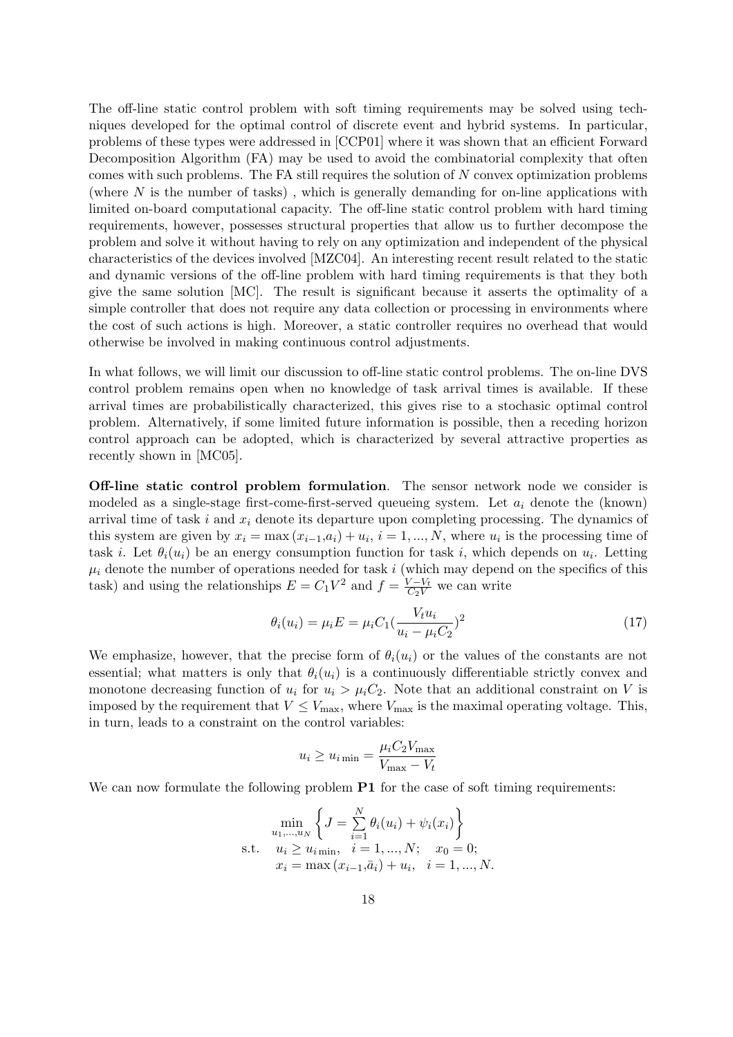The off-line static control problem with soft timing requirements may be solved using techniques developed for the optimal control of discrete event and hybrid systems. In particular, problems of these types were addressed in [CCP01] where it was shown that an efficient Forward Decomposition Algorithm (FA) may be used to avoid the combinatorial complexity that often comes with such problems. The FA still requires the solution of $N$ convex optimization problems (where $N$ is the number of tasks) , which is generally demanding for on-line applications with limited on-board computational capacity. The off-line static control problem with hard timing requirements, however, possesses structural properties that allow us to further decompose the problem and solve it without having to rely on any optimization and independent of the physical characteristics of the devices involved [MZC04]. An interesting recent result related to the static and dynamic versions of the off-line problem with hard timing requirements is that they both give the same solution [MC]. The result is significant because it asserts the optimality of a simple controller that does not require any data collection or processing in environments where the cost of such actions is high. Moreover, a static controller requires no overhead that would otherwise be involved in making continuous control adjustments.

In what follows, we will limit our discussion to off-line static control problems. The on-line DVS control problem remains open when no knowledge of task arrival times is available. If these arrival times are probabilistically characterized, this gives rise to a stochasic optimal control problem. Alternatively, if some limited future information is possible, then a receding horizon control approach can be adopted, which is characterized by several attractive properties as recently shown in [MC05].

**Off-line static control problem formulation**. The sensor network node we consider is modeled as a single-stage first-come-first-served queueing system. Let $a_i$ denote the (known) arrival time of task $i$ and $x_i$ denote its departure upon completing processing. The dynamics of this system are given by $x_i = \max(x_{i-1}, a_i) + u_i$, $i = 1, ..., N$, where $u_i$ is the processing time of task $i$. Let $\theta_i(u_i)$ be an energy consumption function for task $i$, which depends on $u_i$. Letting $\mu_i$ denote the number of operations needed for task $i$ (which may depend on the specifics of this task) and using the relationships $E = C_1 V^2$ and $f = \frac{V - V_t}{C_2 V}$ we can write

$$\theta_i(u_i) = \mu_i E = \mu_i C_1 \left(\frac{V_t u_i}{u_i - \mu_i C_2}\right)^2 \tag{17}$$

We emphasize, however, that the precise form of $\theta_i(u_i)$ or the values of the constants are not essential; what matters is only that $\theta_i(u_i)$ is a continuously differentiable strictly convex and monotone decreasing function of $u_i$ for $u_i > \mu_i C_2$. Note that an additional constraint on $V$ is imposed by the requirement that $V \leq V_{\max}$, where $V_{\max}$ is the maximal operating voltage. This, in turn, leads to a constraint on the control variables:

$$u_i \geq u_{i\min} = \frac{\mu_i C_2 V_{\max}}{V_{\max} - V_t}$$

We can now formulate the following problem **P1** for the case of soft timing requirements:

$$\begin{aligned}
&\min_{u_1,\dots,u_N} \left\{ J = \sum_{i=1}^{N} \theta_i(u_i) + \psi_i(x_i) \right\} \\
\text{s.t.}\quad & u_i \geq u_{i\min}, \quad i = 1, ..., N; \quad x_0 = 0; \\
& x_i = \max(x_{i-1}, \bar{a}_i) + u_i, \quad i = 1, ..., N.
\end{aligned}$$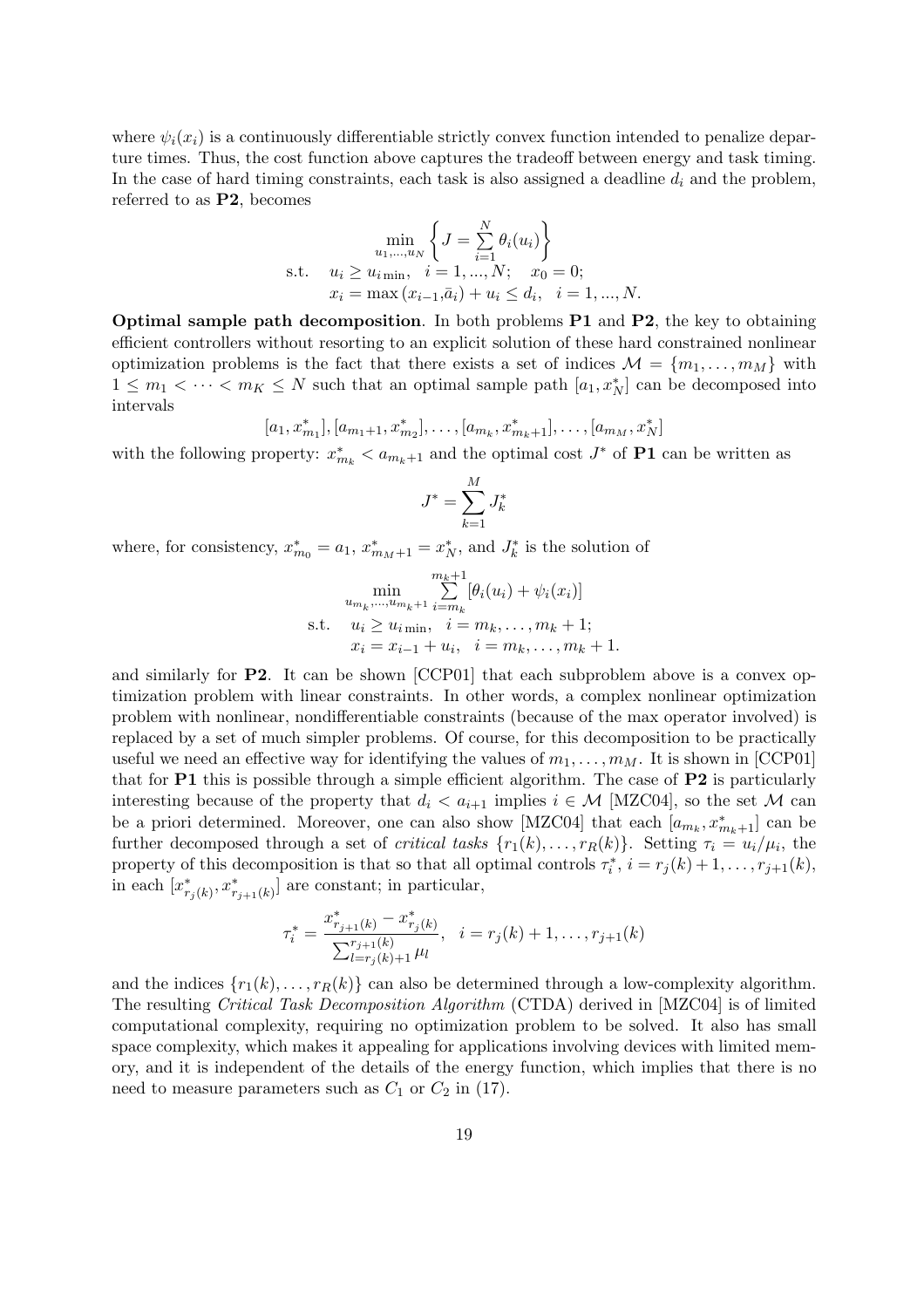where $\psi_i(x_i)$ is a continuously differentiable strictly convex function intended to penalize departure times. Thus, the cost function above captures the tradeoff between energy and task timing. In the case of hard timing constraints, each task is also assigned a deadline $d_i$ and the problem, referred to as **P2**, becomes

$$
\begin{aligned}
&\min_{u_1,\ldots,u_N} \left\{ J = \sum_{i=1}^{N} \theta_i(u_i) \right\} \\
\text{s.t.}\quad & u_i \geq u_{i\,\min}, \quad i = 1, ..., N; \quad x_0 = 0; \\
& x_i = \max\left(x_{i-1}, \bar{a}_i\right) + u_i \leq d_i, \quad i = 1, ..., N.
\end{aligned}
$$

**Optimal sample path decomposition**. In both problems **P1** and **P2**, the key to obtaining efficient controllers without resorting to an explicit solution of these hard constrained nonlinear optimization problems is the fact that there exists a set of indices $\mathcal{M} = \{m_1, \ldots, m_M\}$ with $1 \leq m_1 < \cdots < m_K \leq N$ such that an optimal sample path $[a_1, x_N^*]$ can be decomposed into intervals

$$
[a_1, x_{m_1}^*], [a_{m_1+1}, x_{m_2}^*], \ldots, [a_{m_k}, x_{m_k+1}^*], \ldots, [a_{m_M}, x_N^*]
$$

with the following property: $x_{m_k}^* < a_{m_k+1}$ and the optimal cost $J^*$ of **P1** can be written as

$$
J^* = \sum_{k=1}^{M} J_k^*
$$

where, for consistency, $x_{m_0}^* = a_1$, $x_{m_M+1}^* = x_N^*$, and $J_k^*$ is the solution of

$$
\begin{aligned}
&\min_{u_{m_k},\ldots,u_{m_k+1}} \sum_{i=m_k}^{m_k+1} [\theta_i(u_i) + \psi_i(x_i)] \\
\text{s.t.}\quad & u_i \geq u_{i\,\min}, \quad i = m_k, \ldots, m_k + 1; \\
& x_i = x_{i-1} + u_i, \quad i = m_k, \ldots, m_k + 1.
\end{aligned}
$$

and similarly for **P2**. It can be shown [CCP01] that each subproblem above is a convex optimization problem with linear constraints. In other words, a complex nonlinear optimization problem with nonlinear, nondifferentiable constraints (because of the max operator involved) is replaced by a set of much simpler problems. Of course, for this decomposition to be practically useful we need an effective way for identifying the values of $m_1, \ldots, m_M$. It is shown in [CCP01] that for **P1** this is possible through a simple efficient algorithm. The case of **P2** is particularly interesting because of the property that $d_i < a_{i+1}$ implies $i \in \mathcal{M}$ [MZC04], so the set $\mathcal{M}$ can be a priori determined. Moreover, one can also show [MZC04] that each $[a_{m_k}, x_{m_k+1}^*]$ can be further decomposed through a set of *critical tasks* $\{r_1(k), \ldots, r_R(k)\}$. Setting $\tau_i = u_i/\mu_i$, the property of this decomposition is that so that all optimal controls $\tau_i^*$, $i = r_j(k)+1, \ldots, r_{j+1}(k)$, in each $[x_{r_j(k)}^*, x_{r_{j+1}(k)}^*]$ are constant; in particular,

$$
\tau_i^* = \frac{x_{r_{j+1}(k)}^* - x_{r_j(k)}^*}{\sum_{l=r_j(k)+1}^{r_{j+1}(k)} \mu_l}, \quad i = r_j(k) + 1, \ldots, r_{j+1}(k)
$$

and the indices $\{r_1(k), \ldots, r_R(k)\}$ can also be determined through a low-complexity algorithm. The resulting *Critical Task Decomposition Algorithm* (CTDA) derived in [MZC04] is of limited computational complexity, requiring no optimization problem to be solved. It also has small space complexity, which makes it appealing for applications involving devices with limited memory, and it is independent of the details of the energy function, which implies that there is no need to measure parameters such as $C_1$ or $C_2$ in (17).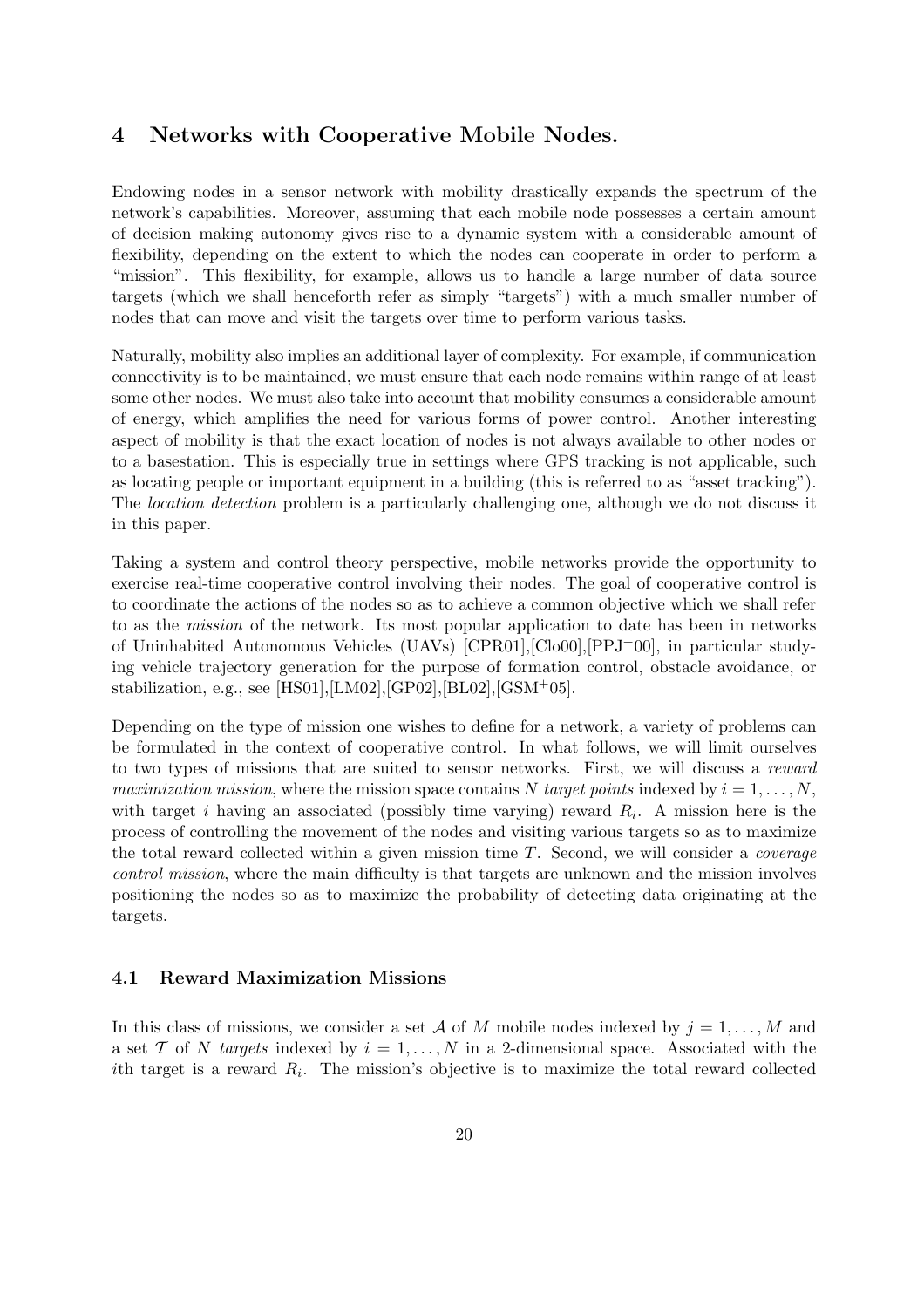## 4 Networks with Cooperative Mobile Nodes.

Endowing nodes in a sensor network with mobility drastically expands the spectrum of the network's capabilities. Moreover, assuming that each mobile node possesses a certain amount of decision making autonomy gives rise to a dynamic system with a considerable amount of flexibility, depending on the extent to which the nodes can cooperate in order to perform a "mission". This flexibility, for example, allows us to handle a large number of data source targets (which we shall henceforth refer as simply "targets") with a much smaller number of nodes that can move and visit the targets over time to perform various tasks.

Naturally, mobility also implies an additional layer of complexity. For example, if communication connectivity is to be maintained, we must ensure that each node remains within range of at least some other nodes. We must also take into account that mobility consumes a considerable amount of energy, which amplifies the need for various forms of power control. Another interesting aspect of mobility is that the exact location of nodes is not always available to other nodes or to a basestation. This is especially true in settings where GPS tracking is not applicable, such as locating people or important equipment in a building (this is referred to as "asset tracking"). The *location detection* problem is a particularly challenging one, although we do not discuss it in this paper.

Taking a system and control theory perspective, mobile networks provide the opportunity to exercise real-time cooperative control involving their nodes. The goal of cooperative control is to coordinate the actions of the nodes so as to achieve a common objective which we shall refer to as the *mission* of the network. Its most popular application to date has been in networks of Uninhabited Autonomous Vehicles (UAVs) [CPR01],[Clo00],[PPJ+00], in particular studying vehicle trajectory generation for the purpose of formation control, obstacle avoidance, or stabilization, e.g., see [HS01],[LM02],[GP02],[BL02],[GSM+05].

Depending on the type of mission one wishes to define for a network, a variety of problems can be formulated in the context of cooperative control. In what follows, we will limit ourselves to two types of missions that are suited to sensor networks. First, we will discuss a *reward maximization mission*, where the mission space contains $N$ *target points* indexed by $i = 1, \ldots, N$, with target $i$ having an associated (possibly time varying) reward $R_i$. A mission here is the process of controlling the movement of the nodes and visiting various targets so as to maximize the total reward collected within a given mission time $T$. Second, we will consider a *coverage control mission*, where the main difficulty is that targets are unknown and the mission involves positioning the nodes so as to maximize the probability of detecting data originating at the targets.

### 4.1 Reward Maximization Missions

In this class of missions, we consider a set $\mathcal{A}$ of $M$ mobile nodes indexed by $j = 1, \ldots, M$ and a set $\mathcal{T}$ of $N$ *targets* indexed by $i = 1, \ldots, N$ in a 2-dimensional space. Associated with the $i$th target is a reward $R_i$. The mission's objective is to maximize the total reward collected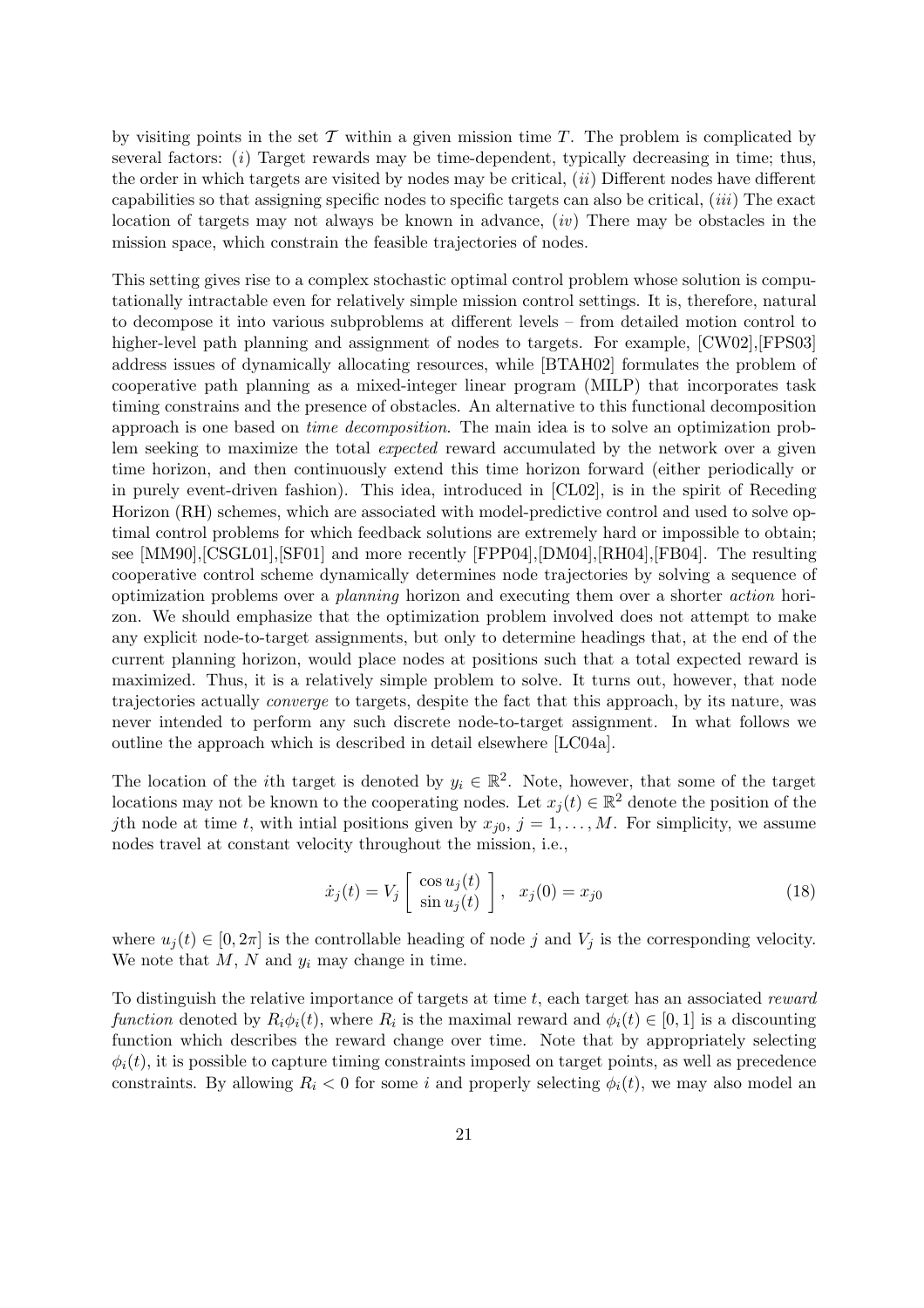by visiting points in the set $\mathcal{T}$ within a given mission time $T$. The problem is complicated by several factors: $(i)$ Target rewards may be time-dependent, typically decreasing in time; thus, the order in which targets are visited by nodes may be critical, $(ii)$ Different nodes have different capabilities so that assigning specific nodes to specific targets can also be critical, $(iii)$ The exact location of targets may not always be known in advance, $(iv)$ There may be obstacles in the mission space, which constrain the feasible trajectories of nodes.

This setting gives rise to a complex stochastic optimal control problem whose solution is computationally intractable even for relatively simple mission control settings. It is, therefore, natural to decompose it into various subproblems at different levels – from detailed motion control to higher-level path planning and assignment of nodes to targets. For example, [CW02],[FPS03] address issues of dynamically allocating resources, while [BTAH02] formulates the problem of cooperative path planning as a mixed-integer linear program (MILP) that incorporates task timing constrains and the presence of obstacles. An alternative to this functional decomposition approach is one based on *time decomposition*. The main idea is to solve an optimization problem seeking to maximize the total *expected* reward accumulated by the network over a given time horizon, and then continuously extend this time horizon forward (either periodically or in purely event-driven fashion). This idea, introduced in [CL02], is in the spirit of Receding Horizon (RH) schemes, which are associated with model-predictive control and used to solve optimal control problems for which feedback solutions are extremely hard or impossible to obtain; see [MM90],[CSGL01],[SF01] and more recently [FPP04],[DM04],[RH04],[FB04]. The resulting cooperative control scheme dynamically determines node trajectories by solving a sequence of optimization problems over a *planning* horizon and executing them over a shorter *action* horizon. We should emphasize that the optimization problem involved does not attempt to make any explicit node-to-target assignments, but only to determine headings that, at the end of the current planning horizon, would place nodes at positions such that a total expected reward is maximized. Thus, it is a relatively simple problem to solve. It turns out, however, that node trajectories actually *converge* to targets, despite the fact that this approach, by its nature, was never intended to perform any such discrete node-to-target assignment. In what follows we outline the approach which is described in detail elsewhere [LC04a].

The location of the $i$th target is denoted by $y_i \in \mathbb{R}^2$. Note, however, that some of the target locations may not be known to the cooperating nodes. Let $x_j(t) \in \mathbb{R}^2$ denote the position of the $j$th node at time $t$, with intial positions given by $x_{j0}$, $j = 1, \ldots, M$. For simplicity, we assume nodes travel at constant velocity throughout the mission, i.e.,

$$\dot{x}_j(t) = V_j \left[ \begin{array}{c} \cos u_j(t) \\ \sin u_j(t) \end{array} \right], \quad x_j(0) = x_{j0} \tag{18}$$

where $u_j(t) \in [0, 2\pi]$ is the controllable heading of node $j$ and $V_j$ is the corresponding velocity. We note that $M$, $N$ and $y_i$ may change in time.

To distinguish the relative importance of targets at time $t$, each target has an associated *reward function* denoted by $R_i\phi_i(t)$, where $R_i$ is the maximal reward and $\phi_i(t) \in [0, 1]$ is a discounting function which describes the reward change over time. Note that by appropriately selecting $\phi_i(t)$, it is possible to capture timing constraints imposed on target points, as well as precedence constraints. By allowing $R_i < 0$ for some $i$ and properly selecting $\phi_i(t)$, we may also model an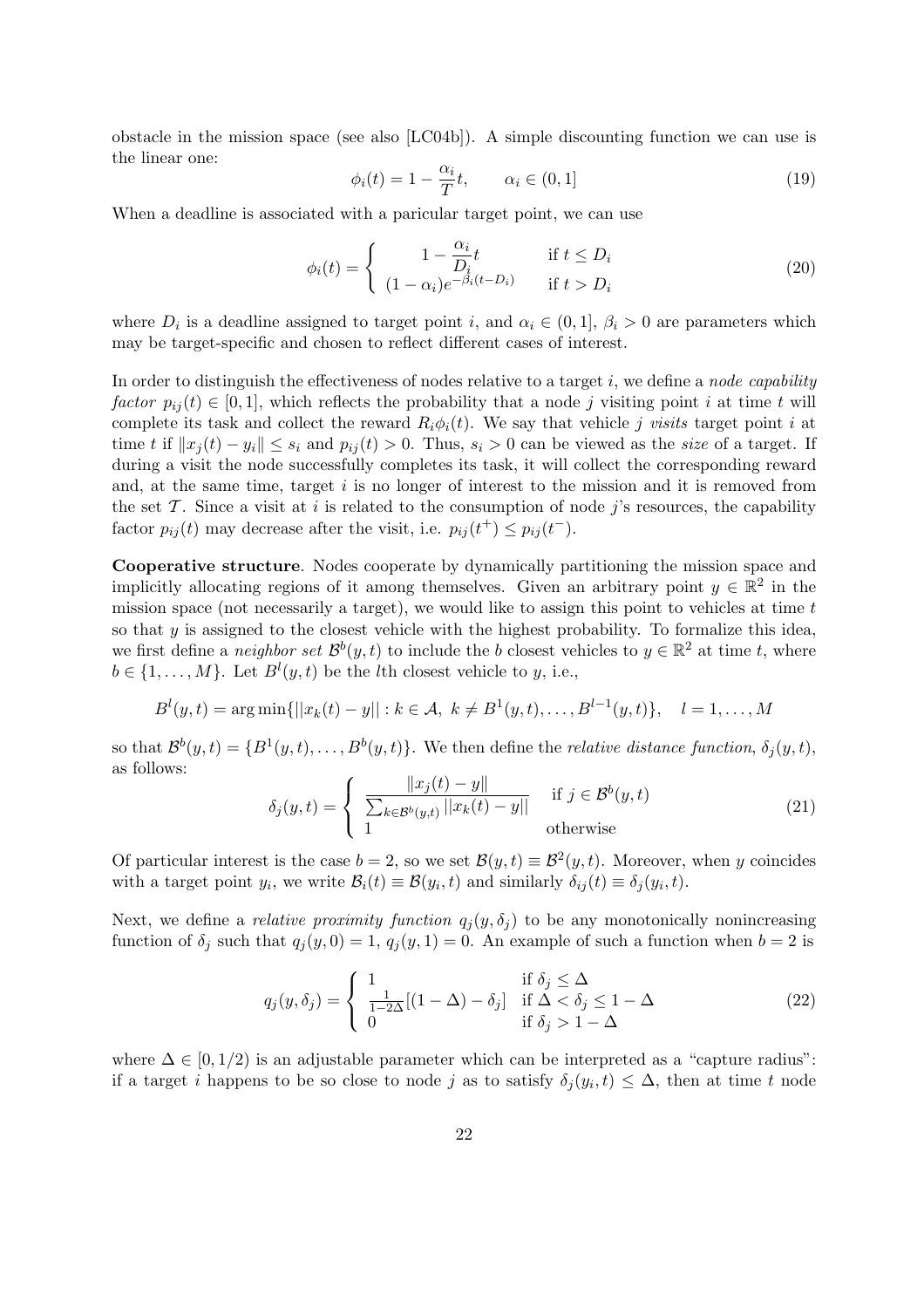obstacle in the mission space (see also [LC04b]). A simple discounting function we can use is the linear one:

$$\phi_i(t) = 1 - \frac{\alpha_i}{T}t, \qquad \alpha_i \in (0, 1] \tag{19}$$

When a deadline is associated with a paricular target point, we can use

$$\phi_i(t) = \begin{cases} 1 - \dfrac{\alpha_i}{D_i}t & \text{if } t \leq D_i \\ (1-\alpha_i)e^{-\beta_i(t-D_i)} & \text{if } t > D_i \end{cases} \tag{20}$$

where $D_i$ is a deadline assigned to target point $i$, and $\alpha_i \in (0, 1]$, $\beta_i > 0$ are parameters which may be target-specific and chosen to reflect different cases of interest.

In order to distinguish the effectiveness of nodes relative to a target $i$, we define a *node capability factor* $p_{ij}(t) \in [0, 1]$, which reflects the probability that a node $j$ visiting point $i$ at time $t$ will complete its task and collect the reward $R_i\phi_i(t)$. We say that vehicle $j$ *visits* target point $i$ at time $t$ if $\|x_j(t) - y_i\| \leq s_i$ and $p_{ij}(t) > 0$. Thus, $s_i > 0$ can be viewed as the *size* of a target. If during a visit the node successfully completes its task, it will collect the corresponding reward and, at the same time, target $i$ is no longer of interest to the mission and it is removed from the set $\mathcal{T}$. Since a visit at $i$ is related to the consumption of node $j$'s resources, the capability factor $p_{ij}(t)$ may decrease after the visit, i.e. $p_{ij}(t^+) \leq p_{ij}(t^-)$.

**Cooperative structure**. Nodes cooperate by dynamically partitioning the mission space and implicitly allocating regions of it among themselves. Given an arbitrary point $y \in \mathbb{R}^2$ in the mission space (not necessarily a target), we would like to assign this point to vehicles at time $t$ so that $y$ is assigned to the closest vehicle with the highest probability. To formalize this idea, we first define a *neighbor set* $\mathcal{B}^b(y, t)$ to include the $b$ closest vehicles to $y \in \mathbb{R}^2$ at time $t$, where $b \in \{1, \ldots, M\}$. Let $B^l(y, t)$ be the $l$th closest vehicle to $y$, i.e.,

$$B^l(y,t) = \arg\min\{||x_k(t) - y|| : k \in \mathcal{A},\ k \neq B^1(y,t), \ldots, B^{l-1}(y,t)\}, \quad l = 1, \ldots, M$$

so that $\mathcal{B}^b(y, t) = \{B^1(y, t), \ldots, B^b(y, t)\}$. We then define the *relative distance function*, $\delta_j(y, t)$, as follows:

$$\delta_j(y,t) = \begin{cases} \dfrac{\|x_j(t) - y\|}{\sum_{k \in \mathcal{B}^b(y,t)} ||x_k(t) - y||} & \text{if } j \in \mathcal{B}^b(y,t) \\ 1 & \text{otherwise} \end{cases} \tag{21}$$

Of particular interest is the case $b = 2$, so we set $\mathcal{B}(y, t) \equiv \mathcal{B}^2(y, t)$. Moreover, when $y$ coincides with a target point $y_i$, we write $\mathcal{B}_i(t) \equiv \mathcal{B}(y_i, t)$ and similarly $\delta_{ij}(t) \equiv \delta_j(y_i, t)$.

Next, we define a *relative proximity function* $q_j(y, \delta_j)$ to be any monotonically nonincreasing function of $\delta_j$ such that $q_j(y, 0) = 1$, $q_j(y, 1) = 0$. An example of such a function when $b = 2$ is

$$q_j(y, \delta_j) = \begin{cases} 1 & \text{if } \delta_j \leq \Delta \\ \frac{1}{1-2\Delta}[(1-\Delta) - \delta_j] & \text{if } \Delta < \delta_j \leq 1 - \Delta \\ 0 & \text{if } \delta_j > 1 - \Delta \end{cases} \tag{22}$$

where $\Delta \in [0, 1/2)$ is an adjustable parameter which can be interpreted as a "capture radius": if a target $i$ happens to be so close to node $j$ as to satisfy $\delta_j(y_i, t) \leq \Delta$, then at time $t$ node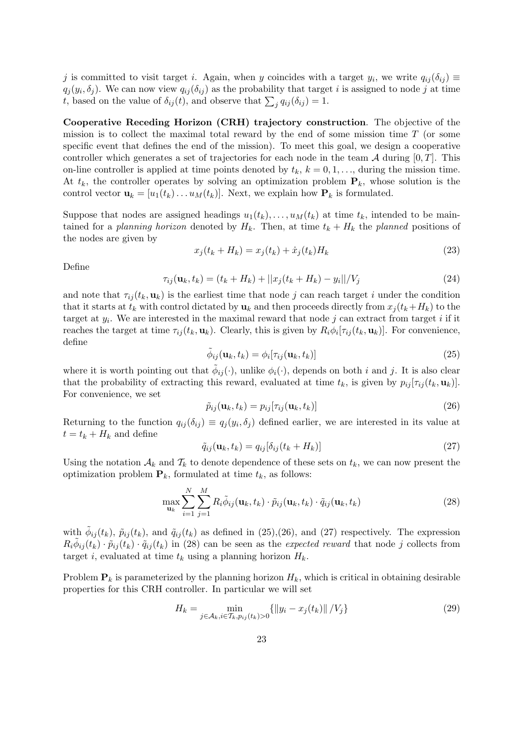$j$ is committed to visit target $i$. Again, when $y$ coincides with a target $y_i$, we write $q_{ij}(\delta_{ij}) \equiv q_j(y_i, \delta_j)$. We can now view $q_{ij}(\delta_{ij})$ as the probability that target $i$ is assigned to node $j$ at time $t$, based on the value of $\delta_{ij}(t)$, and observe that $\sum_j q_{ij}(\delta_{ij}) = 1$.

**Cooperative Receding Horizon (CRH) trajectory construction**. The objective of the mission is to collect the maximal total reward by the end of some mission time $T$ (or some specific event that defines the end of the mission). To meet this goal, we design a cooperative controller which generates a set of trajectories for each node in the team $\mathcal{A}$ during $[0, T]$. This on-line controller is applied at time points denoted by $t_k$, $k = 0, 1, \ldots$, during the mission time. At $t_k$, the controller operates by solving an optimization problem $\mathbf{P}_k$, whose solution is the control vector $\mathbf{u}_k = [u_1(t_k) \ldots u_M(t_k)]$. Next, we explain how $\mathbf{P}_k$ is formulated.

Suppose that nodes are assigned headings $u_1(t_k), \ldots, u_M(t_k)$ at time $t_k$, intended to be maintained for a *planning horizon* denoted by $H_k$. Then, at time $t_k + H_k$ the *planned* positions of the nodes are given by

$$x_j(t_k + H_k) = x_j(t_k) + \dot{x}_j(t_k) H_k \tag{23}$$

Define

$$\tau_{ij}(\mathbf{u}_k, t_k) = (t_k + H_k) + ||x_j(t_k + H_k) - y_i||/V_j \tag{24}$$

and note that $\tau_{ij}(t_k, \mathbf{u}_k)$ is the earliest time that node $j$ can reach target $i$ under the condition that it starts at $t_k$ with control dictated by $\mathbf{u}_k$ and then proceeds directly from $x_j(t_k+H_k)$ to the target at $y_i$. We are interested in the maximal reward that node $j$ can extract from target $i$ if it reaches the target at time $\tau_{ij}(t_k, \mathbf{u}_k)$. Clearly, this is given by $R_i \phi_i[\tau_{ij}(t_k, \mathbf{u}_k)]$. For convenience, define

$$\tilde{\phi}_{ij}(\mathbf{u}_k, t_k) = \phi_i[\tau_{ij}(\mathbf{u}_k, t_k)] \tag{25}$$

where it is worth pointing out that $\tilde{\phi}_{ij}(\cdot)$, unlike $\phi_i(\cdot)$, depends on both $i$ and $j$. It is also clear that the probability of extracting this reward, evaluated at time $t_k$, is given by $p_{ij}[\tau_{ij}(t_k, \mathbf{u}_k)]$. For convenience, we set

$$\tilde{p}_{ij}(\mathbf{u}_k, t_k) = p_{ij}[\tau_{ij}(\mathbf{u}_k, t_k)] \tag{26}$$

Returning to the function $q_{ij}(\delta_{ij}) \equiv q_j(y_i, \delta_j)$ defined earlier, we are interested in its value at $t = t_k + H_k$ and define

$$\tilde{q}_{ij}(\mathbf{u}_k, t_k) = q_{ij}[\delta_{ij}(t_k + H_k)] \tag{27}$$

Using the notation $\mathcal{A}_k$ and $\mathcal{T}_k$ to denote dependence of these sets on $t_k$, we can now present the optimization problem $\mathbf{P}_k$, formulated at time $t_k$, as follows:

$$\max_{\mathbf{u}_k} \sum_{i=1}^{N} \sum_{j=1}^{M} R_i \tilde{\phi}_{ij}(\mathbf{u}_k, t_k) \cdot \tilde{p}_{ij}(\mathbf{u}_k, t_k) \cdot \tilde{q}_{ij}(\mathbf{u}_k, t_k) \tag{28}$$

with $\tilde{\phi}_{ij}(t_k)$, $\tilde{p}_{ij}(t_k)$, and $\tilde{q}_{ij}(t_k)$ as defined in (25),(26), and (27) respectively. The expression $R_i \tilde{\phi}_{ij}(t_k) \cdot \tilde{p}_{ij}(t_k) \cdot \tilde{q}_{ij}(t_k)$ in (28) can be seen as the *expected reward* that node $j$ collects from target $i$, evaluated at time $t_k$ using a planning horizon $H_k$.

Problem $\mathbf{P}_k$ is parameterized by the planning horizon $H_k$, which is critical in obtaining desirable properties for this CRH controller. In particular we will set

$$H_k = \min_{j \in \mathcal{A}_k, i \in \mathcal{T}_k, p_{ij}(t_k) > 0} \{\|y_i - x_j(t_k)\| / V_j\} \tag{29}$$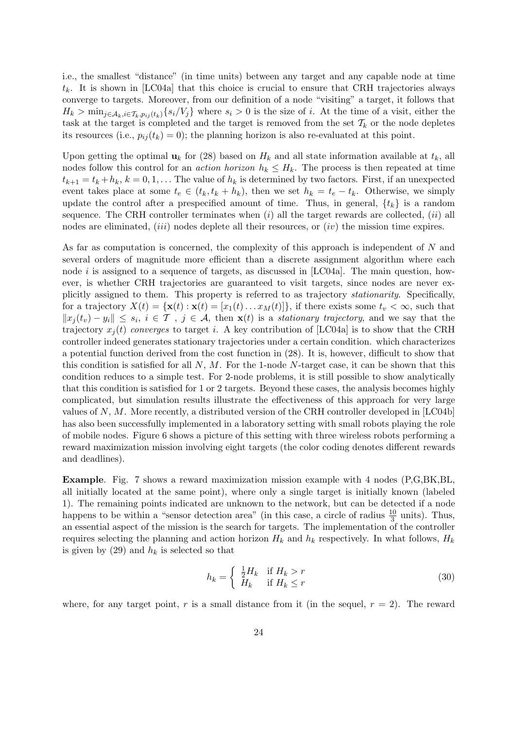i.e., the smallest "distance" (in time units) between any target and any capable node at time $t_k$. It is shown in [LC04a] that this choice is crucial to ensure that CRH trajectories always converge to targets. Moreover, from our definition of a node "visiting" a target, it follows that $H_k > \min_{j \in \mathcal{A}_k, i \in \mathcal{T}_k, p_{ij}(t_k)} \{s_i/V_j\}$ where $s_i > 0$ is the size of $i$. At the time of a visit, either the task at the target is completed and the target is removed from the set $\mathcal{T}_k$ or the node depletes its resources (i.e., $p_{ij}(t_k) = 0$); the planning horizon is also re-evaluated at this point.

Upon getting the optimal $\mathbf{u}_k$ for (28) based on $H_k$ and all state information available at $t_k$, all nodes follow this control for an *action horizon* $h_k \leq H_k$. The process is then repeated at time $t_{k+1} = t_k + h_k$, $k = 0, 1, \ldots$ The value of $h_k$ is determined by two factors. First, if an unexpected event takes place at some $t_e \in (t_k, t_k + h_k)$, then we set $h_k = t_e - t_k$. Otherwise, we simply update the control after a prespecified amount of time. Thus, in general, $\{t_k\}$ is a random sequence. The CRH controller terminates when $(i)$ all the target rewards are collected, $(ii)$ all nodes are eliminated, $(iii)$ nodes deplete all their resources, or $(iv)$ the mission time expires.

As far as computation is concerned, the complexity of this approach is independent of $N$ and several orders of magnitude more efficient than a discrete assignment algorithm where each node $i$ is assigned to a sequence of targets, as discussed in [LC04a]. The main question, however, is whether CRH trajectories are guaranteed to visit targets, since nodes are never explicitly assigned to them. This property is referred to as trajectory *stationarity*. Specifically, for a trajectory $X(t) = \{\mathbf{x}(t) : \mathbf{x}(t) = [x_1(t) \ldots x_M(t)]\}$, if there exists some $t_v < \infty$, such that $\|x_j(t_v) - y_i\| \leq s_i$, $i \in \mathcal{T}$ , $j \in \mathcal{A}$, then $\mathbf{x}(t)$ is a *stationary trajectory*, and we say that the trajectory $x_j(t)$ *converges* to target $i$. A key contribution of [LC04a] is to show that the CRH controller indeed generates stationary trajectories under a certain condition. which characterizes a potential function derived from the cost function in (28). It is, however, difficult to show that this condition is satisfied for all $N$, $M$. For the 1-node $N$-target case, it can be shown that this condition reduces to a simple test. For 2-node problems, it is still possible to show analytically that this condition is satisfied for 1 or 2 targets. Beyond these cases, the analysis becomes highly complicated, but simulation results illustrate the effectiveness of this approach for very large values of $N$, $M$. More recently, a distributed version of the CRH controller developed in [LC04b] has also been successfully implemented in a laboratory setting with small robots playing the role of mobile nodes. Figure 6 shows a picture of this setting with three wireless robots performing a reward maximization mission involving eight targets (the color coding denotes different rewards and deadlines).

**Example**. Fig. 7 shows a reward maximization mission example with 4 nodes (P,G,BK,BL, all initially located at the same point), where only a single target is initially known (labeled 1). The remaining points indicated are unknown to the network, but can be detected if a node happens to be within a "sensor detection area" (in this case, a circle of radius $\frac{10}{3}$ units). Thus, an essential aspect of the mission is the search for targets. The implementation of the controller requires selecting the planning and action horizon $H_k$ and $h_k$ respectively. In what follows, $H_k$ is given by (29) and $h_k$ is selected so that

$$h_k = \begin{cases} \frac{1}{2} H_k & \text{if } H_k > r \\ H_k & \text{if } H_k \leq r \end{cases} \tag{30}$$

where, for any target point, $r$ is a small distance from it (in the sequel, $r = 2$). The reward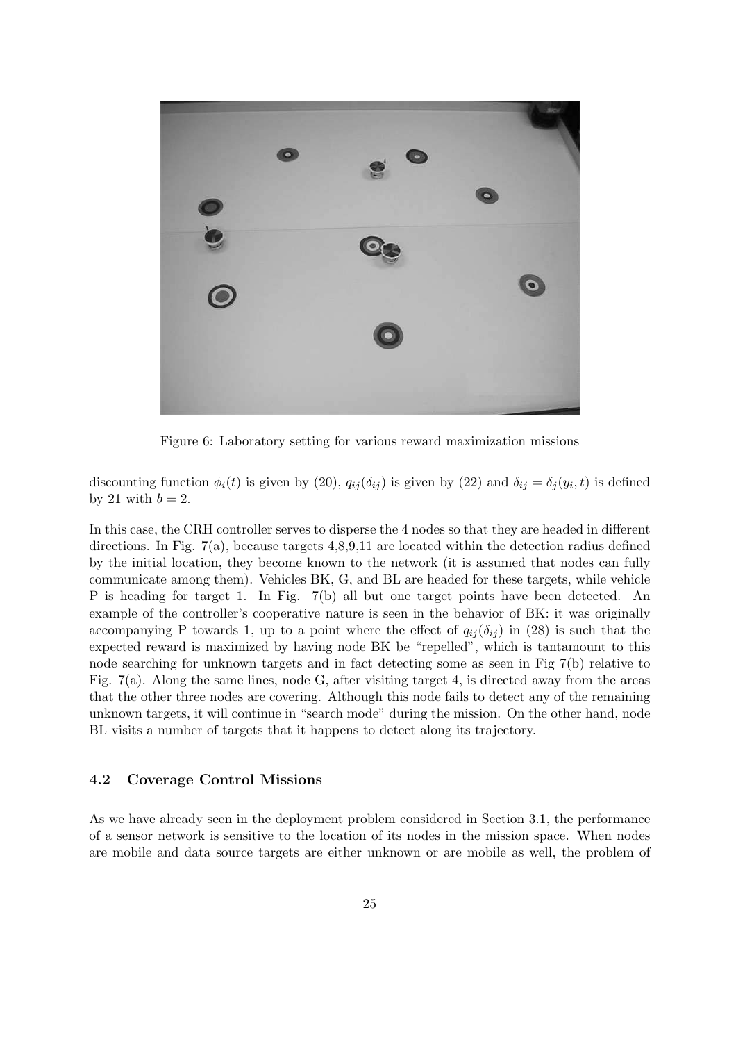Figure 6: Laboratory setting for various reward maximization missions

discounting function $\phi_i(t)$ is given by (20), $q_{ij}(\delta_{ij})$ is given by (22) and $\delta_{ij} = \delta_j(y_i, t)$ is defined by 21 with $b = 2$.

In this case, the CRH controller serves to disperse the 4 nodes so that they are headed in different directions. In Fig. 7(a), because targets 4,8,9,11 are located within the detection radius defined by the initial location, they become known to the network (it is assumed that nodes can fully communicate among them). Vehicles BK, G, and BL are headed for these targets, while vehicle P is heading for target 1. In Fig. 7(b) all but one target points have been detected. An example of the controller's cooperative nature is seen in the behavior of BK: it was originally accompanying P towards 1, up to a point where the effect of $q_{ij}(\delta_{ij})$ in (28) is such that the expected reward is maximized by having node BK be "repelled", which is tantamount to this node searching for unknown targets and in fact detecting some as seen in Fig 7(b) relative to Fig. 7(a). Along the same lines, node G, after visiting target 4, is directed away from the areas that the other three nodes are covering. Although this node fails to detect any of the remaining unknown targets, it will continue in "search mode" during the mission. On the other hand, node BL visits a number of targets that it happens to detect along its trajectory.

### 4.2 Coverage Control Missions

As we have already seen in the deployment problem considered in Section 3.1, the performance of a sensor network is sensitive to the location of its nodes in the mission space. When nodes are mobile and data source targets are either unknown or are mobile as well, the problem of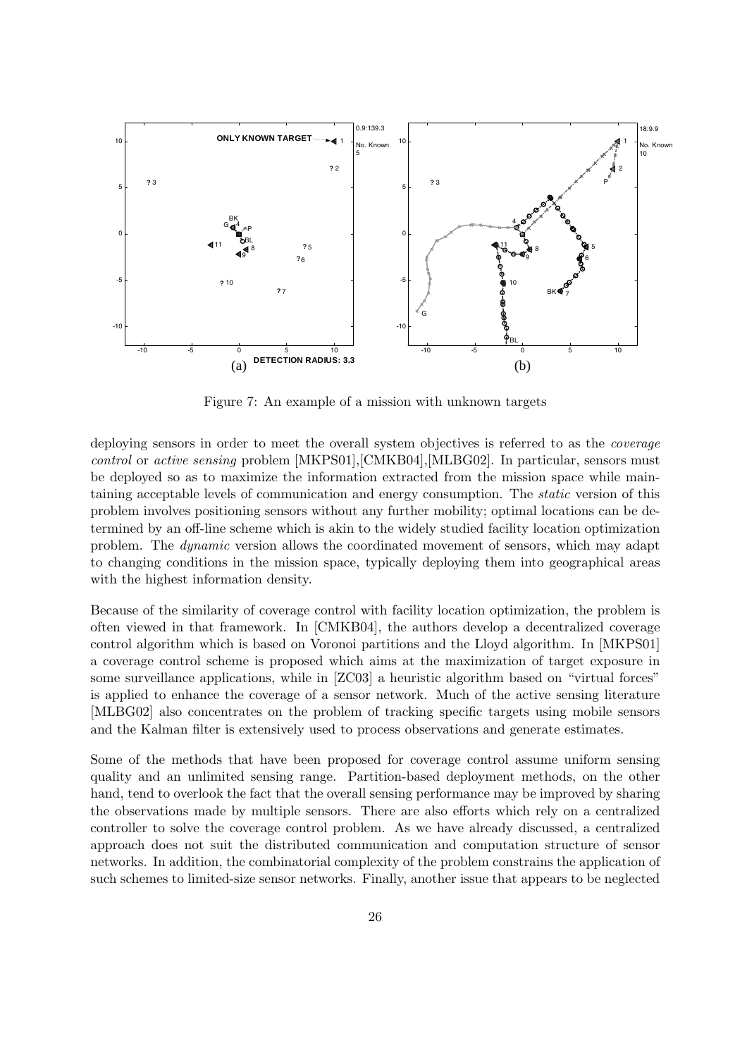0.9:139.3

ONLY KNOWN TARGET

No. Known
5

DETECTION RADIUS: 3.3

(a)

18:9.9

No. Known
10

(b)

Figure 7: An example of a mission with unknown targets

deploying sensors in order to meet the overall system objectives is referred to as the *coverage control* or *active sensing* problem [MKPS01],[CMKB04],[MLBG02]. In particular, sensors must be deployed so as to maximize the information extracted from the mission space while maintaining acceptable levels of communication and energy consumption. The *static* version of this problem involves positioning sensors without any further mobility; optimal locations can be determined by an off-line scheme which is akin to the widely studied facility location optimization problem. The *dynamic* version allows the coordinated movement of sensors, which may adapt to changing conditions in the mission space, typically deploying them into geographical areas with the highest information density.

Because of the similarity of coverage control with facility location optimization, the problem is often viewed in that framework. In [CMKB04], the authors develop a decentralized coverage control algorithm which is based on Voronoi partitions and the Lloyd algorithm. In [MKPS01] a coverage control scheme is proposed which aims at the maximization of target exposure in some surveillance applications, while in [ZC03] a heuristic algorithm based on "virtual forces" is applied to enhance the coverage of a sensor network. Much of the active sensing literature [MLBG02] also concentrates on the problem of tracking specific targets using mobile sensors and the Kalman filter is extensively used to process observations and generate estimates.

Some of the methods that have been proposed for coverage control assume uniform sensing quality and an unlimited sensing range. Partition-based deployment methods, on the other hand, tend to overlook the fact that the overall sensing performance may be improved by sharing the observations made by multiple sensors. There are also efforts which rely on a centralized controller to solve the coverage control problem. As we have already discussed, a centralized approach does not suit the distributed communication and computation structure of sensor networks. In addition, the combinatorial complexity of the problem constrains the application of such schemes to limited-size sensor networks. Finally, another issue that appears to be neglected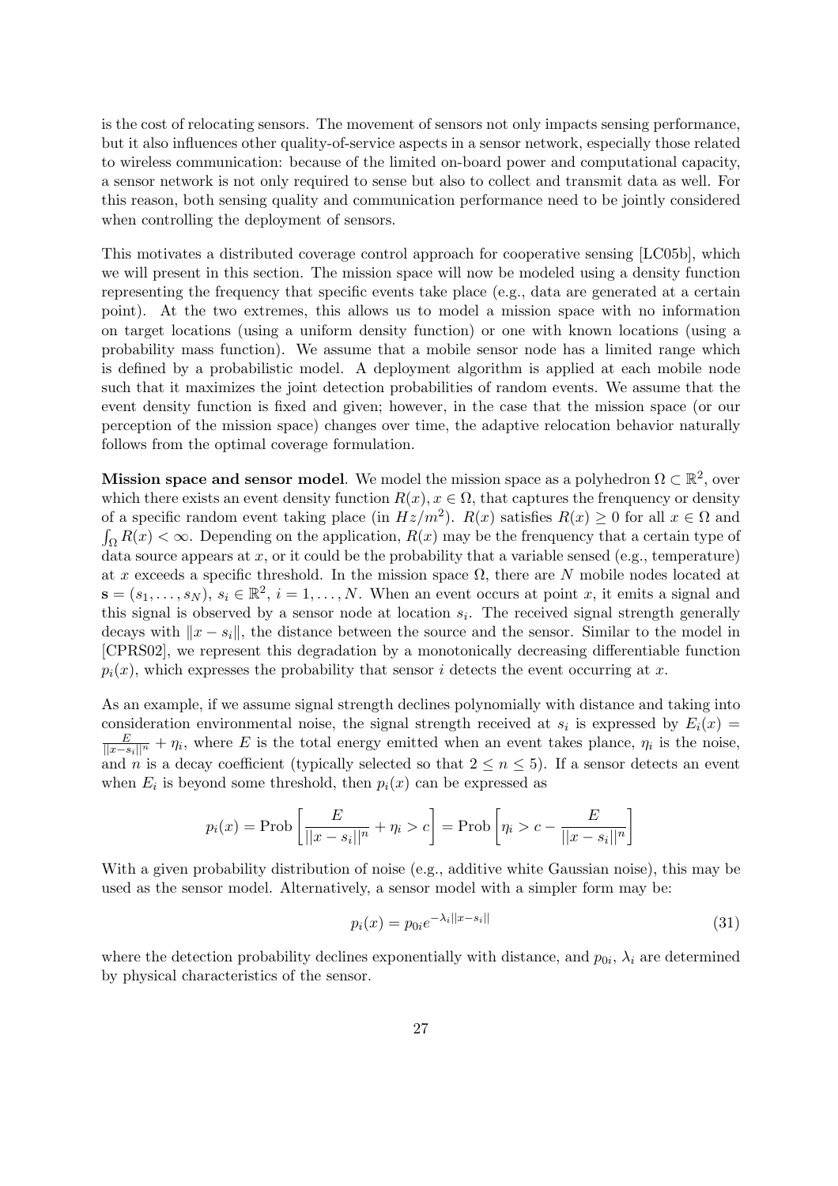is the cost of relocating sensors. The movement of sensors not only impacts sensing performance, but it also influences other quality-of-service aspects in a sensor network, especially those related to wireless communication: because of the limited on-board power and computational capacity, a sensor network is not only required to sense but also to collect and transmit data as well. For this reason, both sensing quality and communication performance need to be jointly considered when controlling the deployment of sensors.

This motivates a distributed coverage control approach for cooperative sensing [LC05b], which we will present in this section. The mission space will now be modeled using a density function representing the frequency that specific events take place (e.g., data are generated at a certain point). At the two extremes, this allows us to model a mission space with no information on target locations (using a uniform density function) or one with known locations (using a probability mass function). We assume that a mobile sensor node has a limited range which is defined by a probabilistic model. A deployment algorithm is applied at each mobile node such that it maximizes the joint detection probabilities of random events. We assume that the event density function is fixed and given; however, in the case that the mission space (or our perception of the mission space) changes over time, the adaptive relocation behavior naturally follows from the optimal coverage formulation.

**Mission space and sensor model**. We model the mission space as a polyhedron $\Omega \subset \mathbb{R}^2$, over which there exists an event density function $R(x), x \in \Omega$, that captures the frenquency or density of a specific random event taking place (in $Hz/m^2$). $R(x)$ satisfies $R(x) \geq 0$ for all $x \in \Omega$ and $\int_\Omega R(x) < \infty$. Depending on the application, $R(x)$ may be the frenquency that a certain type of data source appears at $x$, or it could be the probability that a variable sensed (e.g., temperature) at $x$ exceeds a specific threshold. In the mission space $\Omega$, there are $N$ mobile nodes located at $\mathbf{s} = (s_1, \ldots, s_N)$, $s_i \in \mathbb{R}^2$, $i = 1, \ldots, N$. When an event occurs at point $x$, it emits a signal and this signal is observed by a sensor node at location $s_i$. The received signal strength generally decays with $\|x - s_i\|$, the distance between the source and the sensor. Similar to the model in [CPRS02], we represent this degradation by a monotonically decreasing differentiable function $p_i(x)$, which expresses the probability that sensor $i$ detects the event occurring at $x$.

As an example, if we assume signal strength declines polynomially with distance and taking into consideration environmental noise, the signal strength received at $s_i$ is expressed by $E_i(x) = \frac{E}{||x-s_i||^n} + \eta_i$, where $E$ is the total energy emitted when an event takes plance, $\eta_i$ is the noise, and $n$ is a decay coefficient (typically selected so that $2 \leq n \leq 5$). If a sensor detects an event when $E_i$ is beyond some threshold, then $p_i(x)$ can be expressed as

$$p_i(x) = \text{Prob}\left[\frac{E}{||x - s_i||^n} + \eta_i > c\right] = \text{Prob}\left[\eta_i > c - \frac{E}{||x - s_i||^n}\right]$$

With a given probability distribution of noise (e.g., additive white Gaussian noise), this may be used as the sensor model. Alternatively, a sensor model with a simpler form may be:

$$p_i(x) = p_{0i} e^{-\lambda_i ||x - s_i||} \tag{31}$$

where the detection probability declines exponentially with distance, and $p_{0i}$, $\lambda_i$ are determined by physical characteristics of the sensor.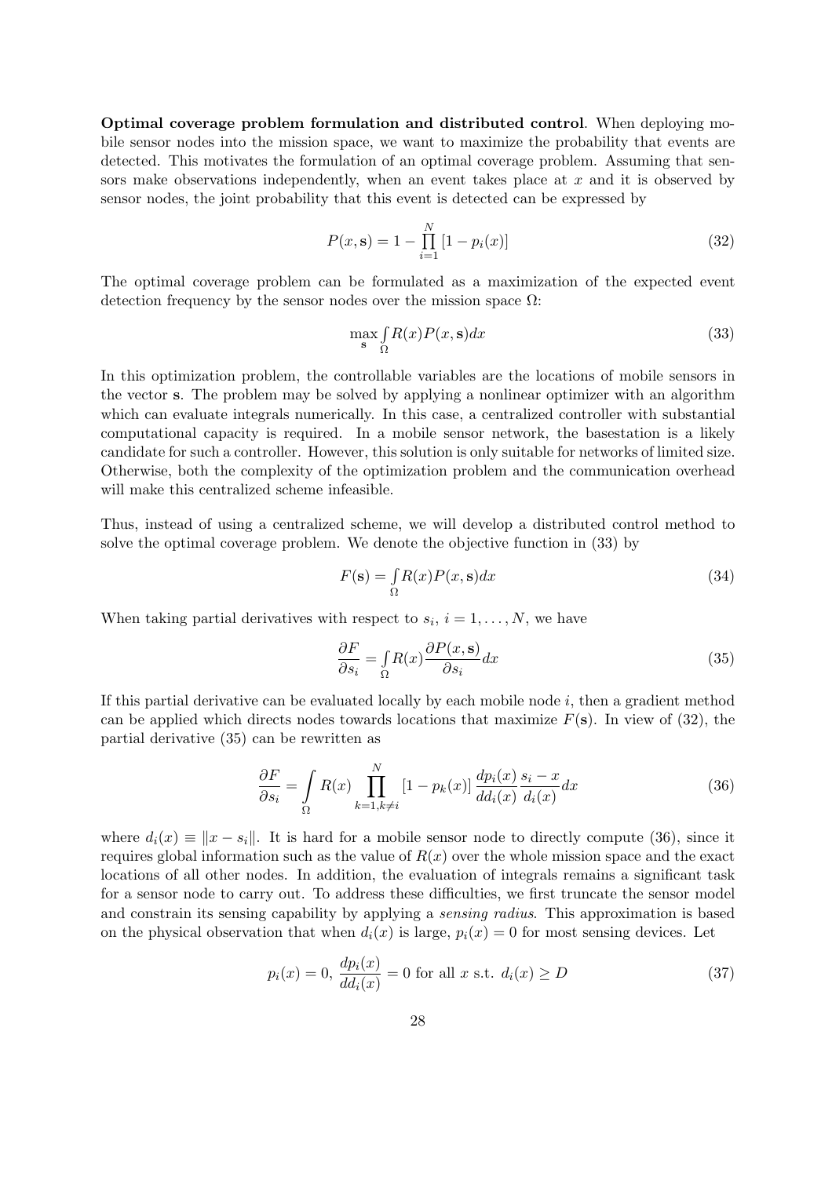**Optimal coverage problem formulation and distributed control**. When deploying mobile sensor nodes into the mission space, we want to maximize the probability that events are detected. This motivates the formulation of an optimal coverage problem. Assuming that sensors make observations independently, when an event takes place at $x$ and it is observed by sensor nodes, the joint probability that this event is detected can be expressed by

$$P(x, \mathbf{s}) = 1 - \prod_{i=1}^{N} \left[1 - p_i(x)\right] \tag{32}$$

The optimal coverage problem can be formulated as a maximization of the expected event detection frequency by the sensor nodes over the mission space $\Omega$:

$$\max_{\mathbf{s}} \int_{\Omega} R(x) P(x, \mathbf{s}) dx \tag{33}$$

In this optimization problem, the controllable variables are the locations of mobile sensors in the vector $\mathbf{s}$. The problem may be solved by applying a nonlinear optimizer with an algorithm which can evaluate integrals numerically. In this case, a centralized controller with substantial computational capacity is required. In a mobile sensor network, the basestation is a likely candidate for such a controller. However, this solution is only suitable for networks of limited size. Otherwise, both the complexity of the optimization problem and the communication overhead will make this centralized scheme infeasible.

Thus, instead of using a centralized scheme, we will develop a distributed control method to solve the optimal coverage problem. We denote the objective function in (33) by

$$F(\mathbf{s}) = \int_{\Omega} R(x) P(x, \mathbf{s}) dx \tag{34}$$

When taking partial derivatives with respect to $s_i$, $i = 1, \ldots, N$, we have

$$\frac{\partial F}{\partial s_i} = \int_{\Omega} R(x) \frac{\partial P(x, \mathbf{s})}{\partial s_i} dx \tag{35}$$

If this partial derivative can be evaluated locally by each mobile node $i$, then a gradient method can be applied which directs nodes towards locations that maximize $F(\mathbf{s})$. In view of (32), the partial derivative (35) can be rewritten as

$$\frac{\partial F}{\partial s_i} = \int_{\Omega} R(x) \prod_{k=1, k \neq i}^{N} \left[1 - p_k(x)\right] \frac{dp_i(x)}{dd_i(x)} \frac{s_i - x}{d_i(x)} dx \tag{36}$$

where $d_i(x) \equiv \|x - s_i\|$. It is hard for a mobile sensor node to directly compute (36), since it requires global information such as the value of $R(x)$ over the whole mission space and the exact locations of all other nodes. In addition, the evaluation of integrals remains a significant task for a sensor node to carry out. To address these difficulties, we first truncate the sensor model and constrain its sensing capability by applying a *sensing radius*. This approximation is based on the physical observation that when $d_i(x)$ is large, $p_i(x) = 0$ for most sensing devices. Let

$$p_i(x) = 0, \; \frac{dp_i(x)}{dd_i(x)} = 0 \text{ for all } x \text{ s.t. } d_i(x) \geq D \tag{37}$$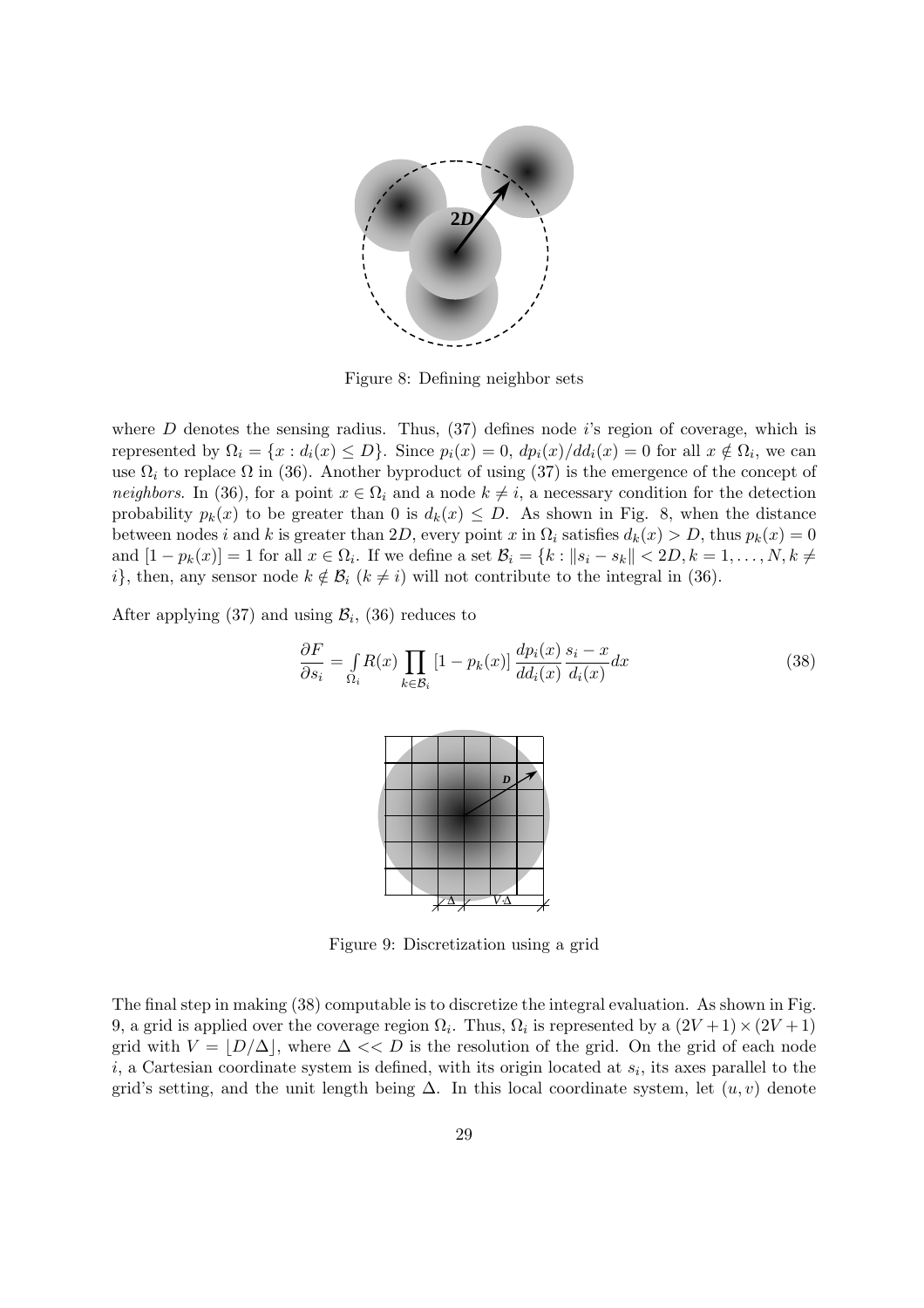Figure 8: Defining neighbor sets

where $D$ denotes the sensing radius. Thus, (37) defines node $i$'s region of coverage, which is represented by $\Omega_i = \{x : d_i(x) \leq D\}$. Since $p_i(x) = 0$, $dp_i(x)/dd_i(x) = 0$ for all $x \notin \Omega_i$, we can use $\Omega_i$ to replace $\Omega$ in (36). Another byproduct of using (37) is the emergence of the concept of *neighbors*. In (36), for a point $x \in \Omega_i$ and a node $k \neq i$, a necessary condition for the detection probability $p_k(x)$ to be greater than 0 is $d_k(x) \leq D$. As shown in Fig. 8, when the distance between nodes $i$ and $k$ is greater than $2D$, every point $x$ in $\Omega_i$ satisfies $d_k(x) > D$, thus $p_k(x) = 0$ and $[1 - p_k(x)] = 1$ for all $x \in \Omega_i$. If we define a set $\mathcal{B}_i = \{k : \|s_i - s_k\| < 2D, k = 1, \ldots, N, k \neq i\}$, then, any sensor node $k \notin \mathcal{B}_i$ ($k \neq i$) will not contribute to the integral in (36).

After applying (37) and using $\mathcal{B}_i$, (36) reduces to

$$\frac{\partial F}{\partial s_i} = \int_{\Omega_i} R(x) \prod_{k \in \mathcal{B}_i} [1 - p_k(x)] \frac{dp_i(x)}{dd_i(x)} \frac{s_i - x}{d_i(x)} dx \tag{38}$$

Figure 9: Discretization using a grid

The final step in making (38) computable is to discretize the integral evaluation. As shown in Fig. 9, a grid is applied over the coverage region $\Omega_i$. Thus, $\Omega_i$ is represented by a $(2V + 1) \times (2V + 1)$ grid with $V = \lfloor D/\Delta \rfloor$, where $\Delta << D$ is the resolution of the grid. On the grid of each node $i$, a Cartesian coordinate system is defined, with its origin located at $s_i$, its axes parallel to the grid's setting, and the unit length being $\Delta$. In this local coordinate system, let $(u, v)$ denote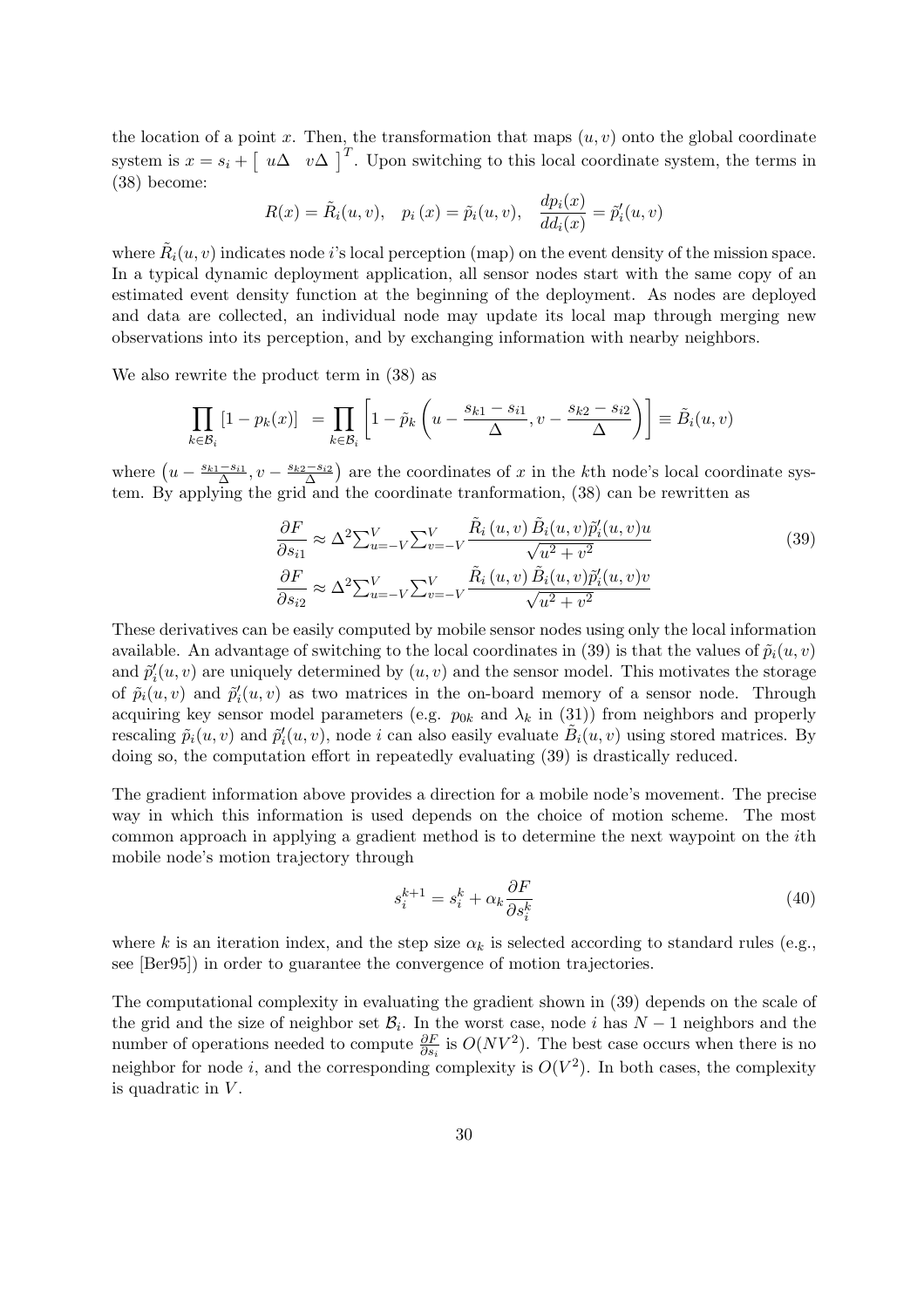the location of a point $x$. Then, the transformation that maps $(u, v)$ onto the global coordinate system is $x = s_i + \left[\begin{array}{cc} u\Delta & v\Delta \end{array}\right]^T$. Upon switching to this local coordinate system, the terms in (38) become:

$$R(x) = \tilde{R}_i(u, v), \quad p_i(x) = \tilde{p}_i(u, v), \quad \frac{dp_i(x)}{dd_i(x)} = \tilde{p}_i'(u, v)$$

where $\tilde{R}_i(u, v)$ indicates node $i$'s local perception (map) on the event density of the mission space. In a typical dynamic deployment application, all sensor nodes start with the same copy of an estimated event density function at the beginning of the deployment. As nodes are deployed and data are collected, an individual node may update its local map through merging new observations into its perception, and by exchanging information with nearby neighbors.

We also rewrite the product term in (38) as

$$\prod_{k \in \mathcal{B}_i} [1 - p_k(x)] = \prod_{k \in \mathcal{B}_i} \left[1 - \tilde{p}_k\left(u - \frac{s_{k1} - s_{i1}}{\Delta}, v - \frac{s_{k2} - s_{i2}}{\Delta}\right)\right] \equiv \tilde{B}_i(u, v)$$

where $\left(u - \frac{s_{k1} - s_{i1}}{\Delta}, v - \frac{s_{k2} - s_{i2}}{\Delta}\right)$ are the coordinates of $x$ in the $k$th node's local coordinate system. By applying the grid and the coordinate tranformation, (38) can be rewritten as

$$\begin{aligned} \frac{\partial F}{\partial s_{i1}} &\approx \Delta^2 \sum_{u=-V}^{V} \sum_{v=-V}^{V} \frac{\tilde{R}_i(u, v)\, \tilde{B}_i(u, v) \tilde{p}_i'(u, v) u}{\sqrt{u^2 + v^2}} \\ \frac{\partial F}{\partial s_{i2}} &\approx \Delta^2 \sum_{u=-V}^{V} \sum_{v=-V}^{V} \frac{\tilde{R}_i(u, v)\, \tilde{B}_i(u, v) \tilde{p}_i'(u, v) v}{\sqrt{u^2 + v^2}} \end{aligned} \tag{39}$$

These derivatives can be easily computed by mobile sensor nodes using only the local information available. An advantage of switching to the local coordinates in (39) is that the values of $\tilde{p}_i(u, v)$ and $\tilde{p}_i'(u, v)$ are uniquely determined by $(u, v)$ and the sensor model. This motivates the storage of $\tilde{p}_i(u, v)$ and $\tilde{p}_i'(u, v)$ as two matrices in the on-board memory of a sensor node. Through acquiring key sensor model parameters (e.g. $p_{0k}$ and $\lambda_k$ in (31)) from neighbors and properly rescaling $\tilde{p}_i(u, v)$ and $\tilde{p}_i'(u, v)$, node $i$ can also easily evaluate $\tilde{B}_i(u, v)$ using stored matrices. By doing so, the computation effort in repeatedly evaluating (39) is drastically reduced.

The gradient information above provides a direction for a mobile node's movement. The precise way in which this information is used depends on the choice of motion scheme. The most common approach in applying a gradient method is to determine the next waypoint on the $i$th mobile node's motion trajectory through

$$s_i^{k+1} = s_i^k + \alpha_k \frac{\partial F}{\partial s_i^k} \tag{40}$$

where $k$ is an iteration index, and the step size $\alpha_k$ is selected according to standard rules (e.g., see [Ber95]) in order to guarantee the convergence of motion trajectories.

The computational complexity in evaluating the gradient shown in (39) depends on the scale of the grid and the size of neighbor set $\mathcal{B}_i$. In the worst case, node $i$ has $N - 1$ neighbors and the number of operations needed to compute $\frac{\partial F}{\partial s_i}$ is $O(NV^2)$. The best case occurs when there is no neighbor for node $i$, and the corresponding complexity is $O(V^2)$. In both cases, the complexity is quadratic in $V$.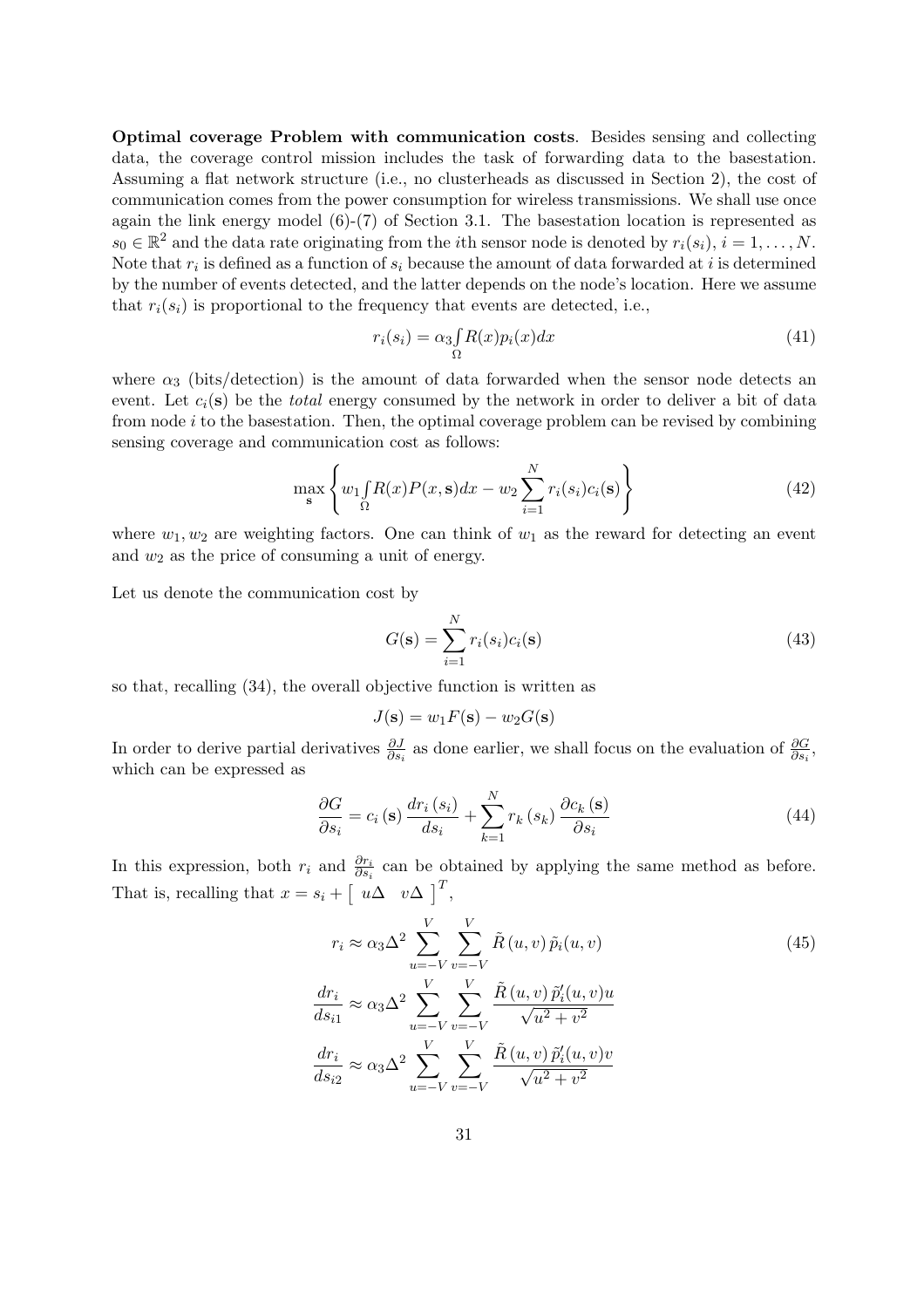**Optimal coverage Problem with communication costs**. Besides sensing and collecting data, the coverage control mission includes the task of forwarding data to the basestation. Assuming a flat network structure (i.e., no clusterheads as discussed in Section 2), the cost of communication comes from the power consumption for wireless transmissions. We shall use once again the link energy model (6)-(7) of Section 3.1. The basestation location is represented as $s_0 \in \mathbb{R}^2$ and the data rate originating from the $i$th sensor node is denoted by $r_i(s_i)$, $i = 1, \ldots, N$. Note that $r_i$ is defined as a function of $s_i$ because the amount of data forwarded at $i$ is determined by the number of events detected, and the latter depends on the node's location. Here we assume that $r_i(s_i)$ is proportional to the frequency that events are detected, i.e.,

$$r_i(s_i) = \alpha_3 \int_{\Omega} R(x) p_i(x) dx \tag{41}$$

where $\alpha_3$ (bits/detection) is the amount of data forwarded when the sensor node detects an event. Let $c_i(\mathbf{s})$ be the *total* energy consumed by the network in order to deliver a bit of data from node $i$ to the basestation. Then, the optimal coverage problem can be revised by combining sensing coverage and communication cost as follows:

$$\max_{\mathbf{s}} \left\{ w_1 \int_{\Omega} R(x) P(x, \mathbf{s}) dx - w_2 \sum_{i=1}^{N} r_i(s_i) c_i(\mathbf{s}) \right\} \tag{42}$$

where $w_1, w_2$ are weighting factors. One can think of $w_1$ as the reward for detecting an event and $w_2$ as the price of consuming a unit of energy.

Let us denote the communication cost by

$$G(\mathbf{s}) = \sum_{i=1}^{N} r_i(s_i) c_i(\mathbf{s}) \tag{43}$$

so that, recalling (34), the overall objective function is written as

$$J(\mathbf{s}) = w_1 F(\mathbf{s}) - w_2 G(\mathbf{s})$$

In order to derive partial derivatives $\frac{\partial J}{\partial s_i}$ as done earlier, we shall focus on the evaluation of $\frac{\partial G}{\partial s_i}$, which can be expressed as

$$\frac{\partial G}{\partial s_i} = c_i(\mathbf{s}) \frac{dr_i(s_i)}{ds_i} + \sum_{k=1}^{N} r_k(s_k) \frac{\partial c_k(\mathbf{s})}{\partial s_i} \tag{44}$$

In this expression, both $r_i$ and $\frac{\partial r_i}{\partial s_i}$ can be obtained by applying the same method as before. That is, recalling that $x = s_i + \begin{bmatrix} u\Delta & v\Delta \end{bmatrix}^T$,

$$\begin{aligned} r_i &\approx \alpha_3 \Delta^2 \sum_{u=-V}^{V} \sum_{v=-V}^{V} \tilde{R}(u,v) \tilde{p}_i(u,v) \\ \frac{dr_i}{ds_{i1}} &\approx \alpha_3 \Delta^2 \sum_{u=-V}^{V} \sum_{v=-V}^{V} \frac{\tilde{R}(u,v) \tilde{p}_i'(u,v) u}{\sqrt{u^2+v^2}} \\ \frac{dr_i}{ds_{i2}} &\approx \alpha_3 \Delta^2 \sum_{u=-V}^{V} \sum_{v=-V}^{V} \frac{\tilde{R}(u,v) \tilde{p}_i'(u,v) v}{\sqrt{u^2+v^2}} \end{aligned} \tag{45}$$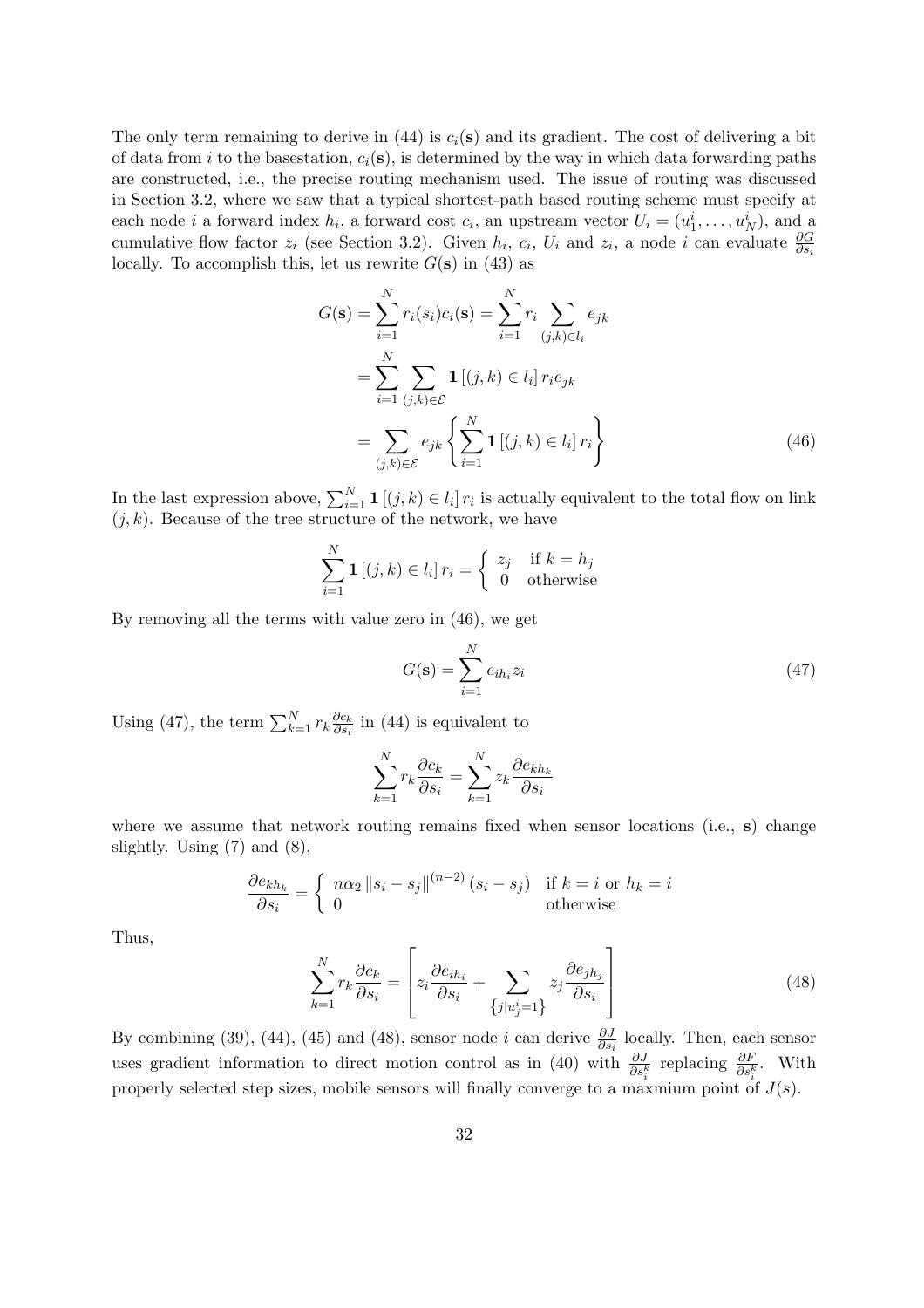The only term remaining to derive in (44) is $c_i(\mathbf{s})$ and its gradient. The cost of delivering a bit of data from $i$ to the basestation, $c_i(\mathbf{s})$, is determined by the way in which data forwarding paths are constructed, i.e., the precise routing mechanism used. The issue of routing was discussed in Section 3.2, where we saw that a typical shortest-path based routing scheme must specify at each node $i$ a forward index $h_i$, a forward cost $c_i$, an upstream vector $U_i = (u_1^i, \ldots, u_N^i)$, and a cumulative flow factor $z_i$ (see Section 3.2). Given $h_i$, $c_i$, $U_i$ and $z_i$, a node $i$ can evaluate $\frac{\partial G}{\partial s_i}$ locally. To accomplish this, let us rewrite $G(\mathbf{s})$ in (43) as

$$
\begin{aligned}
G(\mathbf{s}) &= \sum_{i=1}^{N} r_i(s_i) c_i(\mathbf{s}) = \sum_{i=1}^{N} r_i \sum_{(j,k)\in l_i} e_{jk} \\
&= \sum_{i=1}^{N} \sum_{(j,k)\in \mathcal{E}} \mathbf{1}\left[(j,k) \in l_i\right] r_i e_{jk} \\
&= \sum_{(j,k)\in \mathcal{E}} e_{jk} \left\{ \sum_{i=1}^{N} \mathbf{1}\left[(j,k)\in l_i\right] r_i \right\}
\end{aligned} \tag{46}
$$

In the last expression above, $\sum_{i=1}^{N} \mathbf{1}\left[(j,k) \in l_i\right] r_i$ is actually equivalent to the total flow on link $(j,k)$. Because of the tree structure of the network, we have

$$
\sum_{i=1}^{N} \mathbf{1}\left[(j,k)\in l_i\right] r_i = \begin{cases} z_j & \text{if } k = h_j \\ 0 & \text{otherwise} \end{cases}
$$

By removing all the terms with value zero in (46), we get

$$
G(\mathbf{s}) = \sum_{i=1}^{N} e_{ih_i} z_i \tag{47}
$$

Using (47), the term $\sum_{k=1}^{N} r_k \frac{\partial c_k}{\partial s_i}$ in (44) is equivalent to

$$
\sum_{k=1}^{N} r_k \frac{\partial c_k}{\partial s_i} = \sum_{k=1}^{N} z_k \frac{\partial e_{kh_k}}{\partial s_i}
$$

where we assume that network routing remains fixed when sensor locations (i.e., $\mathbf{s}$) change slightly. Using (7) and (8),

$$
\frac{\partial e_{kh_k}}{\partial s_i} = \begin{cases} n\alpha_2 \left\|s_i - s_j\right\|^{(n-2)} (s_i - s_j) & \text{if } k = i \text{ or } h_k = i \\ 0 & \text{otherwise} \end{cases}
$$

Thus,

$$
\sum_{k=1}^{N} r_k \frac{\partial c_k}{\partial s_i} = \left[ z_i \frac{\partial e_{ih_i}}{\partial s_i} + \sum_{\left\{j \mid u_j^i = 1\right\}} z_j \frac{\partial e_{jh_j}}{\partial s_i} \right] \tag{48}
$$

By combining (39), (44), (45) and (48), sensor node $i$ can derive $\frac{\partial J}{\partial s_i}$ locally. Then, each sensor uses gradient information to direct motion control as in (40) with $\frac{\partial J}{\partial s_i^k}$ replacing $\frac{\partial F}{\partial s_i^k}$. With properly selected step sizes, mobile sensors will finally converge to a maxmium point of $J(s)$.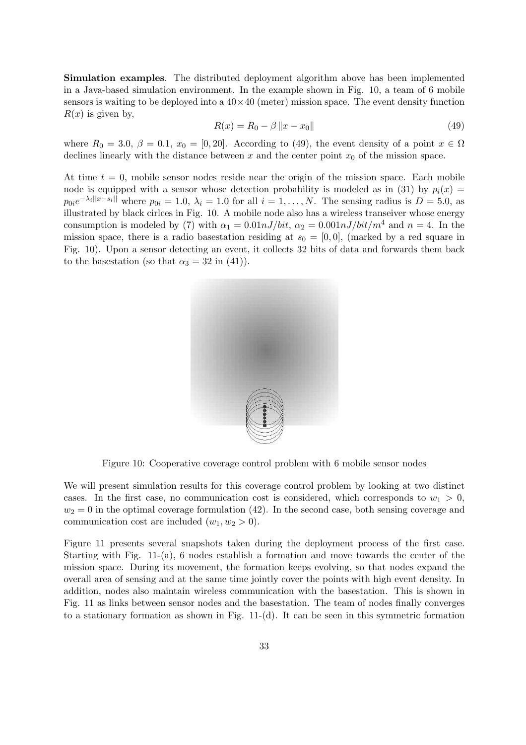**Simulation examples**. The distributed deployment algorithm above has been implemented in a Java-based simulation environment. In the example shown in Fig. 10, a team of 6 mobile sensors is waiting to be deployed into a $40 \times 40$ (meter) mission space. The event density function $R(x)$ is given by,

$$R(x) = R_0 - \beta \|x - x_0\| \tag{49}$$

where $R_0 = 3.0$, $\beta = 0.1$, $x_0 = [0, 20]$. According to (49), the event density of a point $x \in \Omega$ declines linearly with the distance between $x$ and the center point $x_0$ of the mission space.

At time $t = 0$, mobile sensor nodes reside near the origin of the mission space. Each mobile node is equipped with a sensor whose detection probability is modeled as in (31) by $p_i(x) = p_{0i}e^{-\lambda_i\|x-s_i\|}$ where $p_{0i} = 1.0$, $\lambda_i = 1.0$ for all $i = 1, \ldots, N$. The sensing radius is $D = 5.0$, as illustrated by black cirlces in Fig. 10. A mobile node also has a wireless transeiver whose energy consumption is modeled by (7) with $\alpha_1 = 0.01nJ/bit$, $\alpha_2 = 0.001nJ/bit/m^4$ and $n = 4$. In the mission space, there is a radio basestation residing at $s_0 = [0, 0]$, (marked by a red square in Fig. 10). Upon a sensor detecting an event, it collects 32 bits of data and forwards them back to the basestation (so that $\alpha_3 = 32$ in (41)).

Figure 10: Cooperative coverage control problem with 6 mobile sensor nodes

We will present simulation results for this coverage control problem by looking at two distinct cases. In the first case, no communication cost is considered, which corresponds to $w_1 > 0$, $w_2 = 0$ in the optimal coverage formulation (42). In the second case, both sensing coverage and communication cost are included ($w_1, w_2 > 0$).

Figure 11 presents several snapshots taken during the deployment process of the first case. Starting with Fig. 11-(a), 6 nodes establish a formation and move towards the center of the mission space. During its movement, the formation keeps evolving, so that nodes expand the overall area of sensing and at the same time jointly cover the points with high event density. In addition, nodes also maintain wireless communication with the basestation. This is shown in Fig. 11 as links between sensor nodes and the basestation. The team of nodes finally converges to a stationary formation as shown in Fig. 11-(d). It can be seen in this symmetric formation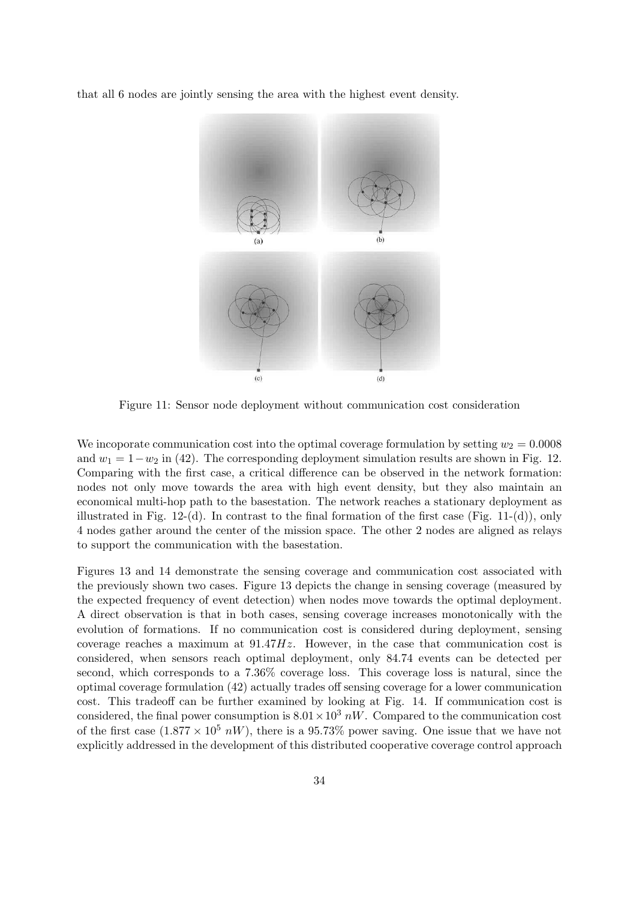that all 6 nodes are jointly sensing the area with the highest event density.

(a) (b) (c) (d)

Figure 11: Sensor node deployment without communication cost consideration

We incoporate communication cost into the optimal coverage formulation by setting $w_2 = 0.0008$ and $w_1 = 1 - w_2$ in (42). The corresponding deployment simulation results are shown in Fig. 12. Comparing with the first case, a critical difference can be observed in the network formation: nodes not only move towards the area with high event density, but they also maintain an economical multi-hop path to the basestation. The network reaches a stationary deployment as illustrated in Fig. 12-(d). In contrast to the final formation of the first case (Fig. 11-(d)), only 4 nodes gather around the center of the mission space. The other 2 nodes are aligned as relays to support the communication with the basestation.

Figures 13 and 14 demonstrate the sensing coverage and communication cost associated with the previously shown two cases. Figure 13 depicts the change in sensing coverage (measured by the expected frequency of event detection) when nodes move towards the optimal deployment. A direct observation is that in both cases, sensing coverage increases monotonically with the evolution of formations. If no communication cost is considered during deployment, sensing coverage reaches a maximum at $91.47Hz$. However, in the case that communication cost is considered, when sensors reach optimal deployment, only 84.74 events can be detected per second, which corresponds to a 7.36% coverage loss. This coverage loss is natural, since the optimal coverage formulation (42) actually trades off sensing coverage for a lower communication cost. This tradeoff can be further examined by looking at Fig. 14. If communication cost is considered, the final power consumption is $8.01 \times 10^3\ nW$. Compared to the communication cost of the first case ($1.877 \times 10^5\ nW$), there is a 95.73% power saving. One issue that we have not explicitly addressed in the development of this distributed cooperative coverage control approach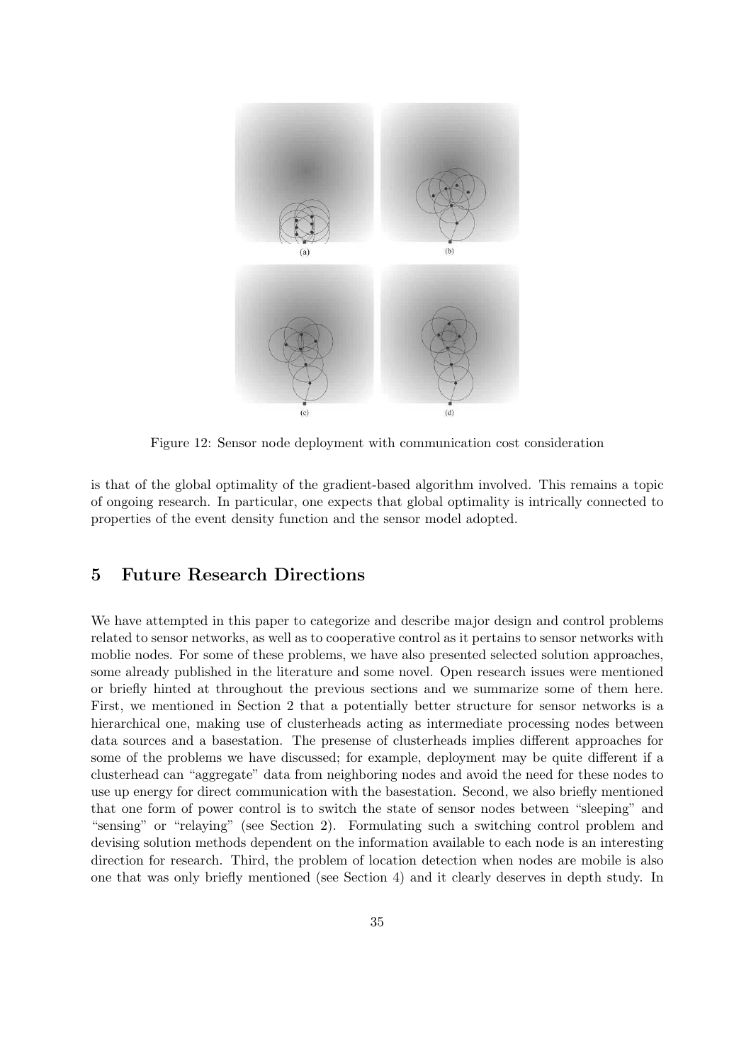Figure 12: Sensor node deployment with communication cost consideration

is that of the global optimality of the gradient-based algorithm involved. This remains a topic of ongoing research. In particular, one expects that global optimality is intrically connected to properties of the event density function and the sensor model adopted.

## 5 Future Research Directions

We have attempted in this paper to categorize and describe major design and control problems related to sensor networks, as well as to cooperative control as it pertains to sensor networks with moblie nodes. For some of these problems, we have also presented selected solution approaches, some already published in the literature and some novel. Open research issues were mentioned or briefly hinted at throughout the previous sections and we summarize some of them here. First, we mentioned in Section 2 that a potentially better structure for sensor networks is a hierarchical one, making use of clusterheads acting as intermediate processing nodes between data sources and a basestation. The presense of clusterheads implies different approaches for some of the problems we have discussed; for example, deployment may be quite different if a clusterhead can "aggregate" data from neighboring nodes and avoid the need for these nodes to use up energy for direct communication with the basestation. Second, we also briefly mentioned that one form of power control is to switch the state of sensor nodes between "sleeping" and "sensing" or "relaying" (see Section 2). Formulating such a switching control problem and devising solution methods dependent on the information available to each node is an interesting direction for research. Third, the problem of location detection when nodes are mobile is also one that was only briefly mentioned (see Section 4) and it clearly deserves in depth study. In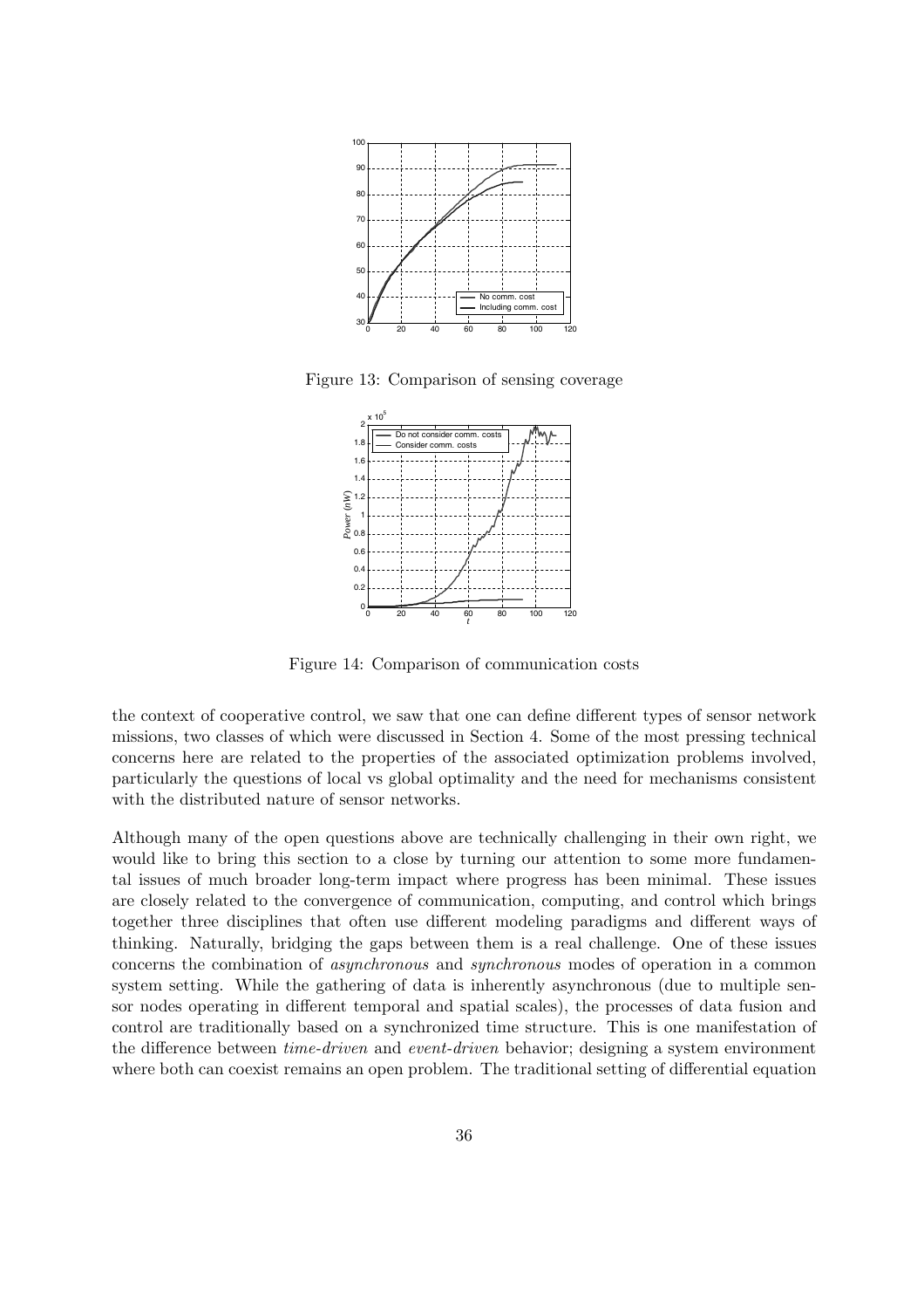Figure 13: Comparison of sensing coverage

Figure 14: Comparison of communication costs

the context of cooperative control, we saw that one can define different types of sensor network missions, two classes of which were discussed in Section 4. Some of the most pressing technical concerns here are related to the properties of the associated optimization problems involved, particularly the questions of local vs global optimality and the need for mechanisms consistent with the distributed nature of sensor networks.

Although many of the open questions above are technically challenging in their own right, we would like to bring this section to a close by turning our attention to some more fundamental issues of much broader long-term impact where progress has been minimal. These issues are closely related to the convergence of communication, computing, and control which brings together three disciplines that often use different modeling paradigms and different ways of thinking. Naturally, bridging the gaps between them is a real challenge. One of these issues concerns the combination of *asynchronous* and *synchronous* modes of operation in a common system setting. While the gathering of data is inherently asynchronous (due to multiple sensor nodes operating in different temporal and spatial scales), the processes of data fusion and control are traditionally based on a synchronized time structure. This is one manifestation of the difference between *time-driven* and *event-driven* behavior; designing a system environment where both can coexist remains an open problem. The traditional setting of differential equation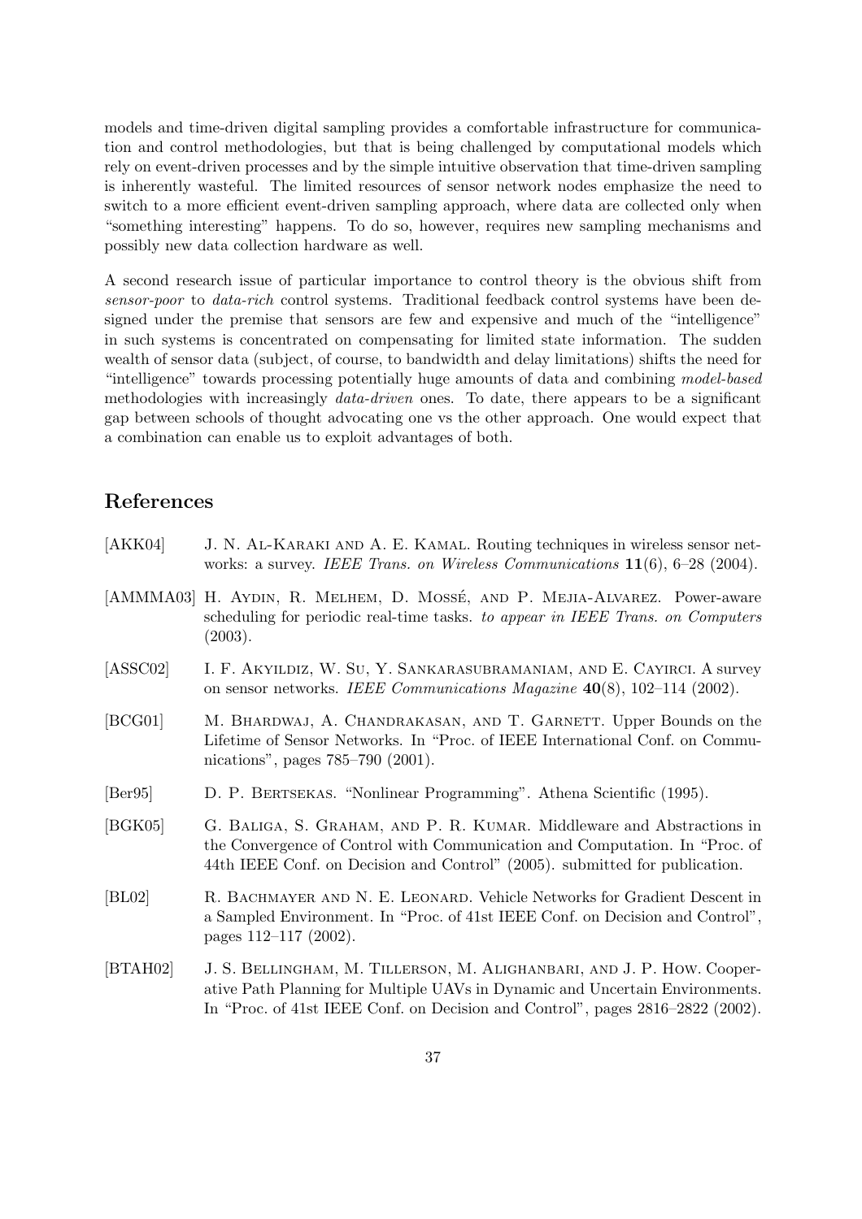models and time-driven digital sampling provides a comfortable infrastructure for communication and control methodologies, but that is being challenged by computational models which rely on event-driven processes and by the simple intuitive observation that time-driven sampling is inherently wasteful. The limited resources of sensor network nodes emphasize the need to switch to a more efficient event-driven sampling approach, where data are collected only when "something interesting" happens. To do so, however, requires new sampling mechanisms and possibly new data collection hardware as well.

A second research issue of particular importance to control theory is the obvious shift from *sensor-poor* to *data-rich* control systems. Traditional feedback control systems have been designed under the premise that sensors are few and expensive and much of the "intelligence" in such systems is concentrated on compensating for limited state information. The sudden wealth of sensor data (subject, of course, to bandwidth and delay limitations) shifts the need for "intelligence" towards processing potentially huge amounts of data and combining *model-based* methodologies with increasingly *data-driven* ones. To date, there appears to be a significant gap between schools of thought advocating one vs the other approach. One would expect that a combination can enable us to exploit advantages of both.

## References

[AKK04] J. N. Al-Karaki and A. E. Kamal. Routing techniques in wireless sensor networks: a survey. *IEEE Trans. on Wireless Communications* **11**(6), 6–28 (2004).

[AMMMA03] H. Aydin, R. Melhem, D. Mossé, and P. Mejia-Alvarez. Power-aware scheduling for periodic real-time tasks. *to appear in IEEE Trans. on Computers* (2003).

[ASSC02] I. F. Akyildiz, W. Su, Y. Sankarasubramaniam, and E. Cayirci. A survey on sensor networks. *IEEE Communications Magazine* **40**(8), 102–114 (2002).

[BCG01] M. Bhardwaj, A. Chandrakasan, and T. Garnett. Upper Bounds on the Lifetime of Sensor Networks. In "Proc. of IEEE International Conf. on Communications", pages 785–790 (2001).

[Ber95] D. P. Bertsekas. "Nonlinear Programming". Athena Scientific (1995).

[BGK05] G. Baliga, S. Graham, and P. R. Kumar. Middleware and Abstractions in the Convergence of Control with Communication and Computation. In "Proc. of 44th IEEE Conf. on Decision and Control" (2005). submitted for publication.

[BL02] R. Bachmayer and N. E. Leonard. Vehicle Networks for Gradient Descent in a Sampled Environment. In "Proc. of 41st IEEE Conf. on Decision and Control", pages 112–117 (2002).

[BTAH02] J. S. Bellingham, M. Tillerson, M. Alighanbari, and J. P. How. Cooperative Path Planning for Multiple UAVs in Dynamic and Uncertain Environments. In "Proc. of 41st IEEE Conf. on Decision and Control", pages 2816–2822 (2002).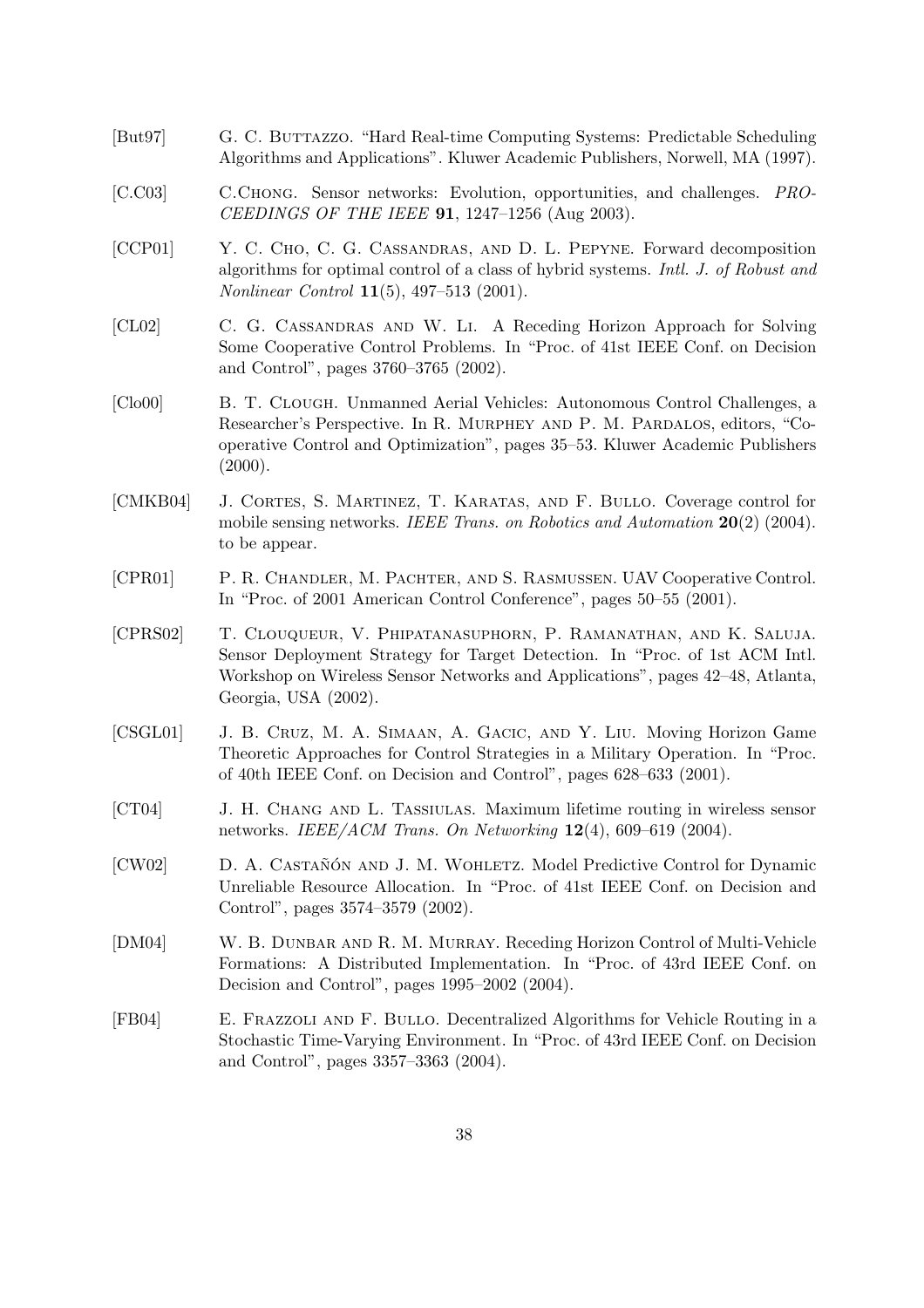[But97] G. C. Buttazzo. "Hard Real-time Computing Systems: Predictable Scheduling Algorithms and Applications". Kluwer Academic Publishers, Norwell, MA (1997).

[C.C03] C.Chong. Sensor networks: Evolution, opportunities, and challenges. *PROCEEDINGS OF THE IEEE* **91**, 1247–1256 (Aug 2003).

[CCP01] Y. C. Cho, C. G. Cassandras, and D. L. Pepyne. Forward decomposition algorithms for optimal control of a class of hybrid systems. *Intl. J. of Robust and Nonlinear Control* **11**(5), 497–513 (2001).

[CL02] C. G. Cassandras and W. Li. A Receding Horizon Approach for Solving Some Cooperative Control Problems. In "Proc. of 41st IEEE Conf. on Decision and Control", pages 3760–3765 (2002).

[Clo00] B. T. Clough. Unmanned Aerial Vehicles: Autonomous Control Challenges, a Researcher's Perspective. In R. Murphey and P. M. Pardalos, editors, "Cooperative Control and Optimization", pages 35–53. Kluwer Academic Publishers (2000).

[CMKB04] J. Cortes, S. Martinez, T. Karatas, and F. Bullo. Coverage control for mobile sensing networks. *IEEE Trans. on Robotics and Automation* **20**(2) (2004). to be appear.

[CPR01] P. R. Chandler, M. Pachter, and S. Rasmussen. UAV Cooperative Control. In "Proc. of 2001 American Control Conference", pages 50–55 (2001).

[CPRS02] T. Clouqueur, V. Phipatanasuphorn, P. Ramanathan, and K. Saluja. Sensor Deployment Strategy for Target Detection. In "Proc. of 1st ACM Intl. Workshop on Wireless Sensor Networks and Applications", pages 42–48, Atlanta, Georgia, USA (2002).

[CSGL01] J. B. Cruz, M. A. Simaan, A. Gacic, and Y. Liu. Moving Horizon Game Theoretic Approaches for Control Strategies in a Military Operation. In "Proc. of 40th IEEE Conf. on Decision and Control", pages 628–633 (2001).

[CT04] J. H. Chang and L. Tassiulas. Maximum lifetime routing in wireless sensor networks. *IEEE/ACM Trans. On Networking* **12**(4), 609–619 (2004).

[CW02] D. A. Castañón and J. M. Wohletz. Model Predictive Control for Dynamic Unreliable Resource Allocation. In "Proc. of 41st IEEE Conf. on Decision and Control", pages 3574–3579 (2002).

[DM04] W. B. Dunbar and R. M. Murray. Receding Horizon Control of Multi-Vehicle Formations: A Distributed Implementation. In "Proc. of 43rd IEEE Conf. on Decision and Control", pages 1995–2002 (2004).

[FB04] E. Frazzoli and F. Bullo. Decentralized Algorithms for Vehicle Routing in a Stochastic Time-Varying Environment. In "Proc. of 43rd IEEE Conf. on Decision and Control", pages 3357–3363 (2004).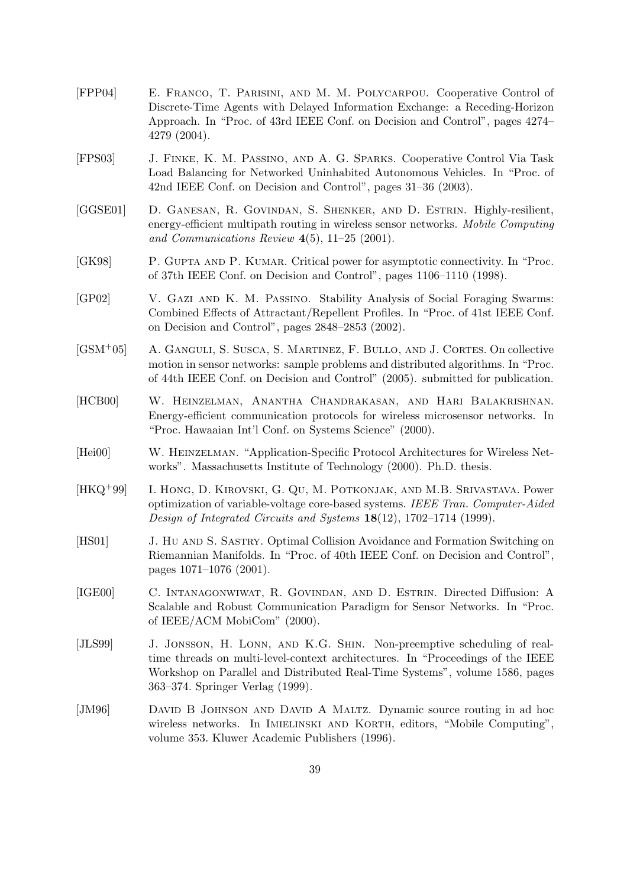[FPP04] E. Franco, T. Parisini, and M. M. Polycarpou. Cooperative Control of Discrete-Time Agents with Delayed Information Exchange: a Receding-Horizon Approach. In "Proc. of 43rd IEEE Conf. on Decision and Control", pages 4274–4279 (2004).

[FPS03] J. Finke, K. M. Passino, and A. G. Sparks. Cooperative Control Via Task Load Balancing for Networked Uninhabited Autonomous Vehicles. In "Proc. of 42nd IEEE Conf. on Decision and Control", pages 31–36 (2003).

[GGSE01] D. Ganesan, R. Govindan, S. Shenker, and D. Estrin. Highly-resilient, energy-efficient multipath routing in wireless sensor networks. *Mobile Computing and Communications Review* **4**(5), 11–25 (2001).

[GK98] P. Gupta and P. Kumar. Critical power for asymptotic connectivity. In "Proc. of 37th IEEE Conf. on Decision and Control", pages 1106–1110 (1998).

[GP02] V. Gazi and K. M. Passino. Stability Analysis of Social Foraging Swarms: Combined Effects of Attractant/Repellent Profiles. In "Proc. of 41st IEEE Conf. on Decision and Control", pages 2848–2853 (2002).

[GSM+05] A. Ganguli, S. Susca, S. Martinez, F. Bullo, and J. Cortes. On collective motion in sensor networks: sample problems and distributed algorithms. In "Proc. of 44th IEEE Conf. on Decision and Control" (2005). submitted for publication.

[HCB00] W. Heinzelman, Anantha Chandrakasan, and Hari Balakrishnan. Energy-efficient communication protocols for wireless microsensor networks. In "Proc. Hawaaian Int'l Conf. on Systems Science" (2000).

[Hei00] W. Heinzelman. "Application-Specific Protocol Architectures for Wireless Networks". Massachusetts Institute of Technology (2000). Ph.D. thesis.

[HKQ+99] I. Hong, D. Kirovski, G. Qu, M. Potkonjak, and M.B. Srivastava. Power optimization of variable-voltage core-based systems. *IEEE Tran. Computer-Aided Design of Integrated Circuits and Systems* **18**(12), 1702–1714 (1999).

[HS01] J. Hu and S. Sastry. Optimal Collision Avoidance and Formation Switching on Riemannian Manifolds. In "Proc. of 40th IEEE Conf. on Decision and Control", pages 1071–1076 (2001).

[IGE00] C. Intanagonwiwat, R. Govindan, and D. Estrin. Directed Diffusion: A Scalable and Robust Communication Paradigm for Sensor Networks. In "Proc. of IEEE/ACM MobiCom" (2000).

[JLS99] J. Jonsson, H. Lonn, and K.G. Shin. Non-preemptive scheduling of real-time threads on multi-level-context architectures. In "Proceedings of the IEEE Workshop on Parallel and Distributed Real-Time Systems", volume 1586, pages 363–374. Springer Verlag (1999).

[JM96] David B Johnson and David A Maltz. Dynamic source routing in ad hoc wireless networks. In Imielinski and Korth, editors, "Mobile Computing", volume 353. Kluwer Academic Publishers (1996).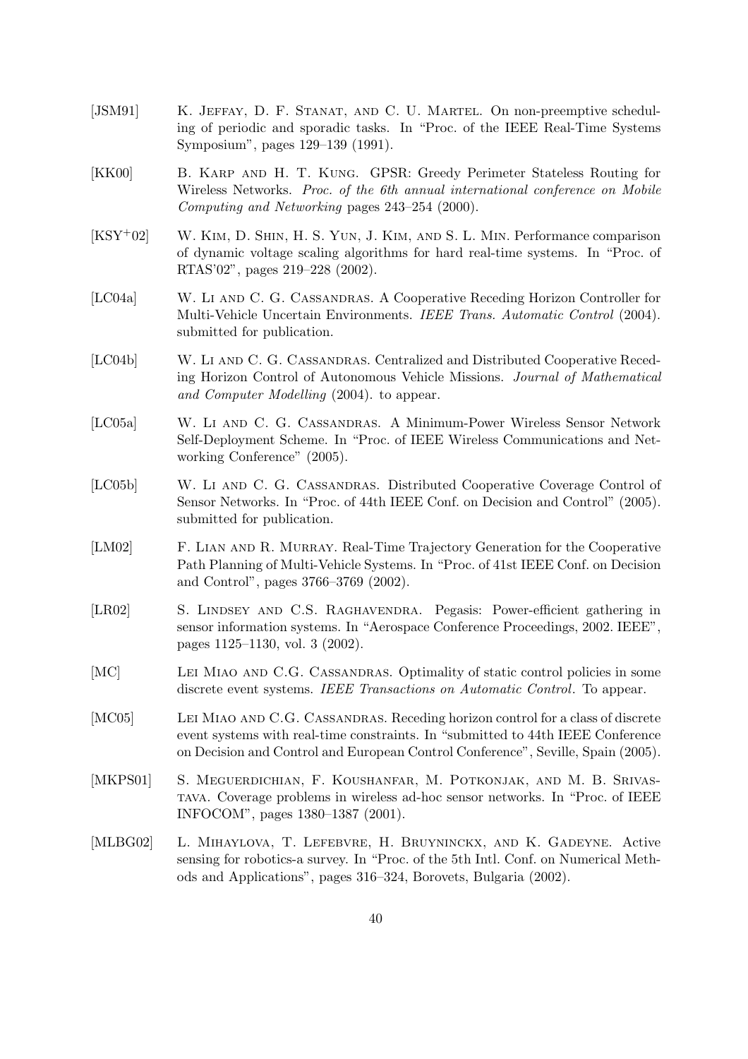[JSM91] K. Jeffay, D. F. Stanat, and C. U. Martel. On non-preemptive scheduling of periodic and sporadic tasks. In "Proc. of the IEEE Real-Time Systems Symposium", pages 129–139 (1991).

[KK00] B. Karp and H. T. Kung. GPSR: Greedy Perimeter Stateless Routing for Wireless Networks. *Proc. of the 6th annual international conference on Mobile Computing and Networking* pages 243–254 (2000).

[KSY+02] W. Kim, D. Shin, H. S. Yun, J. Kim, and S. L. Min. Performance comparison of dynamic voltage scaling algorithms for hard real-time systems. In "Proc. of RTAS'02", pages 219–228 (2002).

[LC04a] W. Li and C. G. Cassandras. A Cooperative Receding Horizon Controller for Multi-Vehicle Uncertain Environments. *IEEE Trans. Automatic Control* (2004). submitted for publication.

[LC04b] W. Li and C. G. Cassandras. Centralized and Distributed Cooperative Receding Horizon Control of Autonomous Vehicle Missions. *Journal of Mathematical and Computer Modelling* (2004). to appear.

[LC05a] W. Li and C. G. Cassandras. A Minimum-Power Wireless Sensor Network Self-Deployment Scheme. In "Proc. of IEEE Wireless Communications and Networking Conference" (2005).

[LC05b] W. Li and C. G. Cassandras. Distributed Cooperative Coverage Control of Sensor Networks. In "Proc. of 44th IEEE Conf. on Decision and Control" (2005). submitted for publication.

[LM02] F. Lian and R. Murray. Real-Time Trajectory Generation for the Cooperative Path Planning of Multi-Vehicle Systems. In "Proc. of 41st IEEE Conf. on Decision and Control", pages 3766–3769 (2002).

[LR02] S. Lindsey and C.S. Raghavendra. Pegasis: Power-efficient gathering in sensor information systems. In "Aerospace Conference Proceedings, 2002. IEEE", pages 1125–1130, vol. 3 (2002).

[MC] Lei Miao and C.G. Cassandras. Optimality of static control policies in some discrete event systems. *IEEE Transactions on Automatic Control*. To appear.

[MC05] Lei Miao and C.G. Cassandras. Receding horizon control for a class of discrete event systems with real-time constraints. In "submitted to 44th IEEE Conference on Decision and Control and European Control Conference", Seville, Spain (2005).

[MKPS01] S. Meguerdichian, F. Koushanfar, M. Potkonjak, and M. B. Srivastava. Coverage problems in wireless ad-hoc sensor networks. In "Proc. of IEEE INFOCOM", pages 1380–1387 (2001).

[MLBG02] L. Mihaylova, T. Lefebvre, H. Bruyninckx, and K. Gadeyne. Active sensing for robotics-a survey. In "Proc. of the 5th Intl. Conf. on Numerical Methods and Applications", pages 316–324, Borovets, Bulgaria (2002).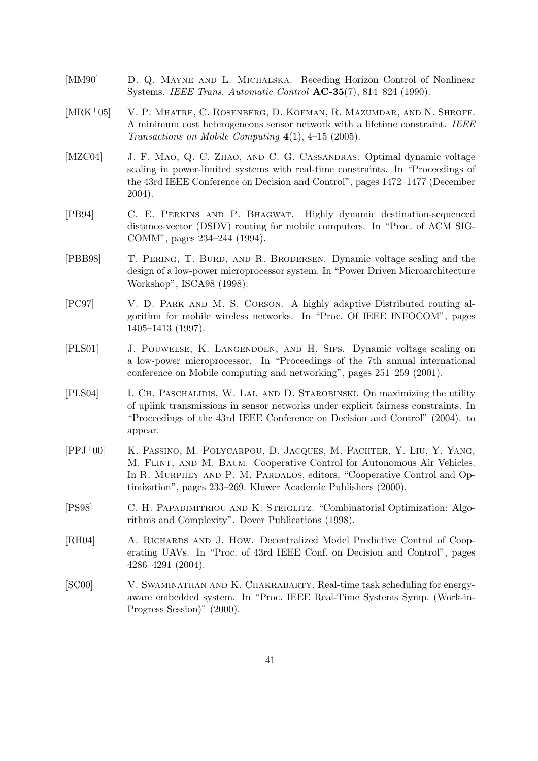[MM90] D. Q. Mayne and L. Michalska. Receding Horizon Control of Nonlinear Systems. *IEEE Trans. Automatic Control* **AC-35**(7), 814–824 (1990).

[MRK+05] V. P. Mhatre, C. Rosenberg, D. Kofman, R. Mazumdar, and N. Shroff. A minimum cost heterogeneous sensor network with a lifetime constraint. *IEEE Transactions on Mobile Computing* **4**(1), 4–15 (2005).

[MZC04] J. F. Mao, Q. C. Zhao, and C. G. Cassandras. Optimal dynamic voltage scaling in power-limited systems with real-time constraints. In "Proceedings of the 43rd IEEE Conference on Decision and Control", pages 1472–1477 (December 2004).

[PB94] C. E. Perkins and P. Bhagwat. Highly dynamic destination-sequenced distance-vector (DSDV) routing for mobile computers. In "Proc. of ACM SIGCOMM", pages 234–244 (1994).

[PBB98] T. Pering, T. Burd, and R. Brodersen. Dynamic voltage scaling and the design of a low-power microprocessor system. In "Power Driven Microarchitecture Workshop", ISCA98 (1998).

[PC97] V. D. Park and M. S. Corson. A highly adaptive Distributed routing algorithm for mobile wireless networks. In "Proc. Of IEEE INFOCOM", pages 1405–1413 (1997).

[PLS01] J. Pouwelse, K. Langendoen, and H. Sips. Dynamic voltage scaling on a low-power microprocessor. In "Proceedings of the 7th annual international conference on Mobile computing and networking", pages 251–259 (2001).

[PLS04] I. Ch. Paschalidis, W. Lai, and D. Starobinski. On maximizing the utility of uplink transmissions in sensor networks under explicit fairness constraints. In "Proceedings of the 43rd IEEE Conference on Decision and Control" (2004). to appear.

[PPJ+00] K. Passino, M. Polycarpou, D. Jacques, M. Pachter, Y. Liu, Y. Yang, M. Flint, and M. Baum. Cooperative Control for Autonomous Air Vehicles. In R. Murphey and P. M. Pardalos, editors, "Cooperative Control and Optimization", pages 233–269. Kluwer Academic Publishers (2000).

[PS98] C. H. Papadimitriou and K. Steiglitz. "Combinatorial Optimization: Algorithms and Complexity". Dover Publications (1998).

[RH04] A. Richards and J. How. Decentralized Model Predictive Control of Cooperating UAVs. In "Proc. of 43rd IEEE Conf. on Decision and Control", pages 4286–4291 (2004).

[SC00] V. Swaminathan and K. Chakrabarty. Real-time task scheduling for energy-aware embedded system. In "Proc. IEEE Real-Time Systems Symp. (Work-in-Progress Session)" (2000).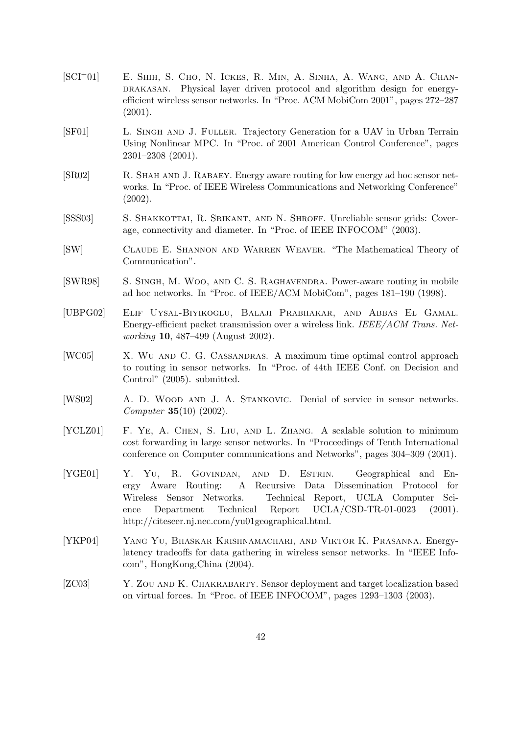[SCI+01] E. Shih, S. Cho, N. Ickes, R. Min, A. Sinha, A. Wang, and A. Chandrakasan. Physical layer driven protocol and algorithm design for energy-efficient wireless sensor networks. In "Proc. ACM MobiCom 2001", pages 272–287 (2001).

[SF01] L. Singh and J. Fuller. Trajectory Generation for a UAV in Urban Terrain Using Nonlinear MPC. In "Proc. of 2001 American Control Conference", pages 2301–2308 (2001).

[SR02] R. Shah and J. Rabaey. Energy aware routing for low energy ad hoc sensor networks. In "Proc. of IEEE Wireless Communications and Networking Conference" (2002).

[SSS03] S. Shakkottai, R. Srikant, and N. Shroff. Unreliable sensor grids: Coverage, connectivity and diameter. In "Proc. of IEEE INFOCOM" (2003).

[SW] Claude E. Shannon and Warren Weaver. "The Mathematical Theory of Communication".

[SWR98] S. Singh, M. Woo, and C. S. Raghavendra. Power-aware routing in mobile ad hoc networks. In "Proc. of IEEE/ACM MobiCom", pages 181–190 (1998).

[UBPG02] Elif Uysal-Biyikoglu, Balaji Prabhakar, and Abbas El Gamal. Energy-efficient packet transmission over a wireless link. *IEEE/ACM Trans. Networking* **10**, 487–499 (August 2002).

[WC05] X. Wu and C. G. Cassandras. A maximum time optimal control approach to routing in sensor networks. In "Proc. of 44th IEEE Conf. on Decision and Control" (2005). submitted.

[WS02] A. D. Wood and J. A. Stankovic. Denial of service in sensor networks. *Computer* **35**(10) (2002).

[YCLZ01] F. Ye, A. Chen, S. Liu, and L. Zhang. A scalable solution to minimum cost forwarding in large sensor networks. In "Proceedings of Tenth International conference on Computer communications and Networks", pages 304–309 (2001).

[YGE01] Y. Yu, R. Govindan, and D. Estrin. Geographical and Energy Aware Routing: A Recursive Data Dissemination Protocol for Wireless Sensor Networks. Technical Report, UCLA Computer Science Department Technical Report UCLA/CSD-TR-01-0023 (2001). http://citeseer.nj.nec.com/yu01geographical.html.

[YKP04] Yang Yu, Bhaskar Krishnamachari, and Viktor K. Prasanna. Energy-latency tradeoffs for data gathering in wireless sensor networks. In "IEEE Infocom", HongKong,China (2004).

[ZC03] Y. Zou and K. Chakrabarty. Sensor deployment and target localization based on virtual forces. In "Proc. of IEEE INFOCOM", pages 1293–1303 (2003).